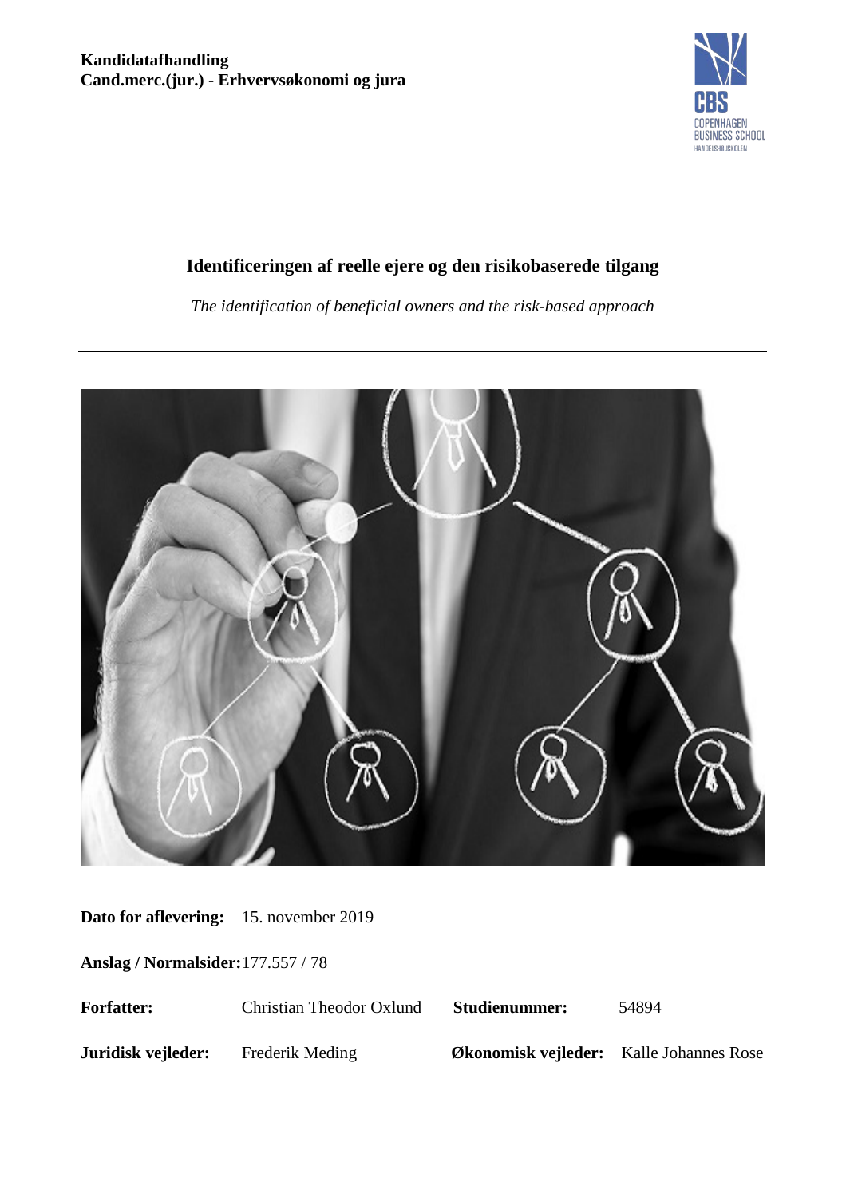**Kandidatafhandling**
**Cand.merc.(jur.) - Erhvervsøkonomi og jura**

# Identificeringen af reelle ejere og den risikobaserede tilgang

*The identification of beneficial owners and the risk-based approach*

**Dato for aflevering:** 15. november 2019

**Anslag / Normalsider:** 177.557 / 78

**Forfatter:** Christian Theodor Oxlund **Studienummer:** 54894

**Juridisk vejleder:** Frederik Meding **Økonomisk vejleder:** Kalle Johannes Rose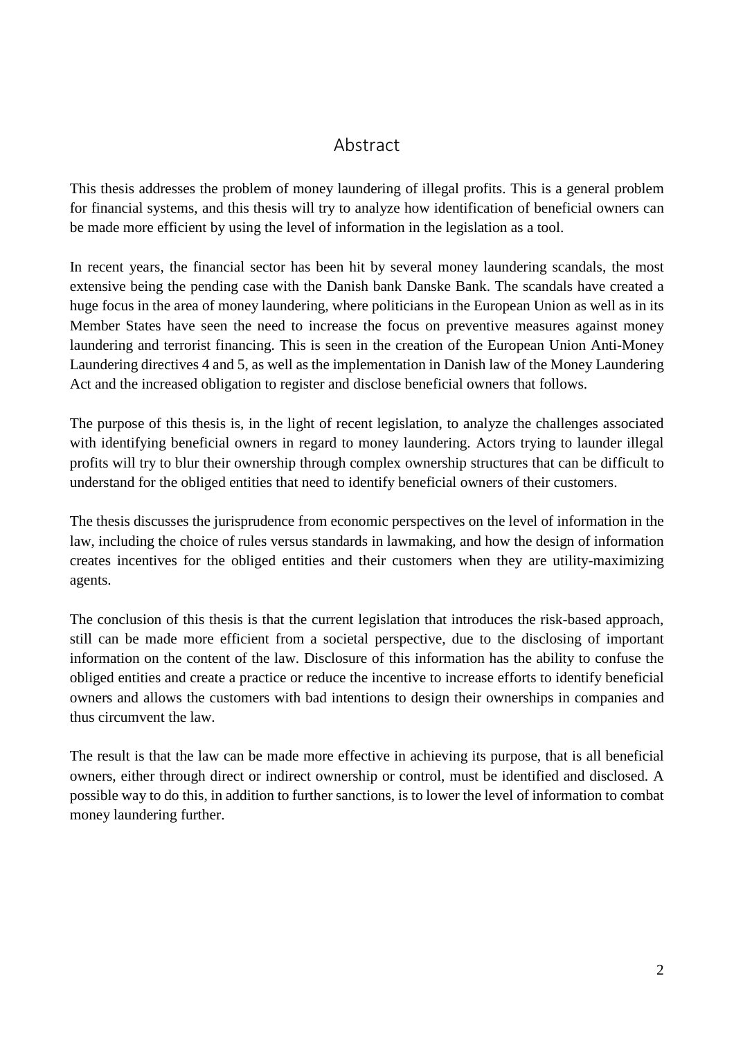# Abstract

This thesis addresses the problem of money laundering of illegal profits. This is a general problem for financial systems, and this thesis will try to analyze how identification of beneficial owners can be made more efficient by using the level of information in the legislation as a tool.

In recent years, the financial sector has been hit by several money laundering scandals, the most extensive being the pending case with the Danish bank Danske Bank. The scandals have created a huge focus in the area of money laundering, where politicians in the European Union as well as in its Member States have seen the need to increase the focus on preventive measures against money laundering and terrorist financing. This is seen in the creation of the European Union Anti-Money Laundering directives 4 and 5, as well as the implementation in Danish law of the Money Laundering Act and the increased obligation to register and disclose beneficial owners that follows.

The purpose of this thesis is, in the light of recent legislation, to analyze the challenges associated with identifying beneficial owners in regard to money laundering. Actors trying to launder illegal profits will try to blur their ownership through complex ownership structures that can be difficult to understand for the obliged entities that need to identify beneficial owners of their customers.

The thesis discusses the jurisprudence from economic perspectives on the level of information in the law, including the choice of rules versus standards in lawmaking, and how the design of information creates incentives for the obliged entities and their customers when they are utility-maximizing agents.

The conclusion of this thesis is that the current legislation that introduces the risk-based approach, still can be made more efficient from a societal perspective, due to the disclosing of important information on the content of the law. Disclosure of this information has the ability to confuse the obliged entities and create a practice or reduce the incentive to increase efforts to identify beneficial owners and allows the customers with bad intentions to design their ownerships in companies and thus circumvent the law.

The result is that the law can be made more effective in achieving its purpose, that is all beneficial owners, either through direct or indirect ownership or control, must be identified and disclosed. A possible way to do this, in addition to further sanctions, is to lower the level of information to combat money laundering further.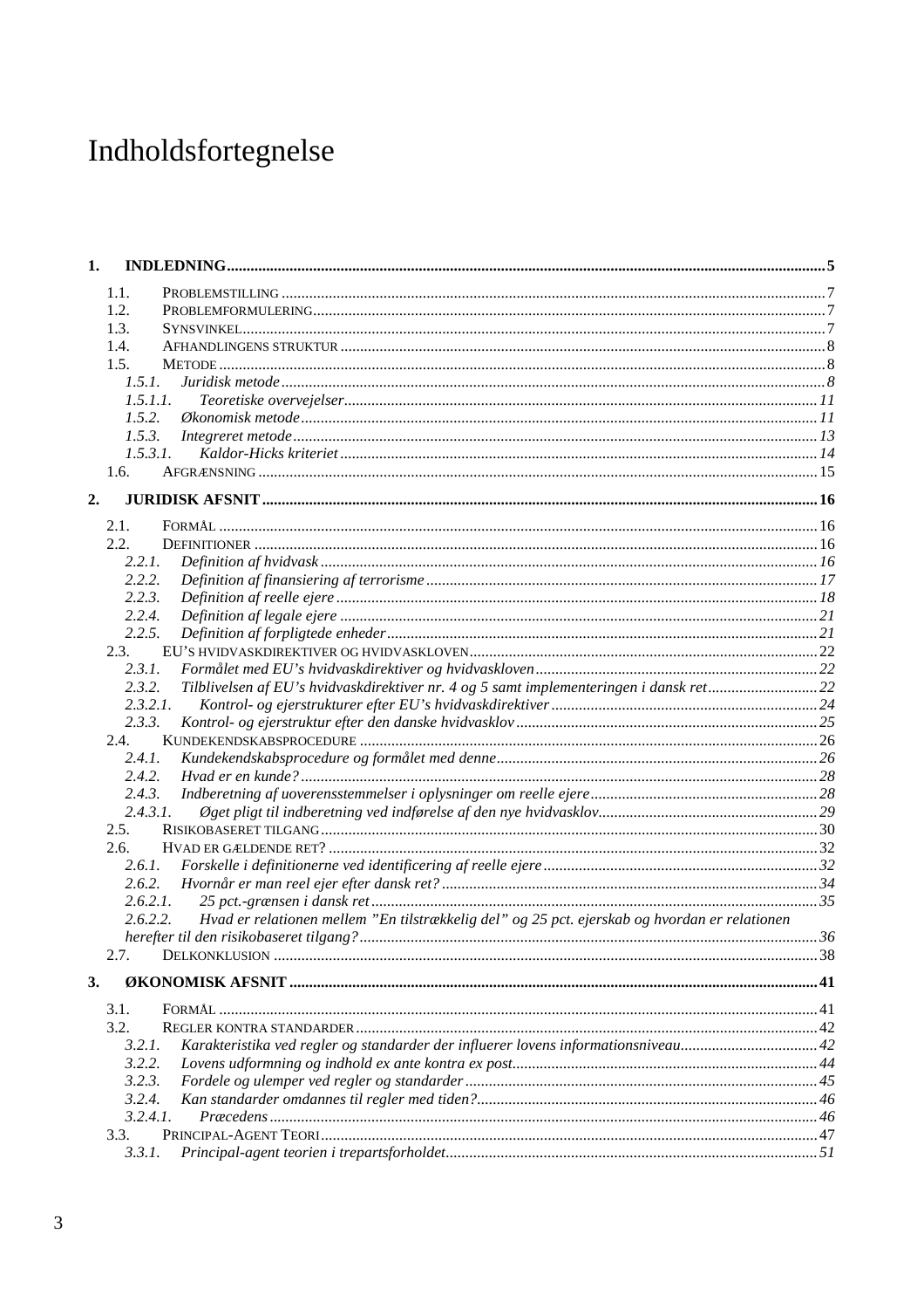# Indholdsfortegnelse

**1. INDLEDNING** ..... 5

- 1.1. PROBLEMSTILLING ..... 7
- 1.2. PROBLEMFORMULERING ..... 7
- 1.3. SYNSVINKEL ..... 7
- 1.4. AFHANDLINGENS STRUKTUR ..... 8
- 1.5. METODE ..... 8
  - *1.5.1. Juridisk metode* ..... 8
  - *1.5.1.1. Teoretiske overvejelser* ..... 11
  - *1.5.2. Økonomisk metode* ..... 11
  - *1.5.3. Integreret metode* ..... 13
  - *1.5.3.1. Kaldor-Hicks kriteriet* ..... 14
- 1.6. AFGRÆNSNING ..... 15

**2. JURIDISK AFSNIT** ..... 16

- 2.1. FORMÅL ..... 16
- 2.2. DEFINITIONER ..... 16
  - *2.2.1. Definition af hvidvask* ..... 16
  - *2.2.2. Definition af finansiering af terrorisme* ..... 17
  - *2.2.3. Definition af reelle ejere* ..... 18
  - *2.2.4. Definition af legale ejere* ..... 21
  - *2.2.5. Definition af forpligtede enheder* ..... 21
- 2.3. EU'S HVIDVASKDIREKTIVER OG HVIDVASKLOVEN ..... 22
  - *2.3.1. Formålet med EU's hvidvaskdirektiver og hvidvaskloven* ..... 22
  - *2.3.2. Tilblivelsen af EU's hvidvaskdirektiver nr. 4 og 5 samt implementeringen i dansk ret* ..... 22
  - *2.3.2.1. Kontrol- og ejerstrukturer efter EU's hvidvaskdirektiver* ..... 24
  - *2.3.3. Kontrol- og ejerstruktur efter den danske hvidvasklov* ..... 25
- 2.4. KUNDEKENDSKABSPROCEDURE ..... 26
  - *2.4.1. Kundekendskabsprocedure og formålet med denne* ..... 26
  - *2.4.2. Hvad er en kunde?* ..... 28
  - *2.4.3. Indberetning af uoverensstemmelser i oplysninger om reelle ejere* ..... 28
  - *2.4.3.1. Øget pligt til indberetning ved indførelse af den nye hvidvasklov* ..... 29
- 2.5. RISIKOBASERET TILGANG ..... 30
- 2.6. HVAD ER GÆLDENDE RET? ..... 32
  - *2.6.1. Forskelle i definitionerne ved identificering af reelle ejere* ..... 32
  - *2.6.2. Hvornår er man reel ejer efter dansk ret?* ..... 34
  - *2.6.2.1. 25 pct.-grænsen i dansk ret* ..... 35
  - *2.6.2.2. Hvad er relationen mellem "En tilstrækkelig del" og 25 pct. ejerskab og hvordan er relationen herefter til den risikobaseret tilgang?* ..... 36
- 2.7. DELKONKLUSION ..... 38

**3. ØKONOMISK AFSNIT** ..... 41

- 3.1. FORMÅL ..... 41
- 3.2. REGLER KONTRA STANDARDER ..... 42
  - *3.2.1. Karakteristika ved regler og standarder der influerer lovens informationsniveau* ..... 42
  - *3.2.2. Lovens udformning og indhold ex ante kontra ex post* ..... 44
  - *3.2.3. Fordele og ulemper ved regler og standarder* ..... 45
  - *3.2.4. Kan standarder omdannes til regler med tiden?* ..... 46
  - *3.2.4.1. Præcedens* ..... 46
- 3.3. PRINCIPAL-AGENT TEORI ..... 47
  - *3.3.1. Principal-agent teorien i trepartsforholdet* ..... 51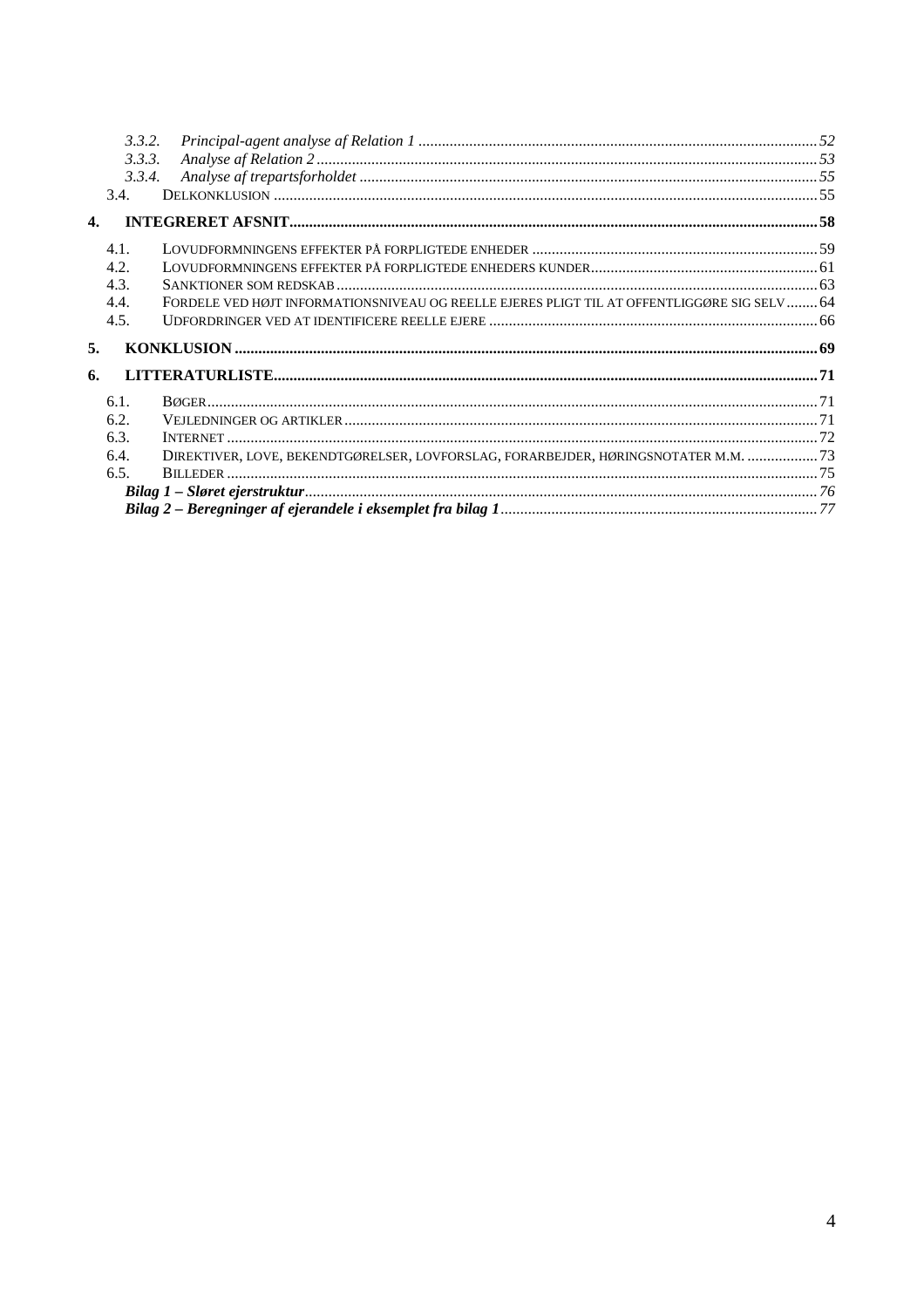- 3.3.2. *Principal-agent analyse af Relation 1* ..... 52
- 3.3.3. *Analyse af Relation 2* ..... 53
- 3.3.4. *Analyse af trepartsforholdet* ..... 55
- 3.4. DELKONKLUSION ..... 55

**4. INTEGRERET AFSNIT** ..... **58**

- 4.1. LOVUDFORMNINGENS EFFEKTER PÅ FORPLIGTEDE ENHEDER ..... 59
- 4.2. LOVUDFORMNINGENS EFFEKTER PÅ FORPLIGTEDE ENHEDERS KUNDER ..... 61
- 4.3. SANKTIONER SOM REDSKAB ..... 63
- 4.4. FORDELE VED HØJT INFORMATIONSNIVEAU OG REELLE EJERES PLIGT TIL AT OFFENTLIGGØRE SIG SELV ..... 64
- 4.5. UDFORDRINGER VED AT IDENTIFICERE REELLE EJERE ..... 66

**5. KONKLUSION** ..... **69**

**6. LITTERATURLISTE** ..... **71**

- 6.1. BØGER ..... 71
- 6.2. VEJLEDNINGER OG ARTIKLER ..... 71
- 6.3. INTERNET ..... 72
- 6.4. DIREKTIVER, LOVE, BEKENDTGØRELSER, LOVFORSLAG, FORARBEJDER, HØRINGSNOTATER M.M. ..... 73
- 6.5. BILLEDER ..... 75

***Bilag 1 – Sløret ejerstruktur*** ..... *76*

***Bilag 2 – Beregninger af ejerandele i eksemplet fra bilag 1*** ..... *77*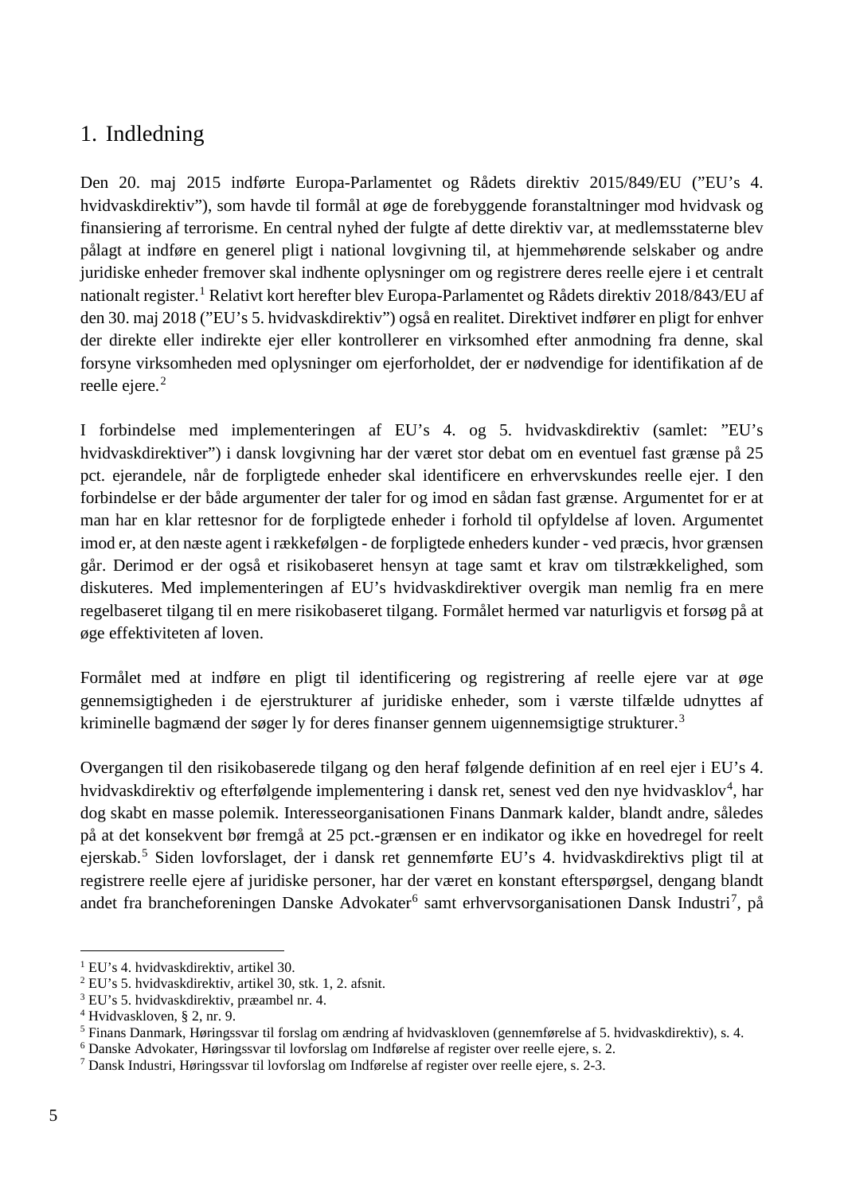# 1. Indledning

Den 20. maj 2015 indførte Europa-Parlamentet og Rådets direktiv 2015/849/EU ("EU's 4. hvidvaskdirektiv"), som havde til formål at øge de forebyggende foranstaltninger mod hvidvask og finansiering af terrorisme. En central nyhed der fulgte af dette direktiv var, at medlemsstaterne blev pålagt at indføre en generel pligt i national lovgivning til, at hjemmehørende selskaber og andre juridiske enheder fremover skal indhente oplysninger om og registrere deres reelle ejere i et centralt nationalt register.[1] Relativt kort herefter blev Europa-Parlamentet og Rådets direktiv 2018/843/EU af den 30. maj 2018 ("EU's 5. hvidvaskdirektiv") også en realitet. Direktivet indfører en pligt for enhver der direkte eller indirekte ejer eller kontrollerer en virksomhed efter anmodning fra denne, skal forsyne virksomheden med oplysninger om ejerforholdet, der er nødvendige for identifikation af de reelle ejere.[2]

I forbindelse med implementeringen af EU's 4. og 5. hvidvaskdirektiv (samlet: "EU's hvidvaskdirektiver") i dansk lovgivning har der været stor debat om en eventuel fast grænse på 25 pct. ejerandele, når de forpligtede enheder skal identificere en erhvervskundes reelle ejer. I den forbindelse er der både argumenter der taler for og imod en sådan fast grænse. Argumentet for er at man har en klar rettesnor for de forpligtede enheder i forhold til opfyldelse af loven. Argumentet imod er, at den næste agent i rækkefølgen - de forpligtede enheders kunder - ved præcis, hvor grænsen går. Derimod er der også et risikobaseret hensyn at tage samt et krav om tilstrækkelighed, som diskuteres. Med implementeringen af EU's hvidvaskdirektiver overgik man nemlig fra en mere regelbaseret tilgang til en mere risikobaseret tilgang. Formålet hermed var naturligvis et forsøg på at øge effektiviteten af loven.

Formålet med at indføre en pligt til identificering og registrering af reelle ejere var at øge gennemsigtigheden i de ejerstrukturer af juridiske enheder, som i værste tilfælde udnyttes af kriminelle bagmænd der søger ly for deres finanser gennem uigennemsigtige strukturer.[3]

Overgangen til den risikobaserede tilgang og den heraf følgende definition af en reel ejer i EU's 4. hvidvaskdirektiv og efterfølgende implementering i dansk ret, senest ved den nye hvidvasklov[4], har dog skabt en masse polemik. Interesseorganisationen Finans Danmark kalder, blandt andre, således på at det konsekvent bør fremgå at 25 pct.-grænsen er en indikator og ikke en hovedregel for reelt ejerskab.[5] Siden lovforslaget, der i dansk ret gennemførte EU's 4. hvidvaskdirektivs pligt til at registrere reelle ejere af juridiske personer, har der været en konstant efterspørgsel, dengang blandt andet fra brancheforeningen Danske Advokater[6] samt erhvervsorganisationen Dansk Industri[7], på

---

[1] EU's 4. hvidvaskdirektiv, artikel 30.
[2] EU's 5. hvidvaskdirektiv, artikel 30, stk. 1, 2. afsnit.
[3] EU's 5. hvidvaskdirektiv, præambel nr. 4.
[4] Hvidvaskloven, § 2, nr. 9.
[5] Finans Danmark, Høringssvar til forslag om ændring af hvidvaskloven (gennemførelse af 5. hvidvaskdirektiv), s. 4.
[6] Danske Advokater, Høringssvar til lovforslag om Indførelse af register over reelle ejere, s. 2.
[7] Dansk Industri, Høringssvar til lovforslag om Indførelse af register over reelle ejere, s. 2-3.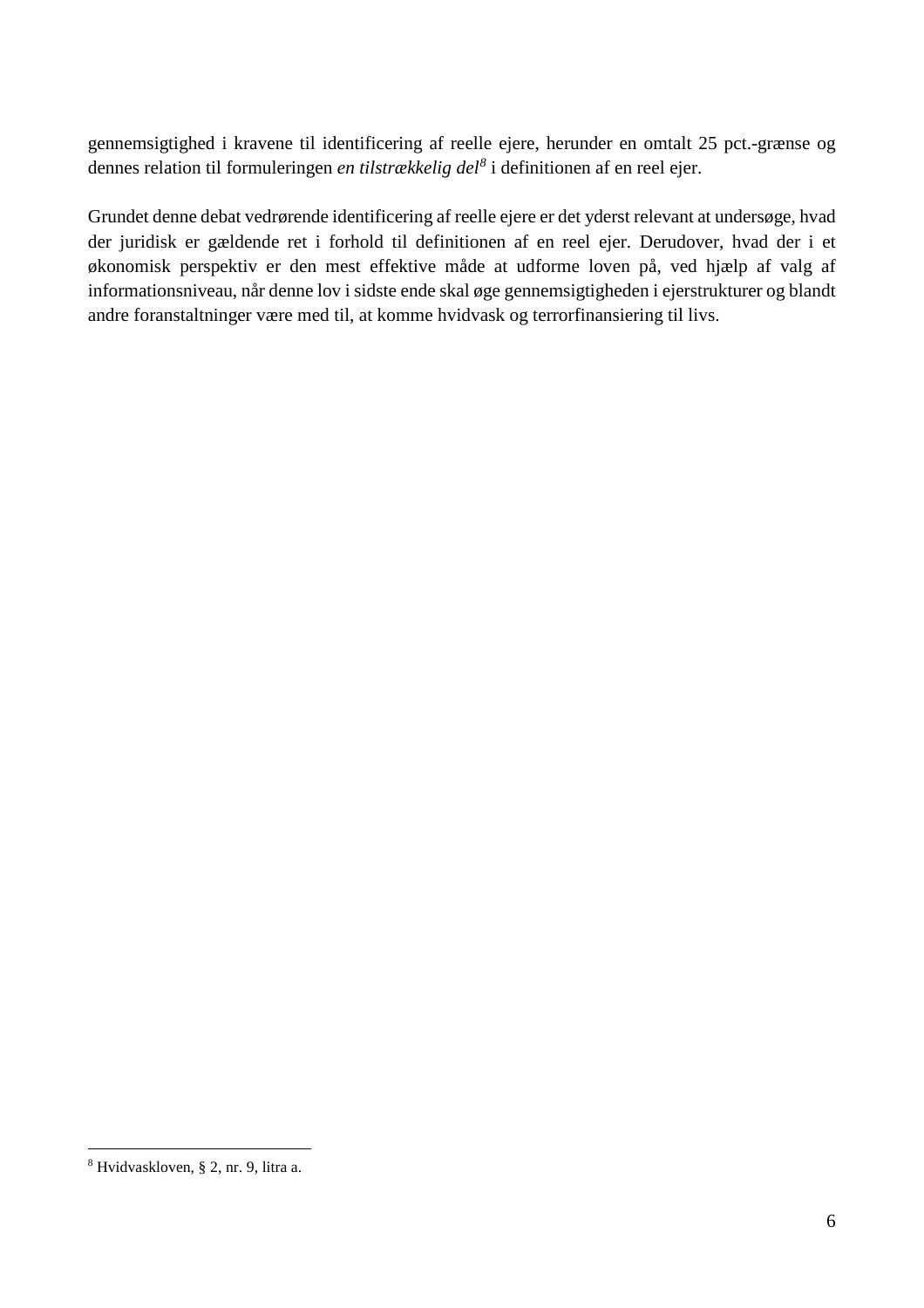gennemsigtighed i kravene til identificering af reelle ejere, herunder en omtalt 25 pct.-grænse og dennes relation til formuleringen *en tilstrækkelig del*[8] i definitionen af en reel ejer.

Grundet denne debat vedrørende identificering af reelle ejere er det yderst relevant at undersøge, hvad der juridisk er gældende ret i forhold til definitionen af en reel ejer. Derudover, hvad der i et økonomisk perspektiv er den mest effektive måde at udforme loven på, ved hjælp af valg af informationsniveau, når denne lov i sidste ende skal øge gennemsigtigheden i ejerstrukturer og blandt andre foranstaltninger være med til, at komme hvidvask og terrorfinansiering til livs.

[8] Hvidvaskloven, § 2, nr. 9, litra a.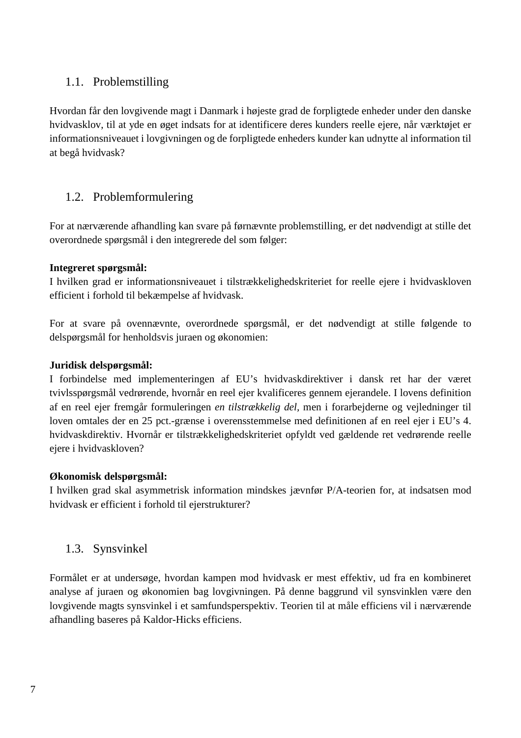## 1.1. Problemstilling

Hvordan får den lovgivende magt i Danmark i højeste grad de forpligtede enheder under den danske hvidvasklov, til at yde en øget indsats for at identificere deres kunders reelle ejere, når værktøjet er informationsniveauet i lovgivningen og de forpligtede enheders kunder kan udnytte al information til at begå hvidvask?

## 1.2. Problemformulering

For at nærværende afhandling kan svare på førnævnte problemstilling, er det nødvendigt at stille det overordnede spørgsmål i den integrerede del som følger:

**Integreret spørgsmål:**
I hvilken grad er informationsniveauet i tilstrækkelighedskriteriet for reelle ejere i hvidvaskloven efficient i forhold til bekæmpelse af hvidvask.

For at svare på ovennævnte, overordnede spørgsmål, er det nødvendigt at stille følgende to delspørgsmål for henholdsvis juraen og økonomien:

**Juridisk delspørgsmål:**
I forbindelse med implementeringen af EU's hvidvaskdirektiver i dansk ret har der været tvivlsspørgsmål vedrørende, hvornår en reel ejer kvalificeres gennem ejerandele. I lovens definition af en reel ejer fremgår formuleringen *en tilstrækkelig del*, men i forarbejderne og vejledninger til loven omtales der en 25 pct.-grænse i overensstemmelse med definitionen af en reel ejer i EU's 4. hvidvaskdirektiv. Hvornår er tilstrækkelighedskriteriet opfyldt ved gældende ret vedrørende reelle ejere i hvidvaskloven?

**Økonomisk delspørgsmål:**
I hvilken grad skal asymmetrisk information mindskes jævnfør P/A-teorien for, at indsatsen mod hvidvask er efficient i forhold til ejerstrukturer?

## 1.3. Synsvinkel

Formålet er at undersøge, hvordan kampen mod hvidvask er mest effektiv, ud fra en kombineret analyse af juraen og økonomien bag lovgivningen. På denne baggrund vil synsvinklen være den lovgivende magts synsvinkel i et samfundsperspektiv. Teorien til at måle efficiens vil i nærværende afhandling baseres på Kaldor-Hicks efficiens.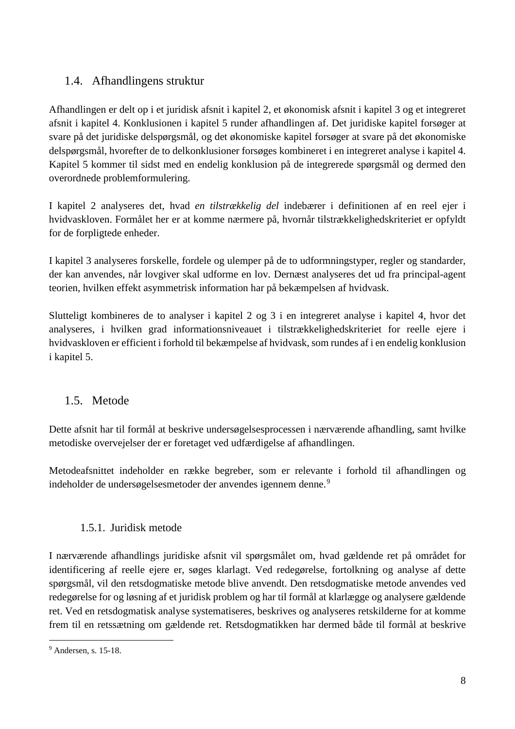## 1.4. Afhandlingens struktur

Afhandlingen er delt op i et juridisk afsnit i kapitel 2, et økonomisk afsnit i kapitel 3 og et integreret afsnit i kapitel 4. Konklusionen i kapitel 5 runder afhandlingen af. Det juridiske kapitel forsøger at svare på det juridiske delspørgsmål, og det økonomiske kapitel forsøger at svare på det økonomiske delspørgsmål, hvorefter de to delkonklusioner forsøges kombineret i en integreret analyse i kapitel 4. Kapitel 5 kommer til sidst med en endelig konklusion på de integrerede spørgsmål og dermed den overordnede problemformulering.

I kapitel 2 analyseres det, hvad *en tilstrækkelig del* indebærer i definitionen af en reel ejer i hvidvaskloven. Formålet her er at komme nærmere på, hvornår tilstrækkelighedskriteriet er opfyldt for de forpligtede enheder.

I kapitel 3 analyseres forskelle, fordele og ulemper på de to udformningstyper, regler og standarder, der kan anvendes, når lovgiver skal udforme en lov. Dernæst analyseres det ud fra principal-agent teorien, hvilken effekt asymmetrisk information har på bekæmpelsen af hvidvask.

Slutteligt kombineres de to analyser i kapitel 2 og 3 i en integreret analyse i kapitel 4, hvor det analyseres, i hvilken grad informationsniveauet i tilstrækkelighedskriteriet for reelle ejere i hvidvaskloven er efficient i forhold til bekæmpelse af hvidvask, som rundes af i en endelig konklusion i kapitel 5.

## 1.5. Metode

Dette afsnit har til formål at beskrive undersøgelsesprocessen i nærværende afhandling, samt hvilke metodiske overvejelser der er foretaget ved udfærdigelse af afhandlingen.

Metodeafsnittet indeholder en række begreber, som er relevante i forhold til afhandlingen og indeholder de undersøgelsesmetoder der anvendes igennem denne.[9]

### 1.5.1. Juridisk metode

I nærværende afhandlings juridiske afsnit vil spørgsmålet om, hvad gældende ret på området for identificering af reelle ejere er, søges klarlagt. Ved redegørelse, fortolkning og analyse af dette spørgsmål, vil den retsdogmatiske metode blive anvendt. Den retsdogmatiske metode anvendes ved redegørelse for og løsning af et juridisk problem og har til formål at klarlægge og analysere gældende ret. Ved en retsdogmatisk analyse systematiseres, beskrives og analyseres retskilderne for at komme frem til en retssætning om gældende ret. Retsdogmatikken har dermed både til formål at beskrive

[9] Andersen, s. 15-18.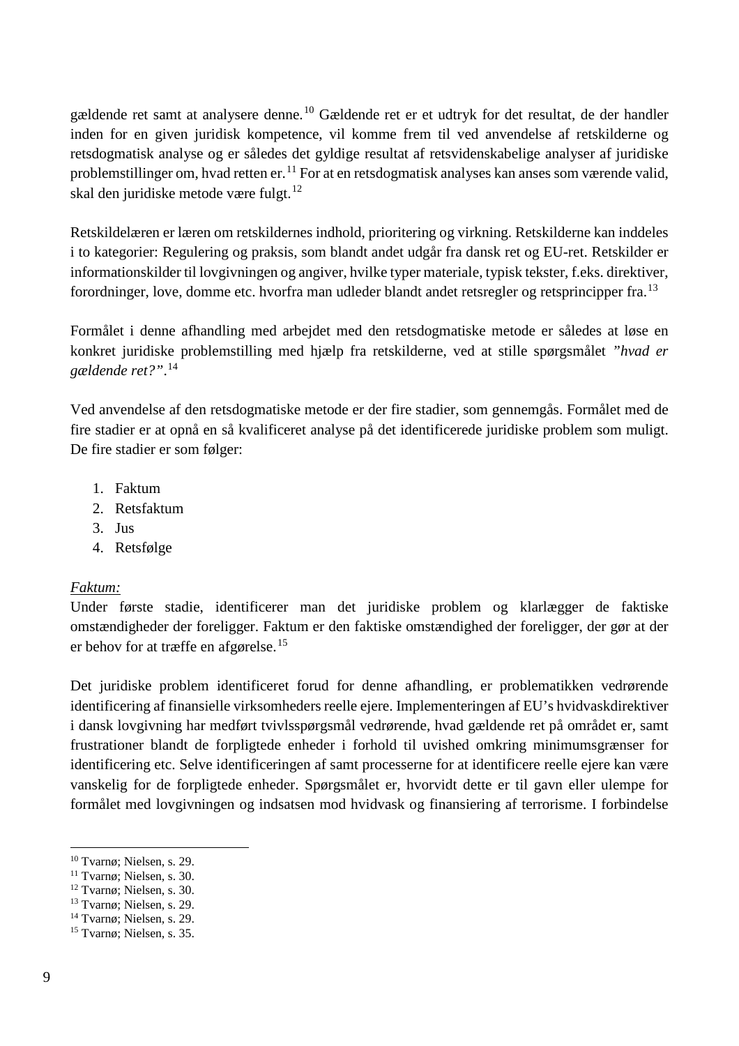gældende ret samt at analysere denne.[10] Gældende ret er et udtryk for det resultat, de der handler inden for en given juridisk kompetence, vil komme frem til ved anvendelse af retskilderne og retsdogmatisk analyse og er således det gyldige resultat af retsvidenskabelige analyser af juridiske problemstillinger om, hvad retten er.[11] For at en retsdogmatisk analyses kan anses som værende valid, skal den juridiske metode være fulgt.[12]

Retskildelæren er læren om retskildernes indhold, prioritering og virkning. Retskilderne kan inddeles i to kategorier: Regulering og praksis, som blandt andet udgår fra dansk ret og EU-ret. Retskilder er informationskilder til lovgivningen og angiver, hvilke typer materiale, typisk tekster, f.eks. direktiver, forordninger, love, domme etc. hvorfra man udleder blandt andet retsregler og retsprincipper fra.[13]

Formålet i denne afhandling med arbejdet med den retsdogmatiske metode er således at løse en konkret juridiske problemstilling med hjælp fra retskilderne, ved at stille spørgsmålet *"hvad er gældende ret?"*.[14]

Ved anvendelse af den retsdogmatiske metode er der fire stadier, som gennemgås. Formålet med de fire stadier er at opnå en så kvalificeret analyse på det identificerede juridiske problem som muligt. De fire stadier er som følger:

1. Faktum
2. Retsfaktum
3. Jus
4. Retsfølge

*Faktum:*
Under første stadie, identificerer man det juridiske problem og klarlægger de faktiske omstændigheder der foreligger. Faktum er den faktiske omstændighed der foreligger, der gør at der er behov for at træffe en afgørelse.[15]

Det juridiske problem identificeret forud for denne afhandling, er problematikken vedrørende identificering af finansielle virksomheders reelle ejere. Implementeringen af EU's hvidvaskdirektiver i dansk lovgivning har medført tvivlsspørgsmål vedrørende, hvad gældende ret på området er, samt frustrationer blandt de forpligtede enheder i forhold til uvished omkring minimumsgrænser for identificering etc. Selve identificeringen af samt processerne for at identificere reelle ejere kan være vanskelig for de forpligtede enheder. Spørgsmålet er, hvorvidt dette er til gavn eller ulempe for formålet med lovgivningen og indsatsen mod hvidvask og finansiering af terrorisme. I forbindelse

---

[10] Tvarnø; Nielsen, s. 29.
[11] Tvarnø; Nielsen, s. 30.
[12] Tvarnø; Nielsen, s. 30.
[13] Tvarnø; Nielsen, s. 29.
[14] Tvarnø; Nielsen, s. 29.
[15] Tvarnø; Nielsen, s. 35.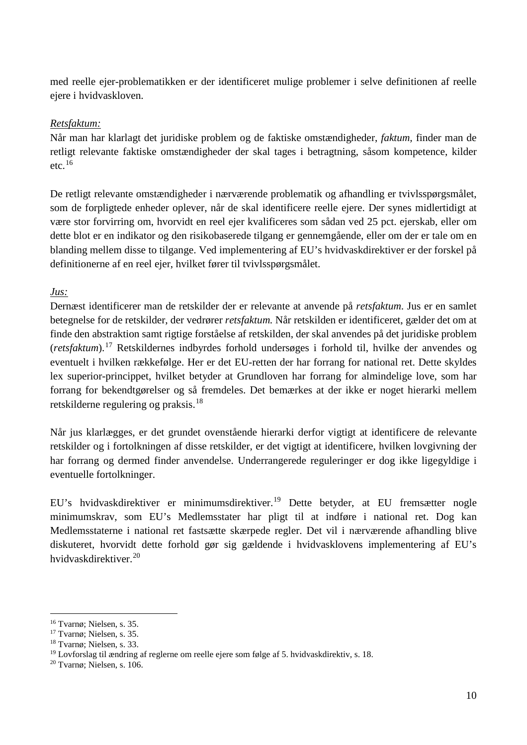med reelle ejer-problematikken er der identificeret mulige problemer i selve definitionen af reelle ejere i hvidvaskloven.

*Retsfaktum:*

Når man har klarlagt det juridiske problem og de faktiske omstændigheder, *faktum*, finder man de retligt relevante faktiske omstændigheder der skal tages i betragtning, såsom kompetence, kilder etc.[16]

De retligt relevante omstændigheder i nærværende problematik og afhandling er tvivlsspørgsmålet, som de forpligtede enheder oplever, når de skal identificere reelle ejere. Der synes midlertidigt at være stor forvirring om, hvorvidt en reel ejer kvalificeres som sådan ved 25 pct. ejerskab, eller om dette blot er en indikator og den risikobaserede tilgang er gennemgående, eller om der er tale om en blanding mellem disse to tilgange. Ved implementering af EU's hvidvaskdirektiver er der forskel på definitionerne af en reel ejer, hvilket fører til tvivlsspørgsmålet.

*Jus:*

Dernæst identificerer man de retskilder der er relevante at anvende på *retsfaktum*. Jus er en samlet betegnelse for de retskilder, der vedrører *retsfaktum.* Når retskilden er identificeret, gælder det om at finde den abstraktion samt rigtige forståelse af retskilden, der skal anvendes på det juridiske problem (*retsfaktum*).[17] Retskildernes indbyrdes forhold undersøges i forhold til, hvilke der anvendes og eventuelt i hvilken rækkefølge. Her er det EU-retten der har forrang for national ret. Dette skyldes lex superior-princippet, hvilket betyder at Grundloven har forrang for almindelige love, som har forrang for bekendtgørelser og så fremdeles. Det bemærkes at der ikke er noget hierarki mellem retskilderne regulering og praksis.[18]

Når jus klarlægges, er det grundet ovenstående hierarki derfor vigtigt at identificere de relevante retskilder og i fortolkningen af disse retskilder, er det vigtigt at identificere, hvilken lovgivning der har forrang og dermed finder anvendelse. Underrangerede reguleringer er dog ikke ligegyldige i eventuelle fortolkninger.

EU's hvidvaskdirektiver er minimumsdirektiver.[19] Dette betyder, at EU fremsætter nogle minimumskrav, som EU's Medlemsstater har pligt til at indføre i national ret. Dog kan Medlemsstaterne i national ret fastsætte skærpede regler. Det vil i nærværende afhandling blive diskuteret, hvorvidt dette forhold gør sig gældende i hvidvasklovens implementering af EU's hvidvaskdirektiver.[20]

---

[16] Tvarnø; Nielsen, s. 35.
[17] Tvarnø; Nielsen, s. 35.
[18] Tvarnø; Nielsen, s. 33.
[19] Lovforslag til ændring af reglerne om reelle ejere som følge af 5. hvidvaskdirektiv, s. 18.
[20] Tvarnø; Nielsen, s. 106.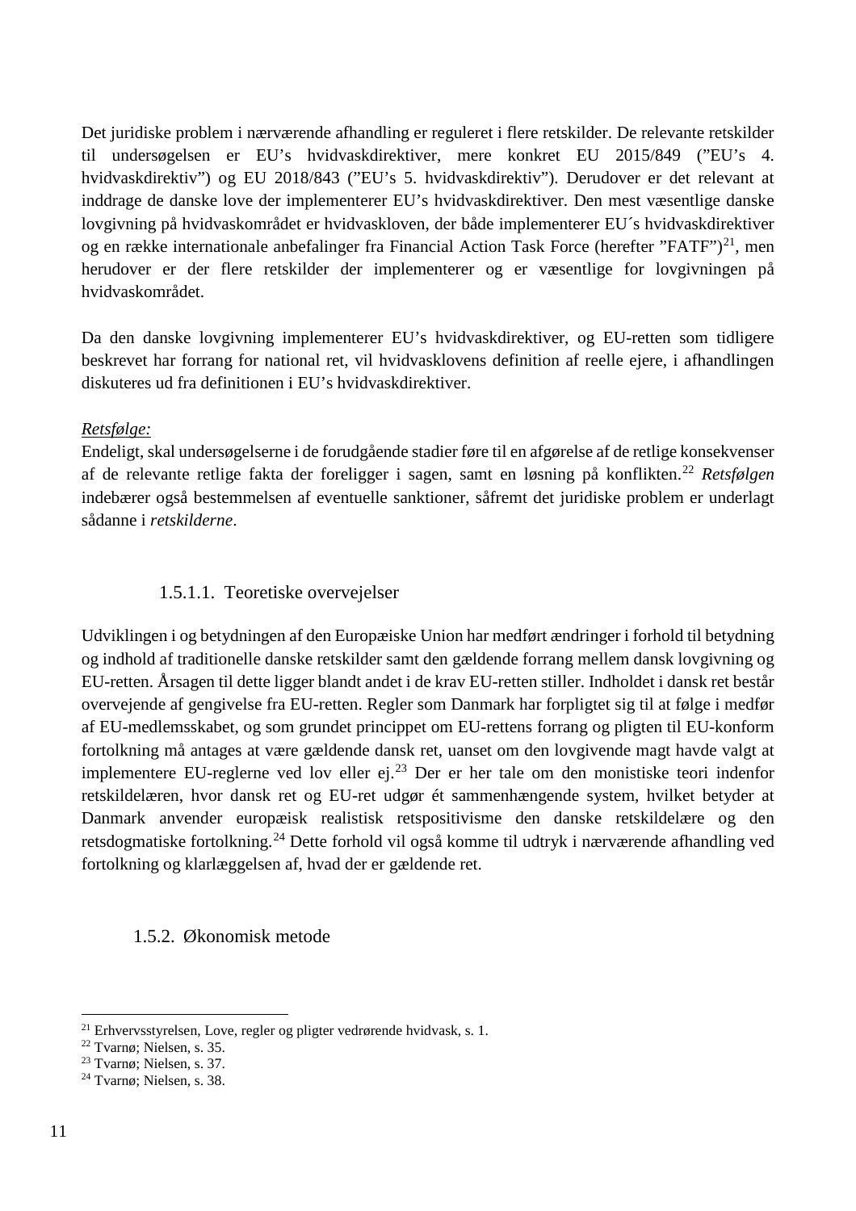Det juridiske problem i nærværende afhandling er reguleret i flere retskilder. De relevante retskilder til undersøgelsen er EU's hvidvaskdirektiver, mere konkret EU 2015/849 ("EU's 4. hvidvaskdirektiv") og EU 2018/843 ("EU's 5. hvidvaskdirektiv"). Derudover er det relevant at inddrage de danske love der implementerer EU's hvidvaskdirektiver. Den mest væsentlige danske lovgivning på hvidvaskområdet er hvidvaskloven, der både implementerer EU´s hvidvaskdirektiver og en række internationale anbefalinger fra Financial Action Task Force (herefter "FATF")[21], men herudover er der flere retskilder der implementerer og er væsentlige for lovgivningen på hvidvaskområdet.

Da den danske lovgivning implementerer EU's hvidvaskdirektiver, og EU-retten som tidligere beskrevet har forrang for national ret, vil hvidvasklovens definition af reelle ejere, i afhandlingen diskuteres ud fra definitionen i EU's hvidvaskdirektiver.

*Retsfølge:*
Endeligt, skal undersøgelserne i de forudgående stadier føre til en afgørelse af de retlige konsekvenser af de relevante retlige fakta der foreligger i sagen, samt en løsning på konflikten.[22] *Retsfølgen* indebærer også bestemmelsen af eventuelle sanktioner, såfremt det juridiske problem er underlagt sådanne i *retskilderne*.

#### 1.5.1.1. Teoretiske overvejelser

Udviklingen i og betydningen af den Europæiske Union har medført ændringer i forhold til betydning og indhold af traditionelle danske retskilder samt den gældende forrang mellem dansk lovgivning og EU-retten. Årsagen til dette ligger blandt andet i de krav EU-retten stiller. Indholdet i dansk ret består overvejende af gengivelse fra EU-retten. Regler som Danmark har forpligtet sig til at følge i medfør af EU-medlemsskabet, og som grundet princippet om EU-rettens forrang og pligten til EU-konform fortolkning må antages at være gældende dansk ret, uanset om den lovgivende magt havde valgt at implementere EU-reglerne ved lov eller ej.[23] Der er her tale om den monistiske teori indenfor retskildelæren, hvor dansk ret og EU-ret udgør ét sammenhængende system, hvilket betyder at Danmark anvender europæisk realistisk retspositivisme den danske retskildelære og den retsdogmatiske fortolkning.[24] Dette forhold vil også komme til udtryk i nærværende afhandling ved fortolkning og klarlæggelsen af, hvad der er gældende ret.

### 1.5.2. Økonomisk metode

---

[21] Erhvervsstyrelsen, Love, regler og pligter vedrørende hvidvask, s. 1.
[22] Tvarnø; Nielsen, s. 35.
[23] Tvarnø; Nielsen, s. 37.
[24] Tvarnø; Nielsen, s. 38.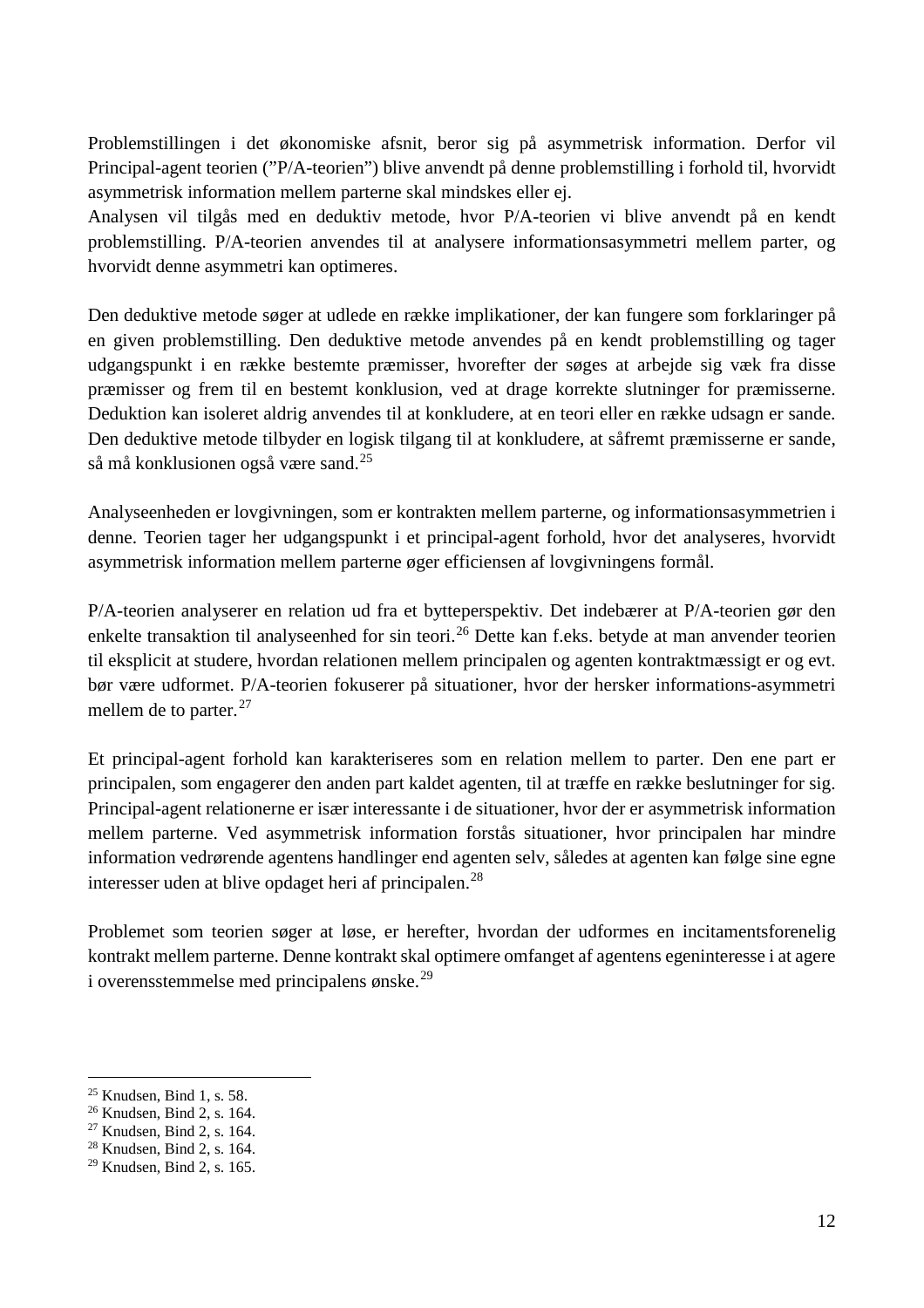Problemstillingen i det økonomiske afsnit, beror sig på asymmetrisk information. Derfor vil Principal-agent teorien (”P/A-teorien”) blive anvendt på denne problemstilling i forhold til, hvorvidt asymmetrisk information mellem parterne skal mindskes eller ej.
Analysen vil tilgås med en deduktiv metode, hvor P/A-teorien vi blive anvendt på en kendt problemstilling. P/A-teorien anvendes til at analysere informationsasymmetri mellem parter, og hvorvidt denne asymmetri kan optimeres.

Den deduktive metode søger at udlede en række implikationer, der kan fungere som forklaringer på en given problemstilling. Den deduktive metode anvendes på en kendt problemstilling og tager udgangspunkt i en række bestemte præmisser, hvorefter der søges at arbejde sig væk fra disse præmisser og frem til en bestemt konklusion, ved at drage korrekte slutninger for præmisserne. Deduktion kan isoleret aldrig anvendes til at konkludere, at en teori eller en række udsagn er sande. Den deduktive metode tilbyder en logisk tilgang til at konkludere, at såfremt præmisserne er sande, så må konklusionen også være sand.[25]

Analyseenheden er lovgivningen, som er kontrakten mellem parterne, og informationsasymmetrien i denne. Teorien tager her udgangspunkt i et principal-agent forhold, hvor det analyseres, hvorvidt asymmetrisk information mellem parterne øger efficiensen af lovgivningens formål.

P/A-teorien analyserer en relation ud fra et bytteperspektiv. Det indebærer at P/A-teorien gør den enkelte transaktion til analyseenhed for sin teori.[26] Dette kan f.eks. betyde at man anvender teorien til eksplicit at studere, hvordan relationen mellem principalen og agenten kontraktmæssigt er og evt. bør være udformet. P/A-teorien fokuserer på situationer, hvor der hersker informations-asymmetri mellem de to parter.[27]

Et principal-agent forhold kan karakteriseres som en relation mellem to parter. Den ene part er principalen, som engagerer den anden part kaldet agenten, til at træffe en række beslutninger for sig. Principal-agent relationerne er især interessante i de situationer, hvor der er asymmetrisk information mellem parterne. Ved asymmetrisk information forstås situationer, hvor principalen har mindre information vedrørende agentens handlinger end agenten selv, således at agenten kan følge sine egne interesser uden at blive opdaget heri af principalen.[28]

Problemet som teorien søger at løse, er herefter, hvordan der udformes en incitamentsforenelig kontrakt mellem parterne. Denne kontrakt skal optimere omfanget af agentens egeninteresse i at agere i overensstemmelse med principalens ønske.[29]

---

[25] Knudsen, Bind 1, s. 58.
[26] Knudsen, Bind 2, s. 164.
[27] Knudsen, Bind 2, s. 164.
[28] Knudsen, Bind 2, s. 164.
[29] Knudsen, Bind 2, s. 165.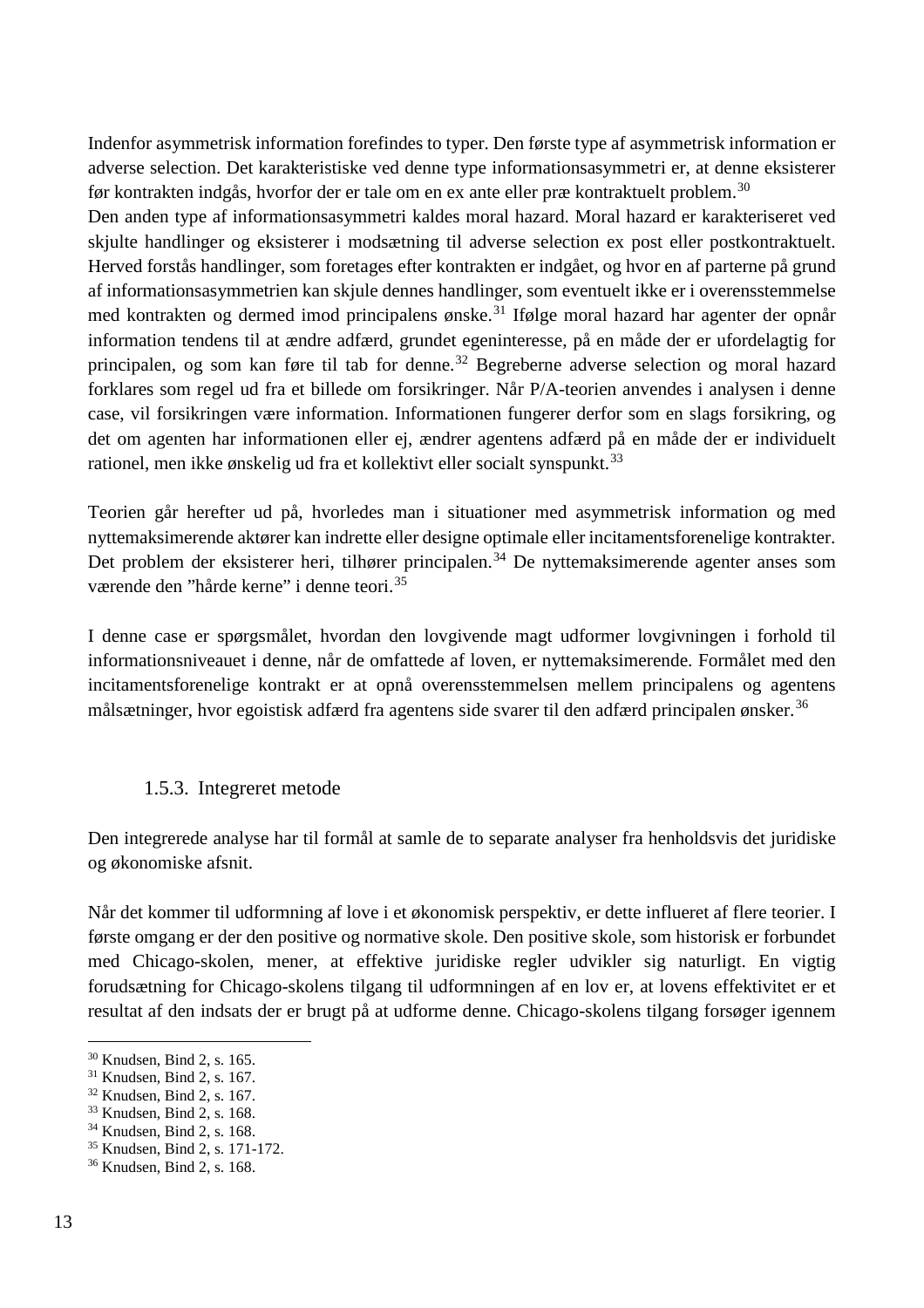Indenfor asymmetrisk information forefindes to typer. Den første type af asymmetrisk information er adverse selection. Det karakteristiske ved denne type informationsasymmetri er, at denne eksisterer før kontrakten indgås, hvorfor der er tale om en ex ante eller præ kontraktuelt problem.[30]
Den anden type af informationsasymmetri kaldes moral hazard. Moral hazard er karakteriseret ved skjulte handlinger og eksisterer i modsætning til adverse selection ex post eller postkontraktuelt. Herved forstås handlinger, som foretages efter kontrakten er indgået, og hvor en af parterne på grund af informationsasymmetrien kan skjule dennes handlinger, som eventuelt ikke er i overensstemmelse med kontrakten og dermed imod principalens ønske.[31] Ifølge moral hazard har agenter der opnår information tendens til at ændre adfærd, grundet egeninteresse, på en måde der er ufordelagtig for principalen, og som kan føre til tab for denne.[32] Begreberne adverse selection og moral hazard forklares som regel ud fra et billede om forsikringer. Når P/A-teorien anvendes i analysen i denne case, vil forsikringen være information. Informationen fungerer derfor som en slags forsikring, og det om agenten har informationen eller ej, ændrer agentens adfærd på en måde der er individuelt rationel, men ikke ønskelig ud fra et kollektivt eller socialt synspunkt.[33]

Teorien går herefter ud på, hvorledes man i situationer med asymmetrisk information og med nyttemaksimerende aktører kan indrette eller designe optimale eller incitamentsforenelige kontrakter. Det problem der eksisterer heri, tilhører principalen.[34] De nyttemaksimerende agenter anses som værende den ”hårde kerne” i denne teori.[35]

I denne case er spørgsmålet, hvordan den lovgivende magt udformer lovgivningen i forhold til informationsniveauet i denne, når de omfattede af loven, er nyttemaksimerende. Formålet med den incitamentsforenelige kontrakt er at opnå overensstemmelsen mellem principalens og agentens målsætninger, hvor egoistisk adfærd fra agentens side svarer til den adfærd principalen ønsker.[36]

### 1.5.3. Integreret metode

Den integrerede analyse har til formål at samle de to separate analyser fra henholdsvis det juridiske og økonomiske afsnit.

Når det kommer til udformning af love i et økonomisk perspektiv, er dette influeret af flere teorier. I første omgang er der den positive og normative skole. Den positive skole, som historisk er forbundet med Chicago-skolen, mener, at effektive juridiske regler udvikler sig naturligt. En vigtig forudsætning for Chicago-skolens tilgang til udformningen af en lov er, at lovens effektivitet er et resultat af den indsats der er brugt på at udforme denne. Chicago-skolens tilgang forsøger igennem

---

[30] Knudsen, Bind 2, s. 165.
[31] Knudsen, Bind 2, s. 167.
[32] Knudsen, Bind 2, s. 167.
[33] Knudsen, Bind 2, s. 168.
[34] Knudsen, Bind 2, s. 168.
[35] Knudsen, Bind 2, s. 171-172.
[36] Knudsen, Bind 2, s. 168.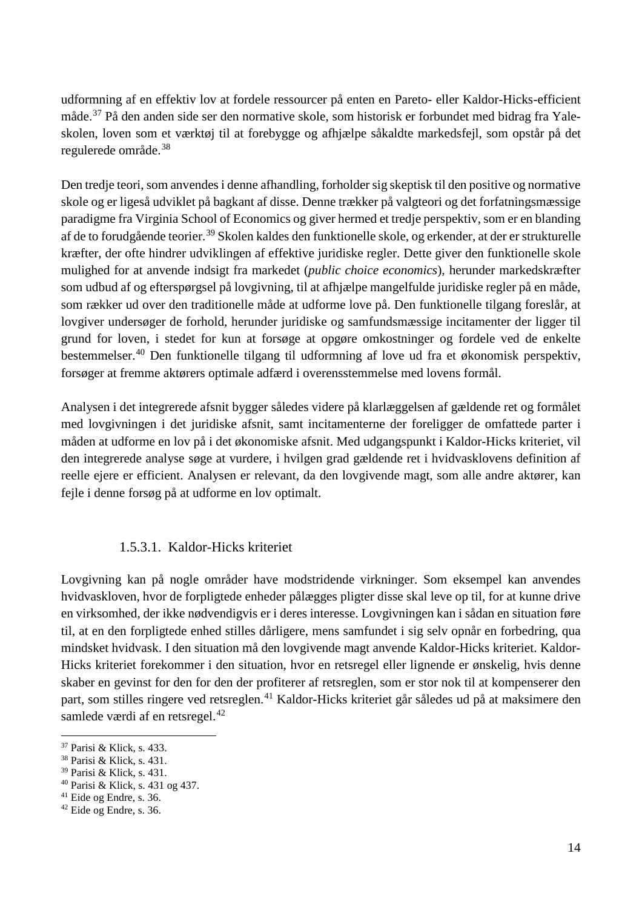udformning af en effektiv lov at fordele ressourcer på enten en Pareto- eller Kaldor-Hicks-efficient måde.[37] På den anden side ser den normative skole, som historisk er forbundet med bidrag fra Yale-skolen, loven som et værktøj til at forebygge og afhjælpe såkaldte markedsfejl, som opstår på det regulerede område.[38]

Den tredje teori, som anvendes i denne afhandling, forholder sig skeptisk til den positive og normative skole og er ligeså udviklet på bagkant af disse. Denne trækker på valgteori og det forfatningsmæssige paradigme fra Virginia School of Economics og giver hermed et tredje perspektiv, som er en blanding af de to forudgående teorier.[39] Skolen kaldes den funktionelle skole, og erkender, at der er strukturelle kræfter, der ofte hindrer udviklingen af effektive juridiske regler. Dette giver den funktionelle skole mulighed for at anvende indsigt fra markedet (*public choice economics*), herunder markedskræfter som udbud af og efterspørgsel på lovgivning, til at afhjælpe mangelfulde juridiske regler på en måde, som rækker ud over den traditionelle måde at udforme love på. Den funktionelle tilgang foreslår, at lovgiver undersøger de forhold, herunder juridiske og samfundsmæssige incitamenter der ligger til grund for loven, i stedet for kun at forsøge at opgøre omkostninger og fordele ved de enkelte bestemmelser.[40] Den funktionelle tilgang til udformning af love ud fra et økonomisk perspektiv, forsøger at fremme aktørers optimale adfærd i overensstemmelse med lovens formål.

Analysen i det integrerede afsnit bygger således videre på klarlæggelsen af gældende ret og formålet med lovgivningen i det juridiske afsnit, samt incitamenterne der foreligger de omfattede parter i måden at udforme en lov på i det økonomiske afsnit. Med udgangspunkt i Kaldor-Hicks kriteriet, vil den integrerede analyse søge at vurdere, i hvilgen grad gældende ret i hvidvasklovens definition af reelle ejere er efficient. Analysen er relevant, da den lovgivende magt, som alle andre aktører, kan fejle i denne forsøg på at udforme en lov optimalt.

#### 1.5.3.1. Kaldor-Hicks kriteriet

Lovgivning kan på nogle områder have modstridende virkninger. Som eksempel kan anvendes hvidvaskloven, hvor de forpligtede enheder pålægges pligter disse skal leve op til, for at kunne drive en virksomhed, der ikke nødvendigvis er i deres interesse. Lovgivningen kan i sådan en situation føre til, at en den forpligtede enhed stilles dårligere, mens samfundet i sig selv opnår en forbedring, qua mindsket hvidvask. I den situation må den lovgivende magt anvende Kaldor-Hicks kriteriet. Kaldor-Hicks kriteriet forekommer i den situation, hvor en retsregel eller lignende er ønskelig, hvis denne skaber en gevinst for den for den der profiterer af retsreglen, som er stor nok til at kompenserer den part, som stilles ringere ved retsreglen.[41] Kaldor-Hicks kriteriet går således ud på at maksimere den samlede værdi af en retsregel.[42]

---

[37] Parisi & Klick, s. 433.
[38] Parisi & Klick, s. 431.
[39] Parisi & Klick, s. 431.
[40] Parisi & Klick, s. 431 og 437.
[41] Eide og Endre, s. 36.
[42] Eide og Endre, s. 36.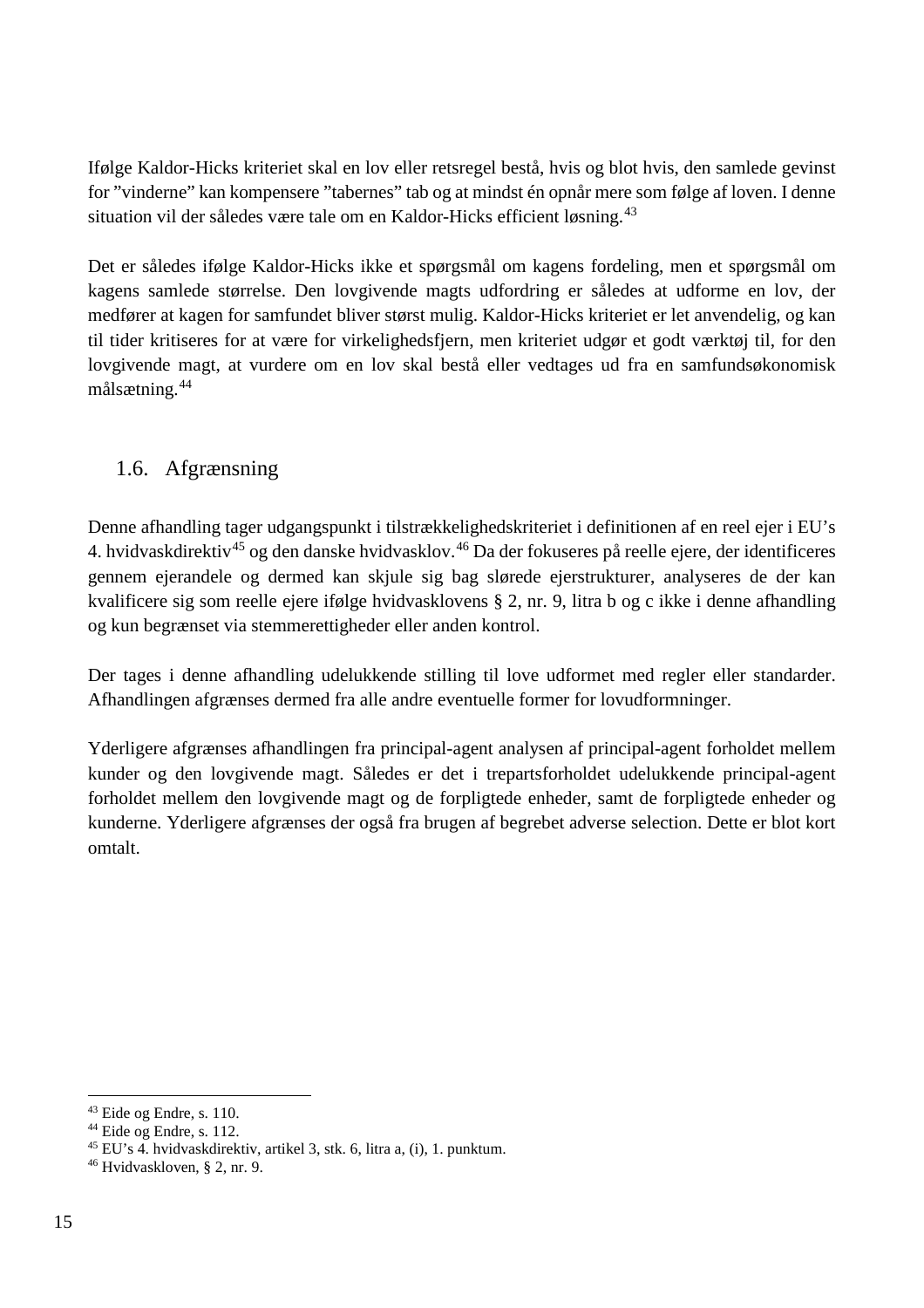Ifølge Kaldor-Hicks kriteriet skal en lov eller retsregel bestå, hvis og blot hvis, den samlede gevinst for ”vinderne” kan kompensere ”tabernes” tab og at mindst én opnår mere som følge af loven. I denne situation vil der således være tale om en Kaldor-Hicks efficient løsning.[43]

Det er således ifølge Kaldor-Hicks ikke et spørgsmål om kagens fordeling, men et spørgsmål om kagens samlede størrelse. Den lovgivende magts udfordring er således at udforme en lov, der medfører at kagen for samfundet bliver størst mulig. Kaldor-Hicks kriteriet er let anvendelig, og kan til tider kritiseres for at være for virkelighedsfjern, men kriteriet udgør et godt værktøj til, for den lovgivende magt, at vurdere om en lov skal bestå eller vedtages ud fra en samfundsøkonomisk målsætning.[44]

## 1.6. Afgrænsning

Denne afhandling tager udgangspunkt i tilstrækkelighedskriteriet i definitionen af en reel ejer i EU’s 4. hvidvaskdirektiv[45] og den danske hvidvasklov.[46] Da der fokuseres på reelle ejere, der identificeres gennem ejerandele og dermed kan skjule sig bag slørede ejerstrukturer, analyseres de der kan kvalificere sig som reelle ejere ifølge hvidvasklovens § 2, nr. 9, litra b og c ikke i denne afhandling og kun begrænset via stemmerettigheder eller anden kontrol.

Der tages i denne afhandling udelukkende stilling til love udformet med regler eller standarder. Afhandlingen afgrænses dermed fra alle andre eventuelle former for lovudformninger.

Yderligere afgrænses afhandlingen fra principal-agent analysen af principal-agent forholdet mellem kunder og den lovgivende magt. Således er det i trepartsforholdet udelukkende principal-agent forholdet mellem den lovgivende magt og de forpligtede enheder, samt de forpligtede enheder og kunderne. Yderligere afgrænses der også fra brugen af begrebet adverse selection. Dette er blot kort omtalt.

---

[43] Eide og Endre, s. 110.
[44] Eide og Endre, s. 112.
[45] EU’s 4. hvidvaskdirektiv, artikel 3, stk. 6, litra a, (i), 1. punktum.
[46] Hvidvaskloven, § 2, nr. 9.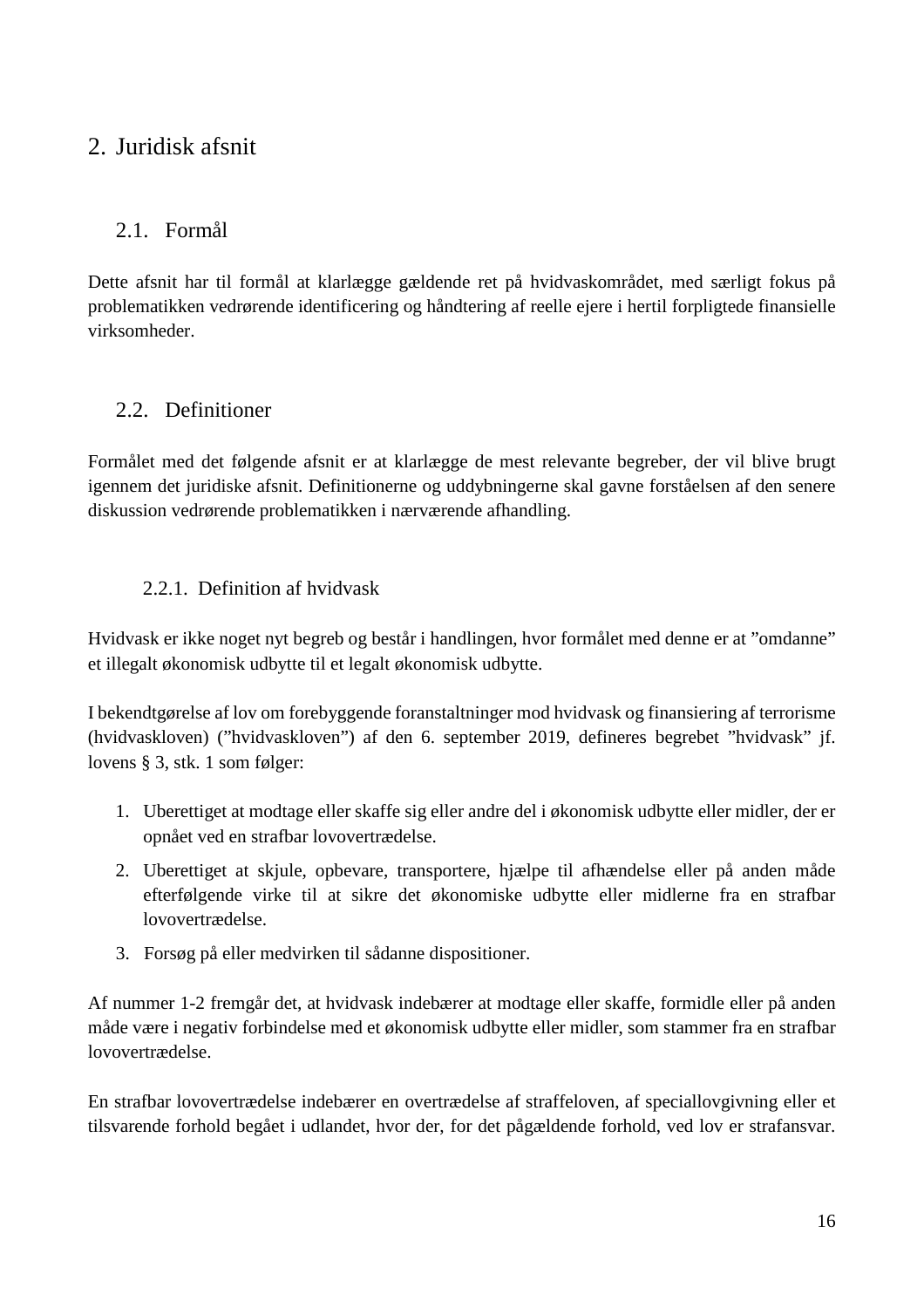# 2. Juridisk afsnit

## 2.1. Formål

Dette afsnit har til formål at klarlægge gældende ret på hvidvaskområdet, med særligt fokus på problematikken vedrørende identificering og håndtering af reelle ejere i hertil forpligtede finansielle virksomheder.

## 2.2. Definitioner

Formålet med det følgende afsnit er at klarlægge de mest relevante begreber, der vil blive brugt igennem det juridiske afsnit. Definitionerne og uddybningerne skal gavne forståelsen af den senere diskussion vedrørende problematikken i nærværende afhandling.

### 2.2.1. Definition af hvidvask

Hvidvask er ikke noget nyt begreb og består i handlingen, hvor formålet med denne er at "omdanne" et illegalt økonomisk udbytte til et legalt økonomisk udbytte.

I bekendtgørelse af lov om forebyggende foranstaltninger mod hvidvask og finansiering af terrorisme (hvidvaskloven) ("hvidvaskloven") af den 6. september 2019, defineres begrebet "hvidvask" jf. lovens § 3, stk. 1 som følger:

1. Uberettiget at modtage eller skaffe sig eller andre del i økonomisk udbytte eller midler, der er opnået ved en strafbar lovovertrædelse.
2. Uberettiget at skjule, opbevare, transportere, hjælpe til afhændelse eller på anden måde efterfølgende virke til at sikre det økonomiske udbytte eller midlerne fra en strafbar lovovertrædelse.
3. Forsøg på eller medvirken til sådanne dispositioner.

Af nummer 1-2 fremgår det, at hvidvask indebærer at modtage eller skaffe, formidle eller på anden måde være i negativ forbindelse med et økonomisk udbytte eller midler, som stammer fra en strafbar lovovertrædelse.

En strafbar lovovertrædelse indebærer en overtrædelse af straffeloven, af speciallovgivning eller et tilsvarende forhold begået i udlandet, hvor der, for det pågældende forhold, ved lov er strafansvar.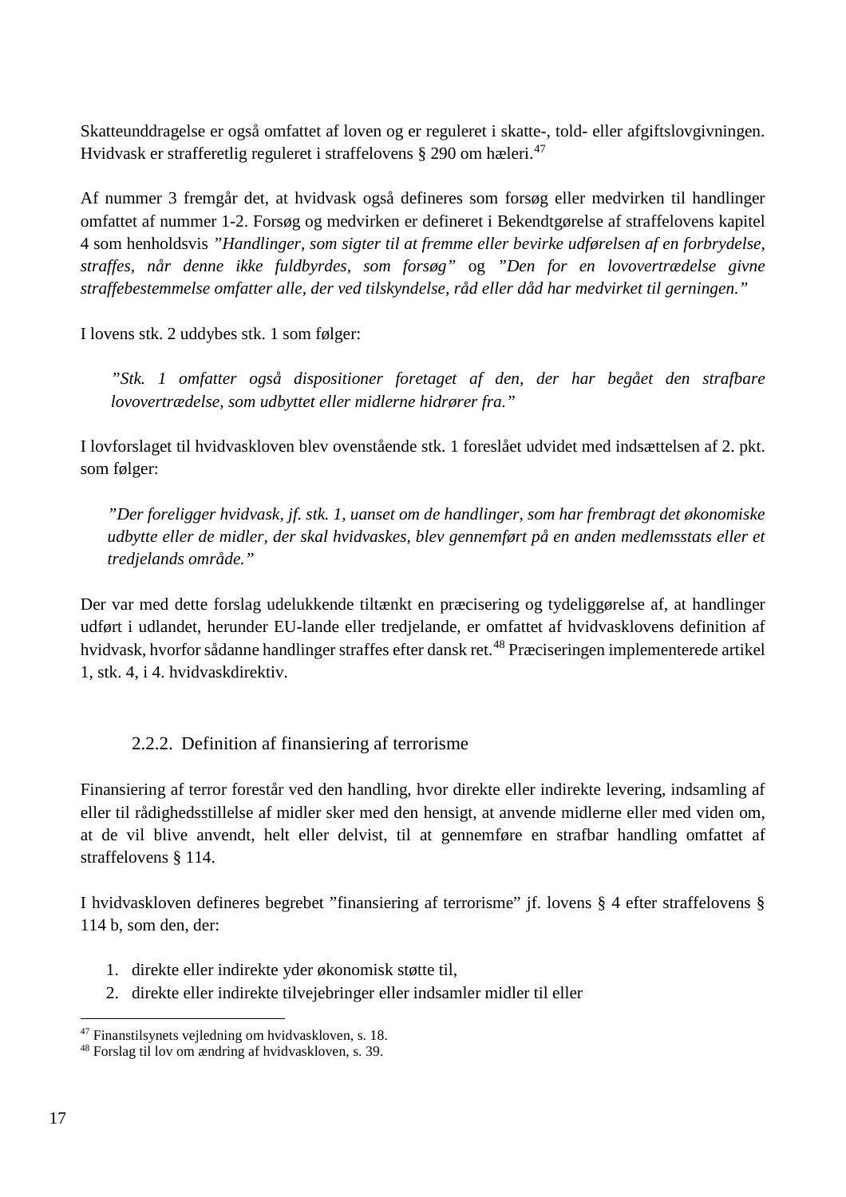Skatteunddragelse er også omfattet af loven og er reguleret i skatte-, told- eller afgiftslovgivningen. Hvidvask er strafferetlig reguleret i straffelovens § 290 om hæleri.[47]

Af nummer 3 fremgår det, at hvidvask også defineres som forsøg eller medvirken til handlinger omfattet af nummer 1-2. Forsøg og medvirken er defineret i Bekendtgørelse af straffelovens kapitel 4 som henholdsvis *"Handlinger, som sigter til at fremme eller bevirke udførelsen af en forbrydelse, straffes, når denne ikke fuldbyrdes, som forsøg"* og *"Den for en lovovertrædelse givne straffebestemmelse omfatter alle, der ved tilskyndelse, råd eller dåd har medvirket til gerningen."*

I lovens stk. 2 uddybes stk. 1 som følger:

> *"Stk. 1 omfatter også dispositioner foretaget af den, der har begået den strafbare lovovertrædelse, som udbyttet eller midlerne hidrører fra."*

I lovforslaget til hvidvaskloven blev ovenstående stk. 1 foreslået udvidet med indsættelsen af 2. pkt. som følger:

> *"Der foreligger hvidvask, jf. stk. 1, uanset om de handlinger, som har frembragt det økonomiske udbytte eller de midler, der skal hvidvaskes, blev gennemført på en anden medlemsstats eller et tredjelands område."*

Der var med dette forslag udelukkende tiltænkt en præcisering og tydeliggørelse af, at handlinger udført i udlandet, herunder EU-lande eller tredjelande, er omfattet af hvidvasklovens definition af hvidvask, hvorfor sådanne handlinger straffes efter dansk ret.[48] Præciseringen implementerede artikel 1, stk. 4, i 4. hvidvaskdirektiv.

### 2.2.2. Definition af finansiering af terrorisme

Finansiering af terror forestår ved den handling, hvor direkte eller indirekte levering, indsamling af eller til rådighedsstillelse af midler sker med den hensigt, at anvende midlerne eller med viden om, at de vil blive anvendt, helt eller delvist, til at gennemføre en strafbar handling omfattet af straffelovens § 114.

I hvidvaskloven defineres begrebet "finansiering af terrorisme" jf. lovens § 4 efter straffelovens § 114 b, som den, der:

1. direkte eller indirekte yder økonomisk støtte til,
2. direkte eller indirekte tilvejebringer eller indsamler midler til eller

---

[47] Finanstilsynets vejledning om hvidvaskloven, s. 18.

[48] Forslag til lov om ændring af hvidvaskloven, s. 39.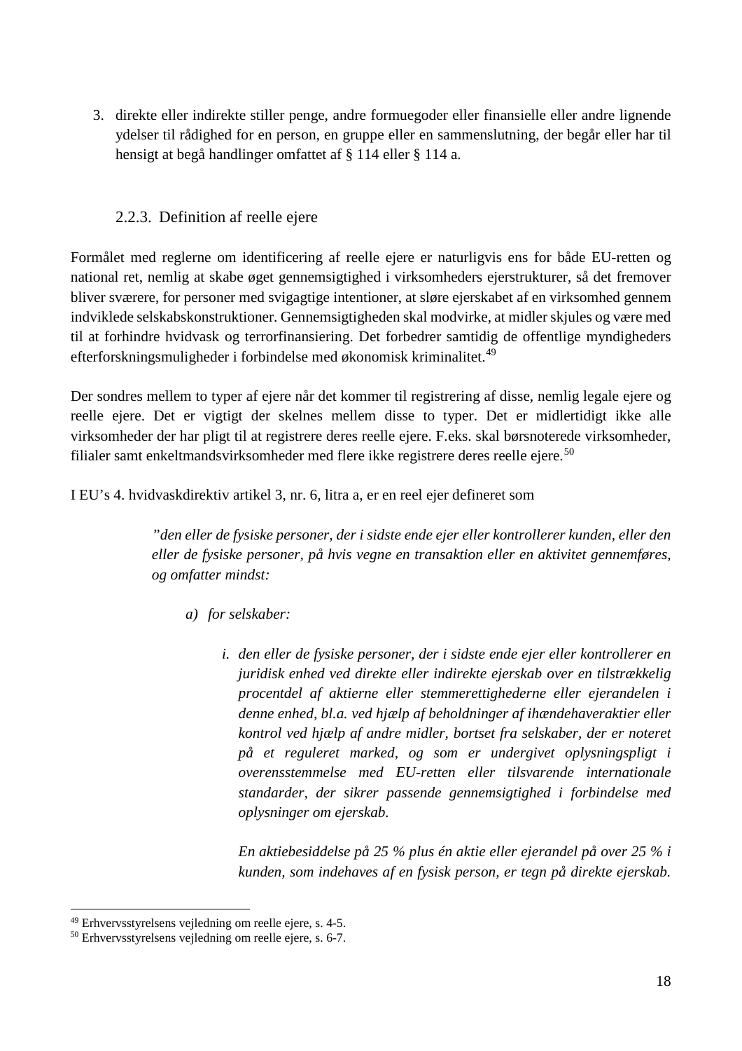3. direkte eller indirekte stiller penge, andre formuegoder eller finansielle eller andre lignende ydelser til rådighed for en person, en gruppe eller en sammenslutning, der begår eller har til hensigt at begå handlinger omfattet af § 114 eller § 114 a.

### 2.2.3. Definition af reelle ejere

Formålet med reglerne om identificering af reelle ejere er naturligvis ens for både EU-retten og national ret, nemlig at skabe øget gennemsigtighed i virksomheders ejerstrukturer, så det fremover bliver sværere, for personer med svigagtige intentioner, at sløre ejerskabet af en virksomhed gennem indviklede selskabskonstruktioner. Gennemsigtigheden skal modvirke, at midler skjules og være med til at forhindre hvidvask og terrorfinansiering. Det forbedrer samtidig de offentlige myndigheders efterforskningsmuligheder i forbindelse med økonomisk kriminalitet.[49]

Der sondres mellem to typer af ejere når det kommer til registrering af disse, nemlig legale ejere og reelle ejere. Det er vigtigt der skelnes mellem disse to typer. Det er midlertidigt ikke alle virksomheder der har pligt til at registrere deres reelle ejere. F.eks. skal børsnoterede virksomheder, filialer samt enkeltmandsvirksomheder med flere ikke registrere deres reelle ejere.[50]

I EU's 4. hvidvaskdirektiv artikel 3, nr. 6, litra a, er en reel ejer defineret som

> *"den eller de fysiske personer, der i sidste ende ejer eller kontrollerer kunden, eller den eller de fysiske personer, på hvis vegne en transaktion eller en aktivitet gennemføres, og omfatter mindst:*
>
> *a) for selskaber:*
>
> *i. den eller de fysiske personer, der i sidste ende ejer eller kontrollerer en juridisk enhed ved direkte eller indirekte ejerskab over en tilstrækkelig procentdel af aktierne eller stemmerettighederne eller ejerandelen i denne enhed, bl.a. ved hjælp af beholdninger af ihændehaveraktier eller kontrol ved hjælp af andre midler, bortset fra selskaber, der er noteret på et reguleret marked, og som er undergivet oplysningspligt i overensstemmelse med EU-retten eller tilsvarende internationale standarder, der sikrer passende gennemsigtighed i forbindelse med oplysninger om ejerskab.*
>
> *En aktiebesiddelse på 25 % plus én aktie eller ejerandel på over 25 % i kunden, som indehaves af en fysisk person, er tegn på direkte ejerskab.*

[49] Erhvervsstyrelsens vejledning om reelle ejere, s. 4-5.

[50] Erhvervsstyrelsens vejledning om reelle ejere, s. 6-7.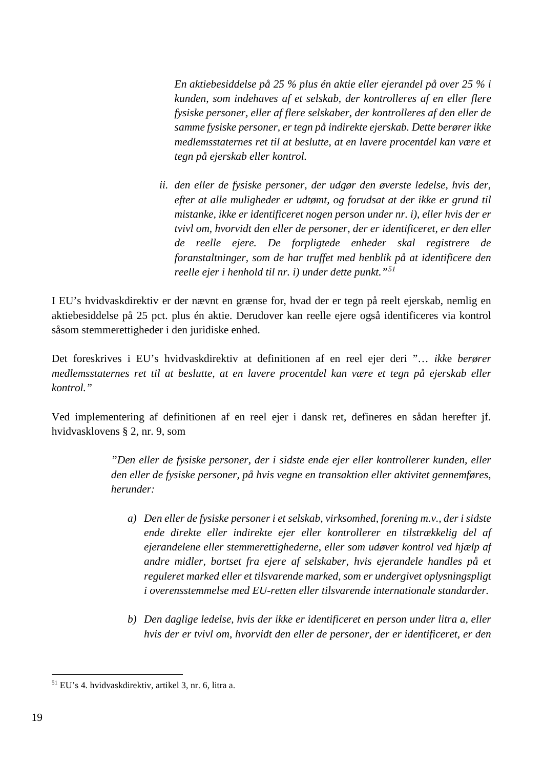> *En aktiebesiddelse på 25 % plus én aktie eller ejerandel på over 25 % i kunden, som indehaves af et selskab, der kontrolleres af en eller flere fysiske personer, eller af flere selskaber, der kontrolleres af den eller de samme fysiske personer, er tegn på indirekte ejerskab. Dette berører ikke medlemsstaternes ret til at beslutte, at en lavere procentdel kan være et tegn på ejerskab eller kontrol.*
>
> *ii. den eller de fysiske personer, der udgør den øverste ledelse, hvis der, efter at alle muligheder er udtømt, og forudsat at der ikke er grund til mistanke, ikke er identificeret nogen person under nr. i), eller hvis der er tvivl om, hvorvidt den eller de personer, der er identificeret, er den eller de reelle ejere. De forpligtede enheder skal registrere de foranstaltninger, som de har truffet med henblik på at identificere den reelle ejer i henhold til nr. i) under dette punkt."*[51]

I EU's hvidvaskdirektiv er der nævnt en grænse for, hvad der er tegn på reelt ejerskab, nemlig en aktiebesiddelse på 25 pct. plus én aktie. Derudover kan reelle ejere også identificeres via kontrol såsom stemmerettigheder i den juridiske enhed.

Det foreskrives i EU's hvidvaskdirektiv at definitionen af en reel ejer deri "*… ikke berører medlemsstaternes ret til at beslutte, at en lavere procentdel kan være et tegn på ejerskab eller kontrol."*

Ved implementering af definitionen af en reel ejer i dansk ret, defineres en sådan herefter jf. hvidvasklovens § 2, nr. 9, som

> *"Den eller de fysiske personer, der i sidste ende ejer eller kontrollerer kunden, eller den eller de fysiske personer, på hvis vegne en transaktion eller aktivitet gennemføres, herunder:*
>
> *a) Den eller de fysiske personer i et selskab, virksomhed, forening m.v., der i sidste ende direkte eller indirekte ejer eller kontrollerer en tilstrækkelig del af ejerandelene eller stemmerettighederne, eller som udøver kontrol ved hjælp af andre midler, bortset fra ejere af selskaber, hvis ejerandele handles på et reguleret marked eller et tilsvarende marked, som er undergivet oplysningspligt i overensstemmelse med EU-retten eller tilsvarende internationale standarder.*
>
> *b) Den daglige ledelse, hvis der ikke er identificeret en person under litra a, eller hvis der er tvivl om, hvorvidt den eller de personer, der er identificeret, er den*

[51] EU's 4. hvidvaskdirektiv, artikel 3, nr. 6, litra a.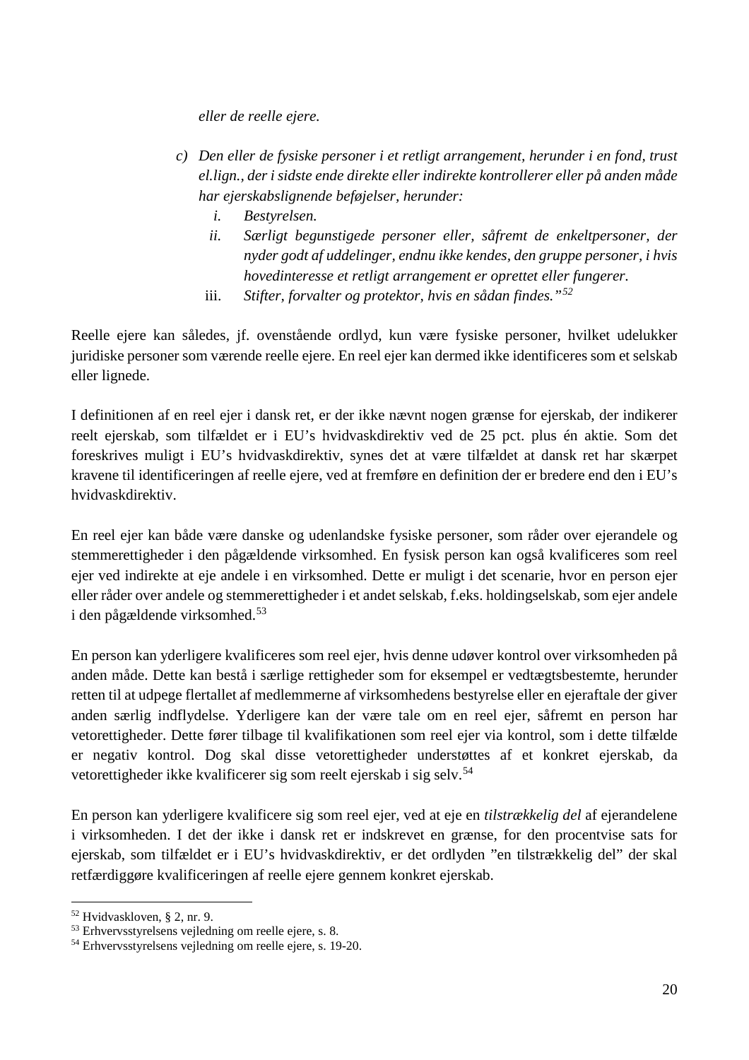*eller de reelle ejere.*

c) *Den eller de fysiske personer i et retligt arrangement, herunder i en fond, trust el.lign., der i sidste ende direkte eller indirekte kontrollerer eller på anden måde har ejerskabslignende beføjelser, herunder:*
   i. *Bestyrelsen.*
   ii. *Særligt begunstigede personer eller, såfremt de enkeltpersoner, der nyder godt af uddelinger, endnu ikke kendes, den gruppe personer, i hvis hovedinteresse et retligt arrangement er oprettet eller fungerer.*
   iii. *Stifter, forvalter og protektor, hvis en sådan findes."*[52]

Reelle ejere kan således, jf. ovenstående ordlyd, kun være fysiske personer, hvilket udelukker juridiske personer som værende reelle ejere. En reel ejer kan dermed ikke identificeres som et selskab eller lignede.

I definitionen af en reel ejer i dansk ret, er der ikke nævnt nogen grænse for ejerskab, der indikerer reelt ejerskab, som tilfældet er i EU's hvidvaskdirektiv ved de 25 pct. plus én aktie. Som det foreskrives muligt i EU's hvidvaskdirektiv, synes det at være tilfældet at dansk ret har skærpet kravene til identificeringen af reelle ejere, ved at fremføre en definition der er bredere end den i EU's hvidvaskdirektiv.

En reel ejer kan både være danske og udenlandske fysiske personer, som råder over ejerandele og stemmerettigheder i den pågældende virksomhed. En fysisk person kan også kvalificeres som reel ejer ved indirekte at eje andele i en virksomhed. Dette er muligt i det scenarie, hvor en person ejer eller råder over andele og stemmerettigheder i et andet selskab, f.eks. holdingselskab, som ejer andele i den pågældende virksomhed.[53]

En person kan yderligere kvalificeres som reel ejer, hvis denne udøver kontrol over virksomheden på anden måde. Dette kan bestå i særlige rettigheder som for eksempel er vedtægtsbestemte, herunder retten til at udpege flertallet af medlemmerne af virksomhedens bestyrelse eller en ejeraftale der giver anden særlig indflydelse. Yderligere kan der være tale om en reel ejer, såfremt en person har vetorettigheder. Dette fører tilbage til kvalifikationen som reel ejer via kontrol, som i dette tilfælde er negativ kontrol. Dog skal disse vetorettigheder understøttes af et konkret ejerskab, da vetorettigheder ikke kvalificerer sig som reelt ejerskab i sig selv.[54]

En person kan yderligere kvalificere sig som reel ejer, ved at eje en *tilstrækkelig del* af ejerandelene i virksomheden. I det der ikke i dansk ret er indskrevet en grænse, for den procentvise sats for ejerskab, som tilfældet er i EU's hvidvaskdirektiv, er det ordlyden "en tilstrækkelig del" der skal retfærdiggøre kvalificeringen af reelle ejere gennem konkret ejerskab.

---

[52] Hvidvaskloven, § 2, nr. 9.
[53] Erhvervsstyrelsens vejledning om reelle ejere, s. 8.
[54] Erhvervsstyrelsens vejledning om reelle ejere, s. 19-20.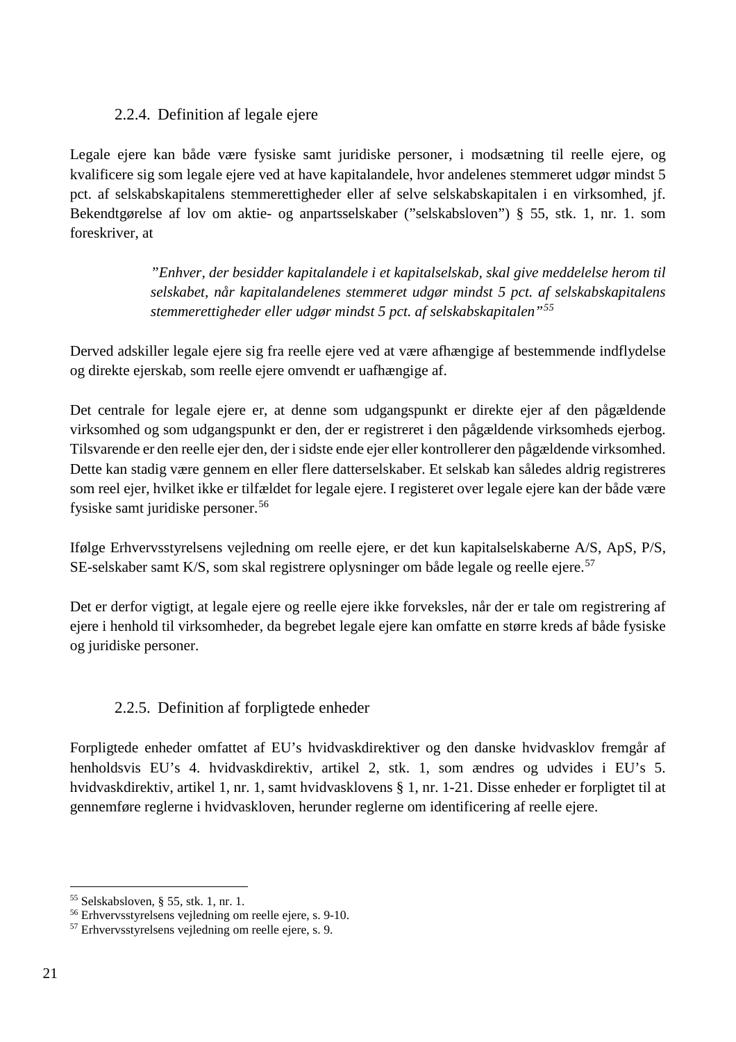### 2.2.4. Definition af legale ejere

Legale ejere kan både være fysiske samt juridiske personer, i modsætning til reelle ejere, og kvalificere sig som legale ejere ved at have kapitalandele, hvor andelenes stemmeret udgør mindst 5 pct. af selskabskapitalens stemmerettigheder eller af selve selskabskapitalen i en virksomhed, jf. Bekendtgørelse af lov om aktie- og anpartsselskaber ("selskabsloven") § 55, stk. 1, nr. 1. som foreskriver, at

> *"Enhver, der besidder kapitalandele i et kapitalselskab, skal give meddelelse herom til selskabet, når kapitalandelenes stemmeret udgør mindst 5 pct. af selskabskapitalens stemmerettigheder eller udgør mindst 5 pct. af selskabskapitalen"*[55]

Derved adskiller legale ejere sig fra reelle ejere ved at være afhængige af bestemmende indflydelse og direkte ejerskab, som reelle ejere omvendt er uafhængige af.

Det centrale for legale ejere er, at denne som udgangspunkt er direkte ejer af den pågældende virksomhed og som udgangspunkt er den, der er registreret i den pågældende virksomheds ejerbog. Tilsvarende er den reelle ejer den, der i sidste ende ejer eller kontrollerer den pågældende virksomhed. Dette kan stadig være gennem en eller flere datterselskaber. Et selskab kan således aldrig registreres som reel ejer, hvilket ikke er tilfældet for legale ejere. I registeret over legale ejere kan der både være fysiske samt juridiske personer.[56]

Ifølge Erhvervsstyrelsens vejledning om reelle ejere, er det kun kapitalselskaberne A/S, ApS, P/S, SE-selskaber samt K/S, som skal registrere oplysninger om både legale og reelle ejere.[57]

Det er derfor vigtigt, at legale ejere og reelle ejere ikke forveksles, når der er tale om registrering af ejere i henhold til virksomheder, da begrebet legale ejere kan omfatte en større kreds af både fysiske og juridiske personer.

### 2.2.5. Definition af forpligtede enheder

Forpligtede enheder omfattet af EU's hvidvaskdirektiver og den danske hvidvasklov fremgår af henholdsvis EU's 4. hvidvaskdirektiv, artikel 2, stk. 1, som ændres og udvides i EU's 5. hvidvaskdirektiv, artikel 1, nr. 1, samt hvidvasklovens § 1, nr. 1-21. Disse enheder er forpligtet til at gennemføre reglerne i hvidvaskloven, herunder reglerne om identificering af reelle ejere.

---

[55] Selskabsloven, § 55, stk. 1, nr. 1.
[56] Erhvervsstyrelsens vejledning om reelle ejere, s. 9-10.
[57] Erhvervsstyrelsens vejledning om reelle ejere, s. 9.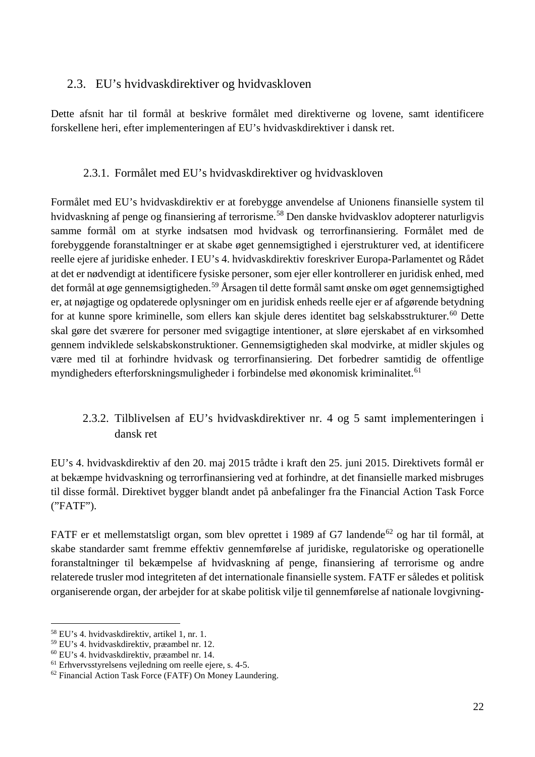## 2.3. EU’s hvidvaskdirektiver og hvidvaskloven

Dette afsnit har til formål at beskrive formålet med direktiverne og lovene, samt identificere forskellene heri, efter implementeringen af EU’s hvidvaskdirektiver i dansk ret.

### 2.3.1. Formålet med EU’s hvidvaskdirektiver og hvidvaskloven

Formålet med EU’s hvidvaskdirektiv er at forebygge anvendelse af Unionens finansielle system til hvidvaskning af penge og finansiering af terrorisme.[58] Den danske hvidvasklov adopterer naturligvis samme formål om at styrke indsatsen mod hvidvask og terrorfinansiering. Formålet med de forebyggende foranstaltninger er at skabe øget gennemsigtighed i ejerstrukturer ved, at identificere reelle ejere af juridiske enheder. I EU’s 4. hvidvaskdirektiv foreskriver Europa-Parlamentet og Rådet at det er nødvendigt at identificere fysiske personer, som ejer eller kontrollerer en juridisk enhed, med det formål at øge gennemsigtigheden.[59] Årsagen til dette formål samt ønske om øget gennemsigtighed er, at nøjagtige og opdaterede oplysninger om en juridisk enheds reelle ejer er af afgørende betydning for at kunne spore kriminelle, som ellers kan skjule deres identitet bag selskabsstrukturer.[60] Dette skal gøre det sværere for personer med svigagtige intentioner, at sløre ejerskabet af en virksomhed gennem indviklede selskabskonstruktioner. Gennemsigtigheden skal modvirke, at midler skjules og være med til at forhindre hvidvask og terrorfinansiering. Det forbedrer samtidig de offentlige myndigheders efterforskningsmuligheder i forbindelse med økonomisk kriminalitet.[61]

### 2.3.2. Tilblivelsen af EU’s hvidvaskdirektiver nr. 4 og 5 samt implementeringen i dansk ret

EU’s 4. hvidvaskdirektiv af den 20. maj 2015 trådte i kraft den 25. juni 2015. Direktivets formål er at bekæmpe hvidvaskning og terrorfinansiering ved at forhindre, at det finansielle marked misbruges til disse formål. Direktivet bygger blandt andet på anbefalinger fra the Financial Action Task Force (”FATF”).

FATF er et mellemstatsligt organ, som blev oprettet i 1989 af G7 landende[62] og har til formål, at skabe standarder samt fremme effektiv gennemførelse af juridiske, regulatoriske og operationelle foranstaltninger til bekæmpelse af hvidvaskning af penge, finansiering af terrorisme og andre relaterede trusler mod integriteten af det internationale finansielle system. FATF er således et politisk organiserende organ, der arbejder for at skabe politisk vilje til gennemførelse af nationale lovgivning-

---

[58] EU’s 4. hvidvaskdirektiv, artikel 1, nr. 1.
[59] EU’s 4. hvidvaskdirektiv, præambel nr. 12.
[60] EU’s 4. hvidvaskdirektiv, præambel nr. 14.
[61] Erhvervsstyrelsens vejledning om reelle ejere, s. 4-5.
[62] Financial Action Task Force (FATF) On Money Laundering.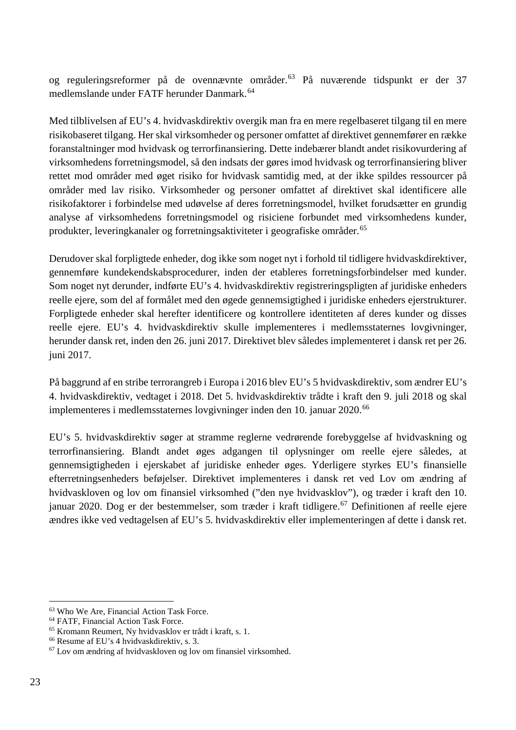og reguleringsreformer på de ovennævnte områder.[63] På nuværende tidspunkt er der 37 medlemslande under FATF herunder Danmark.[64]

Med tilblivelsen af EU's 4. hvidvaskdirektiv overgik man fra en mere regelbaseret tilgang til en mere risikobaseret tilgang. Her skal virksomheder og personer omfattet af direktivet gennemfører en række foranstaltninger mod hvidvask og terrorfinansiering. Dette indebærer blandt andet risikovurdering af virksomhedens forretningsmodel, så den indsats der gøres imod hvidvask og terrorfinansiering bliver rettet mod områder med øget risiko for hvidvask samtidig med, at der ikke spildes ressourcer på områder med lav risiko. Virksomheder og personer omfattet af direktivet skal identificere alle risikofaktorer i forbindelse med udøvelse af deres forretningsmodel, hvilket forudsætter en grundig analyse af virksomhedens forretningsmodel og risiciene forbundet med virksomhedens kunder, produkter, leveringkanaler og forretningsaktiviteter i geografiske områder.[65]

Derudover skal forpligtede enheder, dog ikke som noget nyt i forhold til tidligere hvidvaskdirektiver, gennemføre kundekendskabsprocedurer, inden der etableres forretningsforbindelser med kunder. Som noget nyt derunder, indførte EU's 4. hvidvaskdirektiv registreringspligten af juridiske enheders reelle ejere, som del af formålet med den øgede gennemsigtighed i juridiske enheders ejerstrukturer. Forpligtede enheder skal herefter identificere og kontrollere identiteten af deres kunder og disses reelle ejere. EU's 4. hvidvaskdirektiv skulle implementeres i medlemsstaternes lovgivninger, herunder dansk ret, inden den 26. juni 2017. Direktivet blev således implementeret i dansk ret per 26. juni 2017.

På baggrund af en stribe terrorangreb i Europa i 2016 blev EU's 5 hvidvaskdirektiv, som ændrer EU's 4. hvidvaskdirektiv, vedtaget i 2018. Det 5. hvidvaskdirektiv trådte i kraft den 9. juli 2018 og skal implementeres i medlemsstaternes lovgivninger inden den 10. januar 2020.[66]

EU's 5. hvidvaskdirektiv søger at stramme reglerne vedrørende forebyggelse af hvidvaskning og terrorfinansiering. Blandt andet øges adgangen til oplysninger om reelle ejere således, at gennemsigtigheden i ejerskabet af juridiske enheder øges. Yderligere styrkes EU's finansielle efterretningsenheders beføjelser. Direktivet implementeres i dansk ret ved Lov om ændring af hvidvaskloven og lov om finansiel virksomhed ("den nye hvidvasklov"), og træder i kraft den 10. januar 2020. Dog er der bestemmelser, som træder i kraft tidligere.[67] Definitionen af reelle ejere ændres ikke ved vedtagelsen af EU's 5. hvidvaskdirektiv eller implementeringen af dette i dansk ret.

[63] Who We Are, Financial Action Task Force.
[64] FATF, Financial Action Task Force.
[65] Kromann Reumert, Ny hvidvasklov er trådt i kraft, s. 1.
[66] Resume af EU's 4 hvidvaskdirektiv, s. 3.
[67] Lov om ændring af hvidvaskloven og lov om finansiel virksomhed.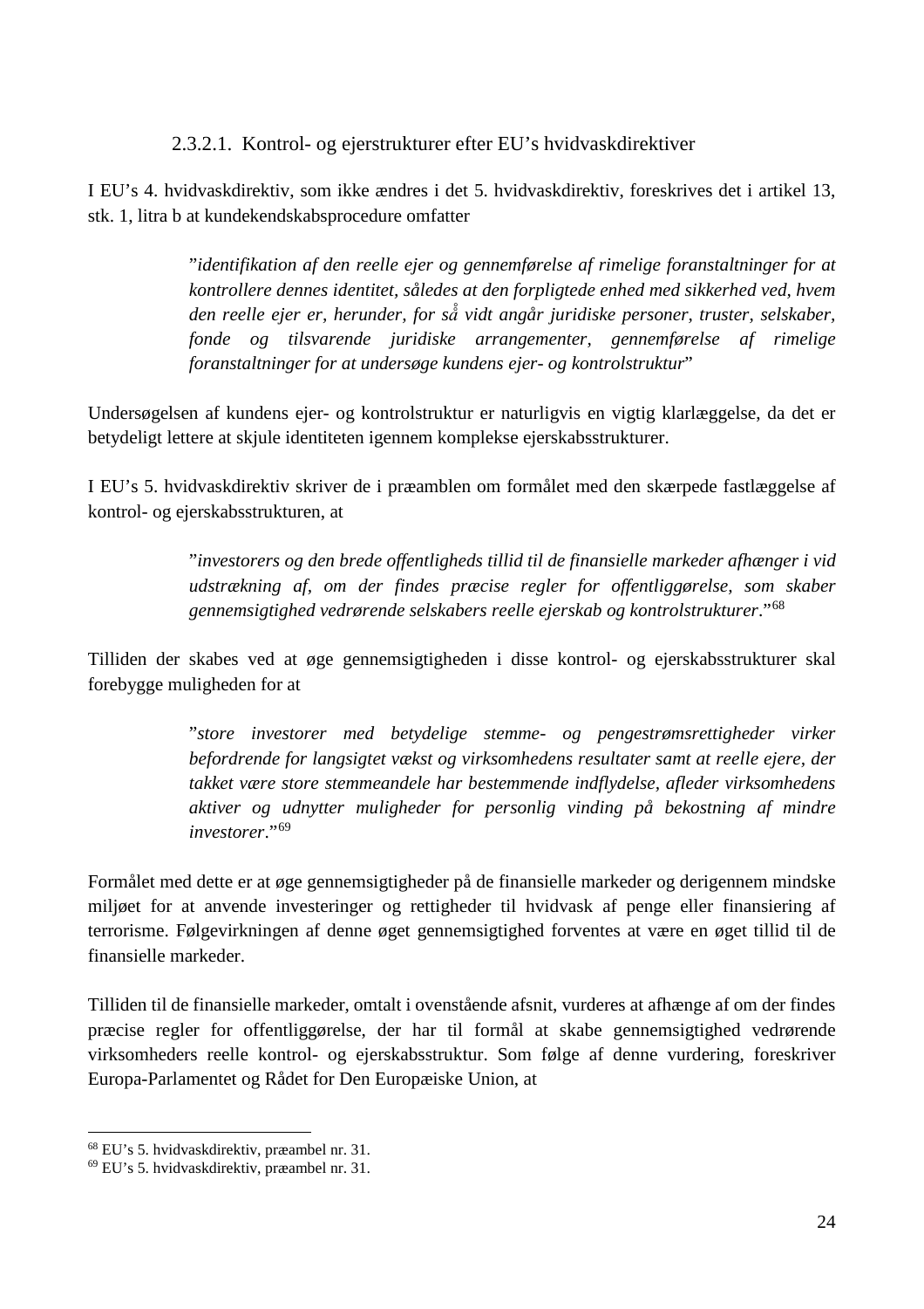#### 2.3.2.1. Kontrol- og ejerstrukturer efter EU's hvidvaskdirektiver

I EU's 4. hvidvaskdirektiv, som ikke ændres i det 5. hvidvaskdirektiv, foreskrives det i artikel 13, stk. 1, litra b at kundekendskabsprocedure omfatter

> "*identifikation af den reelle ejer og gennemførelse af rimelige foranstaltninger for at kontrollere dennes identitet, således at den forpligtede enhed med sikkerhed ved, hvem den reelle ejer er, herunder, for så vidt angår juridiske personer, truster, selskaber, fonde og tilsvarende juridiske arrangementer, gennemførelse af rimelige foranstaltninger for at undersøge kundens ejer- og kontrolstruktur*"

Undersøgelsen af kundens ejer- og kontrolstruktur er naturligvis en vigtig klarlæggelse, da det er betydeligt lettere at skjule identiteten igennem komplekse ejerskabsstrukturer.

I EU's 5. hvidvaskdirektiv skriver de i præamblen om formålet med den skærpede fastlæggelse af kontrol- og ejerskabsstrukturen, at

> "*investorers og den brede offentligheds tillid til de finansielle markeder afhænger i vid udstrækning af, om der findes præcise regler for offentliggørelse, som skaber gennemsigtighed vedrørende selskabers reelle ejerskab og kontrolstrukturer*."[68]

Tilliden der skabes ved at øge gennemsigtigheden i disse kontrol- og ejerskabsstrukturer skal forebygge muligheden for at

> "*store investorer med betydelige stemme- og pengestrømsrettigheder virker befordrende for langsigtet vækst og virksomhedens resultater samt at reelle ejere, der takket være store stemmeandele har bestemmende indflydelse, afleder virksomhedens aktiver og udnytter muligheder for personlig vinding på bekostning af mindre investorer*."[69]

Formålet med dette er at øge gennemsigtigheder på de finansielle markeder og derigennem mindske miljøet for at anvende investeringer og rettigheder til hvidvask af penge eller finansiering af terrorisme. Følgevirkningen af denne øget gennemsigtighed forventes at være en øget tillid til de finansielle markeder.

Tilliden til de finansielle markeder, omtalt i ovenstående afsnit, vurderes at afhænge af om der findes præcise regler for offentliggørelse, der har til formål at skabe gennemsigtighed vedrørende virksomheders reelle kontrol- og ejerskabsstruktur. Som følge af denne vurdering, foreskriver Europa-Parlamentet og Rådet for Den Europæiske Union, at

---

[68] EU's 5. hvidvaskdirektiv, præambel nr. 31.

[69] EU's 5. hvidvaskdirektiv, præambel nr. 31.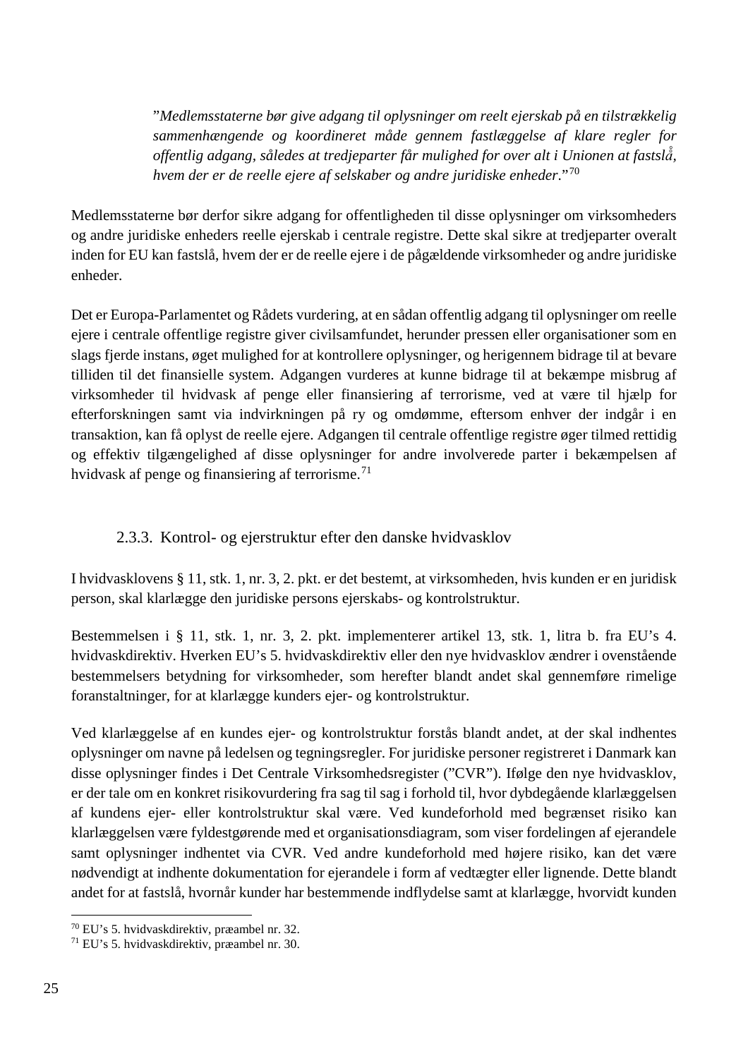> ”*Medlemsstaterne bør give adgang til oplysninger om reelt ejerskab på en tilstrækkelig sammenhængende og koordineret måde gennem fastlæggelse af klare regler for offentlig adgang, således at tredjeparter får mulighed for over alt i Unionen at fastslå, hvem der er de reelle ejere af selskaber og andre juridiske enheder*.”[70]

Medlemsstaterne bør derfor sikre adgang for offentligheden til disse oplysninger om virksomheders og andre juridiske enheders reelle ejerskab i centrale registre. Dette skal sikre at tredjeparter overalt inden for EU kan fastslå, hvem der er de reelle ejere i de pågældende virksomheder og andre juridiske enheder.

Det er Europa-Parlamentet og Rådets vurdering, at en sådan offentlig adgang til oplysninger om reelle ejere i centrale offentlige registre giver civilsamfundet, herunder pressen eller organisationer som en slags fjerde instans, øget mulighed for at kontrollere oplysninger, og herigennem bidrage til at bevare tilliden til det finansielle system. Adgangen vurderes at kunne bidrage til at bekæmpe misbrug af virksomheder til hvidvask af penge eller finansiering af terrorisme, ved at være til hjælp for efterforskningen samt via indvirkningen på ry og omdømme, eftersom enhver der indgår i en transaktion, kan få oplyst de reelle ejere. Adgangen til centrale offentlige registre øger tilmed rettidig og effektiv tilgængelighed af disse oplysninger for andre involverede parter i bekæmpelsen af hvidvask af penge og finansiering af terrorisme.[71]

### 2.3.3. Kontrol- og ejerstruktur efter den danske hvidvasklov

I hvidvasklovens § 11, stk. 1, nr. 3, 2. pkt. er det bestemt, at virksomheden, hvis kunden er en juridisk person, skal klarlægge den juridiske persons ejerskabs- og kontrolstruktur.

Bestemmelsen i § 11, stk. 1, nr. 3, 2. pkt. implementerer artikel 13, stk. 1, litra b. fra EU's 4. hvidvaskdirektiv. Hverken EU's 5. hvidvaskdirektiv eller den nye hvidvasklov ændrer i ovenstående bestemmelsers betydning for virksomheder, som herefter blandt andet skal gennemføre rimelige foranstaltninger, for at klarlægge kunders ejer- og kontrolstruktur.

Ved klarlæggelse af en kundes ejer- og kontrolstruktur forstås blandt andet, at der skal indhentes oplysninger om navne på ledelsen og tegningsregler. For juridiske personer registreret i Danmark kan disse oplysninger findes i Det Centrale Virksomhedsregister (”CVR”). Ifølge den nye hvidvasklov, er der tale om en konkret risikovurdering fra sag til sag i forhold til, hvor dybdegående klarlæggelsen af kundens ejer- eller kontrolstruktur skal være. Ved kundeforhold med begrænset risiko kan klarlæggelsen være fyldestgørende med et organisationsdiagram, som viser fordelingen af ejerandele samt oplysninger indhentet via CVR. Ved andre kundeforhold med højere risiko, kan det være nødvendigt at indhente dokumentation for ejerandele i form af vedtægter eller lignende. Dette blandt andet for at fastslå, hvornår kunder har bestemmende indflydelse samt at klarlægge, hvorvidt kunden

[70] EU's 5. hvidvaskdirektiv, præambel nr. 32.
[71] EU's 5. hvidvaskdirektiv, præambel nr. 30.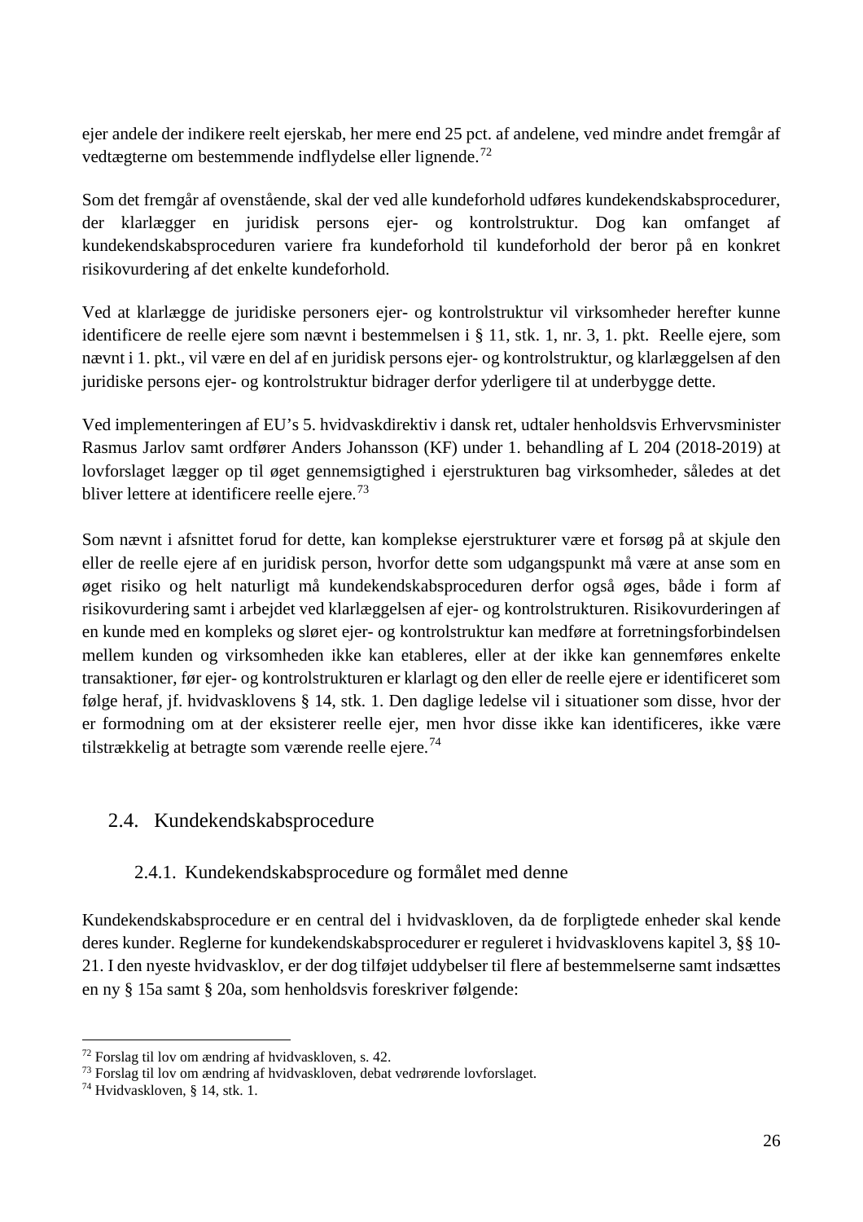ejer andele der indikere reelt ejerskab, her mere end 25 pct. af andelene, ved mindre andet fremgår af vedtægterne om bestemmende indflydelse eller lignende.[72]

Som det fremgår af ovenstående, skal der ved alle kundeforhold udføres kundekendskabsprocedurer, der klarlægger en juridisk persons ejer- og kontrolstruktur. Dog kan omfanget af kundekendskabsproceduren variere fra kundeforhold til kundeforhold der beror på en konkret risikovurdering af det enkelte kundeforhold.

Ved at klarlægge de juridiske personers ejer- og kontrolstruktur vil virksomheder herefter kunne identificere de reelle ejere som nævnt i bestemmelsen i § 11, stk. 1, nr. 3, 1. pkt. Reelle ejere, som nævnt i 1. pkt., vil være en del af en juridisk persons ejer- og kontrolstruktur, og klarlæggelsen af den juridiske persons ejer- og kontrolstruktur bidrager derfor yderligere til at underbygge dette.

Ved implementeringen af EU's 5. hvidvaskdirektiv i dansk ret, udtaler henholdsvis Erhvervsminister Rasmus Jarlov samt ordfører Anders Johansson (KF) under 1. behandling af L 204 (2018-2019) at lovforslaget lægger op til øget gennemsigtighed i ejerstrukturen bag virksomheder, således at det bliver lettere at identificere reelle ejere.[73]

Som nævnt i afsnittet forud for dette, kan komplekse ejerstrukturer være et forsøg på at skjule den eller de reelle ejere af en juridisk person, hvorfor dette som udgangspunkt må være at anse som en øget risiko og helt naturligt må kundekendskabsproceduren derfor også øges, både i form af risikovurdering samt i arbejdet ved klarlæggelsen af ejer- og kontrolstrukturen. Risikovurderingen af en kunde med en kompleks og sløret ejer- og kontrolstruktur kan medføre at forretningsforbindelsen mellem kunden og virksomheden ikke kan etableres, eller at der ikke kan gennemføres enkelte transaktioner, før ejer- og kontrolstrukturen er klarlagt og den eller de reelle ejere er identificeret som følge heraf, jf. hvidvasklovens § 14, stk. 1. Den daglige ledelse vil i situationer som disse, hvor der er formodning om at der eksisterer reelle ejer, men hvor disse ikke kan identificeres, ikke være tilstrækkelig at betragte som værende reelle ejere.[74]

## 2.4. Kundekendskabsprocedure

### 2.4.1. Kundekendskabsprocedure og formålet med denne

Kundekendskabsprocedure er en central del i hvidvaskloven, da de forpligtede enheder skal kende deres kunder. Reglerne for kundekendskabsprocedurer er reguleret i hvidvasklovens kapitel 3, §§ 10-21. I den nyeste hvidvasklov, er der dog tilføjet uddybelser til flere af bestemmelserne samt indsættes en ny § 15a samt § 20a, som henholdsvis foreskriver følgende:

[72] Forslag til lov om ændring af hvidvaskloven, s. 42.
[73] Forslag til lov om ændring af hvidvaskloven, debat vedrørende lovforslaget.
[74] Hvidvaskloven, § 14, stk. 1.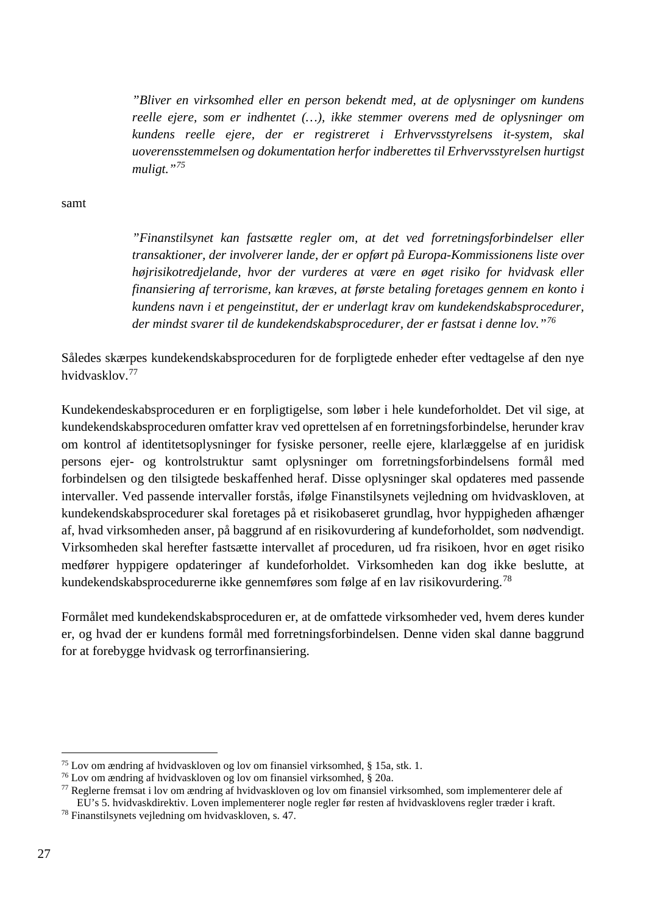> *"Bliver en virksomhed eller en person bekendt med, at de oplysninger om kundens reelle ejere, som er indhentet (…), ikke stemmer overens med de oplysninger om kundens reelle ejere, der er registreret i Erhvervsstyrelsens it-system, skal uoverensstemmelsen og dokumentation herfor indberettes til Erhvervsstyrelsen hurtigst muligt."*[75]

samt

> *"Finanstilsynet kan fastsætte regler om, at det ved forretningsforbindelser eller transaktioner, der involverer lande, der er opført på Europa-Kommissionens liste over højrisikotredjelande, hvor der vurderes at være en øget risiko for hvidvask eller finansiering af terrorisme, kan kræves, at første betaling foretages gennem en konto i kundens navn i et pengeinstitut, der er underlagt krav om kundekendskabsprocedurer, der mindst svarer til de kundekendskabsprocedurer, der er fastsat i denne lov."*[76]

Således skærpes kundekendskabsproceduren for de forpligtede enheder efter vedtagelse af den nye hvidvasklov.[77]

Kundekendeskabsproceduren er en forpligtigelse, som løber i hele kundeforholdet. Det vil sige, at kundekendskabsproceduren omfatter krav ved oprettelsen af en forretningsforbindelse, herunder krav om kontrol af identitetsoplysninger for fysiske personer, reelle ejere, klarlæggelse af en juridisk persons ejer- og kontrolstruktur samt oplysninger om forretningsforbindelsens formål med forbindelsen og den tilsigtede beskaffenhed heraf. Disse oplysninger skal opdateres med passende intervaller. Ved passende intervaller forstås, ifølge Finanstilsynets vejledning om hvidvaskloven, at kundekendskabsprocedurer skal foretages på et risikobaseret grundlag, hvor hyppigheden afhænger af, hvad virksomheden anser, på baggrund af en risikovurdering af kundeforholdet, som nødvendigt. Virksomheden skal herefter fastsætte intervallet af proceduren, ud fra risikoen, hvor en øget risiko medfører hyppigere opdateringer af kundeforholdet. Virksomheden kan dog ikke beslutte, at kundekendskabsprocedurerne ikke gennemføres som følge af en lav risikovurdering.[78]

Formålet med kundekendskabsproceduren er, at de omfattede virksomheder ved, hvem deres kunder er, og hvad der er kundens formål med forretningsforbindelsen. Denne viden skal danne baggrund for at forebygge hvidvask og terrorfinansiering.

---

[75] Lov om ændring af hvidvaskloven og lov om finansiel virksomhed, § 15a, stk. 1.

[76] Lov om ændring af hvidvaskloven og lov om finansiel virksomhed, § 20a.

[77] Reglerne fremsat i lov om ændring af hvidvaskloven og lov om finansiel virksomhed, som implementerer dele af EU's 5. hvidvaskdirektiv. Loven implementerer nogle regler før resten af hvidvasklovens regler træder i kraft.

[78] Finanstilsynets vejledning om hvidvaskloven, s. 47.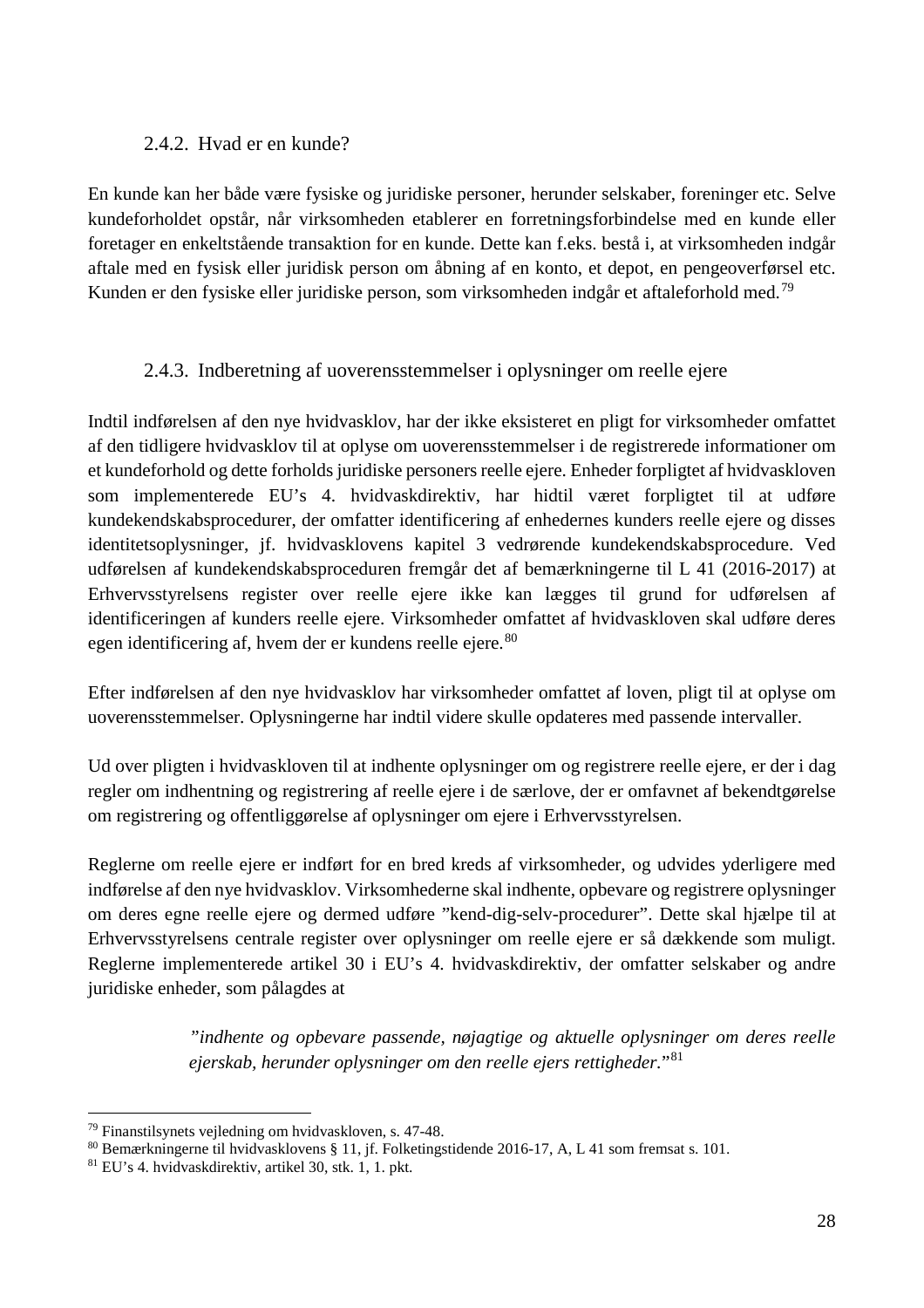### 2.4.2. Hvad er en kunde?

En kunde kan her både være fysiske og juridiske personer, herunder selskaber, foreninger etc. Selve kundeforholdet opstår, når virksomheden etablerer en forretningsforbindelse med en kunde eller foretager en enkeltstående transaktion for en kunde. Dette kan f.eks. bestå i, at virksomheden indgår aftale med en fysisk eller juridisk person om åbning af en konto, et depot, en pengeoverførsel etc. Kunden er den fysiske eller juridiske person, som virksomheden indgår et aftaleforhold med.[79]

### 2.4.3. Indberetning af uoverensstemmelser i oplysninger om reelle ejere

Indtil indførelsen af den nye hvidvasklov, har der ikke eksisteret en pligt for virksomheder omfattet af den tidligere hvidvasklov til at oplyse om uoverensstemmelser i de registrerede informationer om et kundeforhold og dette forholds juridiske personers reelle ejere. Enheder forpligtet af hvidvaskloven som implementerede EU's 4. hvidvaskdirektiv, har hidtil været forpligtet til at udføre kundekendskabsprocedurer, der omfatter identificering af enhedernes kunders reelle ejere og disses identitetsoplysninger, jf. hvidvasklovens kapitel 3 vedrørende kundekendskabsprocedure. Ved udførelsen af kundekendskabsproceduren fremgår det af bemærkningerne til L 41 (2016-2017) at Erhvervsstyrelsens register over reelle ejere ikke kan lægges til grund for udførelsen af identificeringen af kunders reelle ejere. Virksomheder omfattet af hvidvaskloven skal udføre deres egen identificering af, hvem der er kundens reelle ejere.[80]

Efter indførelsen af den nye hvidvasklov har virksomheder omfattet af loven, pligt til at oplyse om uoverensstemmelser. Oplysningerne har indtil videre skulle opdateres med passende intervaller.

Ud over pligten i hvidvaskloven til at indhente oplysninger om og registrere reelle ejere, er der i dag regler om indhentning og registrering af reelle ejere i de særlove, der er omfavnet af bekendtgørelse om registrering og offentliggørelse af oplysninger om ejere i Erhvervsstyrelsen.

Reglerne om reelle ejere er indført for en bred kreds af virksomheder, og udvides yderligere med indførelse af den nye hvidvasklov. Virksomhederne skal indhente, opbevare og registrere oplysninger om deres egne reelle ejere og dermed udføre "kend-dig-selv-procedurer". Dette skal hjælpe til at Erhvervsstyrelsens centrale register over oplysninger om reelle ejere er så dækkende som muligt. Reglerne implementerede artikel 30 i EU's 4. hvidvaskdirektiv, der omfatter selskaber og andre juridiske enheder, som pålagdes at

> *"indhente og opbevare passende, nøjagtige og aktuelle oplysninger om deres reelle ejerskab, herunder oplysninger om den reelle ejers rettigheder."*[81]

---

[79] Finanstilsynets vejledning om hvidvaskloven, s. 47-48.

[80] Bemærkningerne til hvidvasklovens § 11, jf. Folketingstidende 2016-17, A, L 41 som fremsat s. 101.

[81] EU's 4. hvidvaskdirektiv, artikel 30, stk. 1, 1. pkt.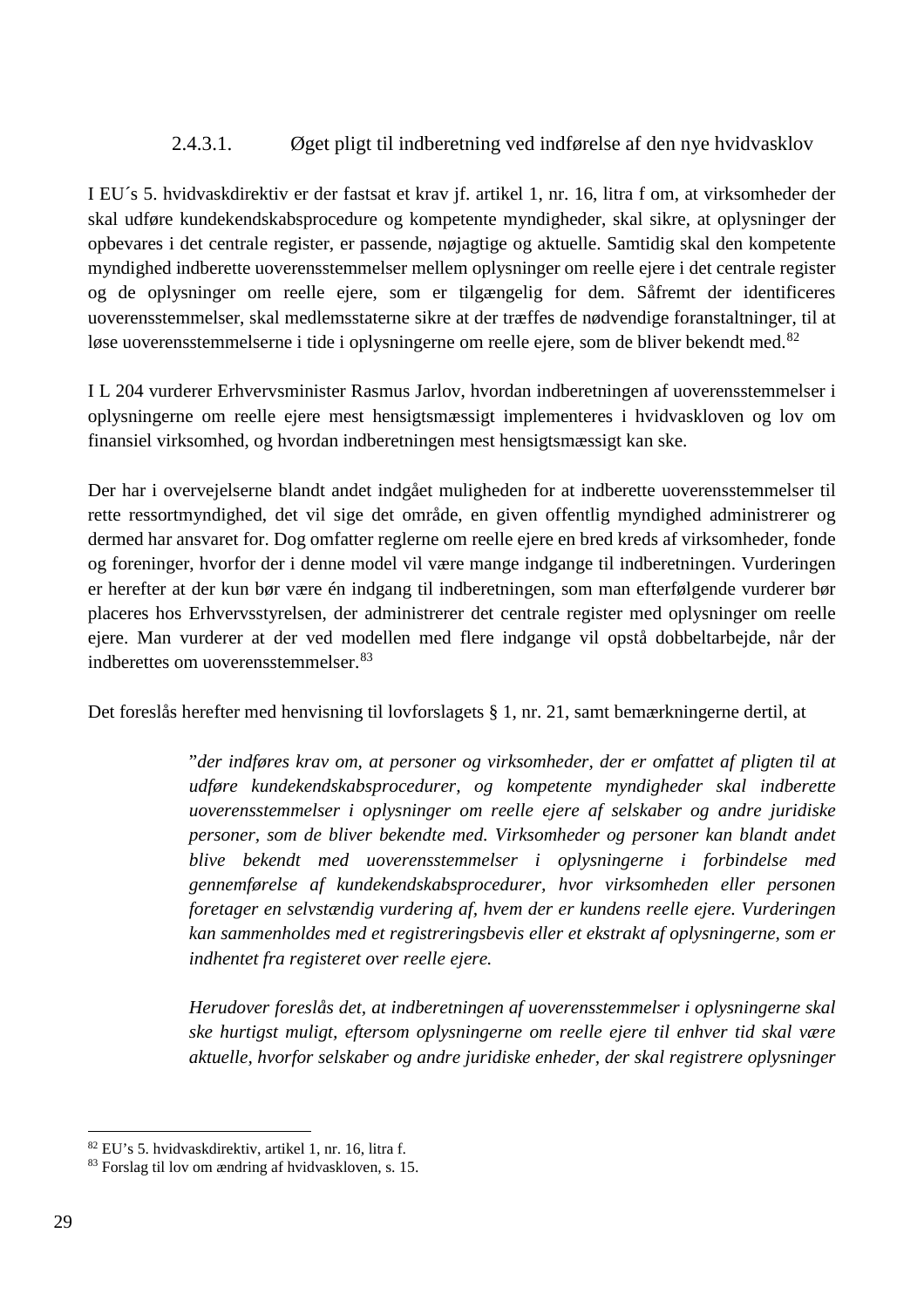#### 2.4.3.1. Øget pligt til indberetning ved indførelse af den nye hvidvasklov

I EU´s 5. hvidvaskdirektiv er der fastsat et krav jf. artikel 1, nr. 16, litra f om, at virksomheder der skal udføre kundekendskabsprocedure og kompetente myndigheder, skal sikre, at oplysninger der opbevares i det centrale register, er passende, nøjagtige og aktuelle. Samtidig skal den kompetente myndighed indberette uoverensstemmelser mellem oplysninger om reelle ejere i det centrale register og de oplysninger om reelle ejere, som er tilgængelig for dem. Såfremt der identificeres uoverensstemmelser, skal medlemsstaterne sikre at der træffes de nødvendige foranstaltninger, til at løse uoverensstemmelserne i tide i oplysningerne om reelle ejere, som de bliver bekendt med.[82]

I L 204 vurderer Erhvervsminister Rasmus Jarlov, hvordan indberetningen af uoverensstemmelser i oplysningerne om reelle ejere mest hensigtsmæssigt implementeres i hvidvaskloven og lov om finansiel virksomhed, og hvordan indberetningen mest hensigtsmæssigt kan ske.

Der har i overvejelserne blandt andet indgået muligheden for at indberette uoverensstemmelser til rette ressortmyndighed, det vil sige det område, en given offentlig myndighed administrerer og dermed har ansvaret for. Dog omfatter reglerne om reelle ejere en bred kreds af virksomheder, fonde og foreninger, hvorfor der i denne model vil være mange indgange til indberetningen. Vurderingen er herefter at der kun bør være én indgang til indberetningen, som man efterfølgende vurderer bør placeres hos Erhvervsstyrelsen, der administrerer det centrale register med oplysninger om reelle ejere. Man vurderer at der ved modellen med flere indgange vil opstå dobbeltarbejde, når der indberettes om uoverensstemmelser.[83]

Det foreslås herefter med henvisning til lovforslagets § 1, nr. 21, samt bemærkningerne dertil, at

> *"der indføres krav om, at personer og virksomheder, der er omfattet af pligten til at udføre kundekendskabsprocedurer, og kompetente myndigheder skal indberette uoverensstemmelser i oplysninger om reelle ejere af selskaber og andre juridiske personer, som de bliver bekendte med. Virksomheder og personer kan blandt andet blive bekendt med uoverensstemmelser i oplysningerne i forbindelse med gennemførelse af kundekendskabsprocedurer, hvor virksomheden eller personen foretager en selvstændig vurdering af, hvem der er kundens reelle ejere. Vurderingen kan sammenholdes med et registreringsbevis eller et ekstrakt af oplysningerne, som er indhentet fra registeret over reelle ejere.*
>
> *Herudover foreslås det, at indberetningen af uoverensstemmelser i oplysningerne skal ske hurtigst muligt, eftersom oplysningerne om reelle ejere til enhver tid skal være aktuelle, hvorfor selskaber og andre juridiske enheder, der skal registrere oplysninger*

[82] EU's 5. hvidvaskdirektiv, artikel 1, nr. 16, litra f.

[83] Forslag til lov om ændring af hvidvaskloven, s. 15.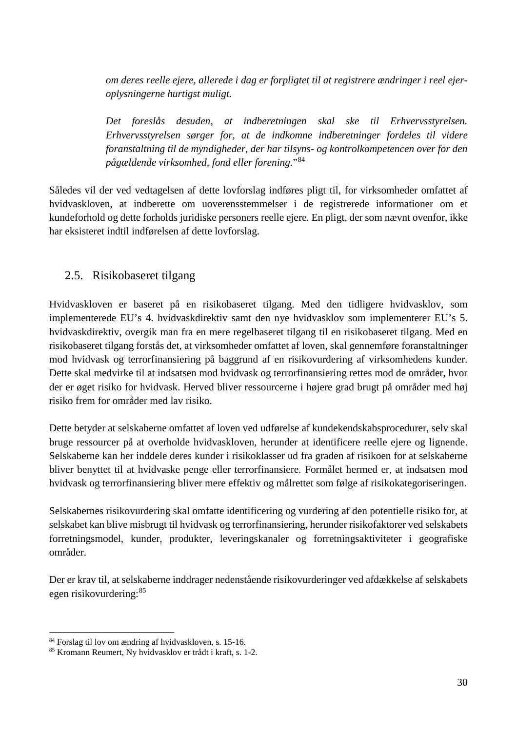> *om deres reelle ejere, allerede i dag er forpligtet til at registrere ændringer i reel ejer-oplysningerne hurtigst muligt.*
>
> *Det foreslås desuden, at indberetningen skal ske til Erhvervsstyrelsen. Erhvervsstyrelsen sørger for, at de indkomne indberetninger fordeles til videre foranstaltning til de myndigheder, der har tilsyns- og kontrolkompetencen over for den pågældende virksomhed, fond eller forening.*"[84]

Således vil der ved vedtagelsen af dette lovforslag indføres pligt til, for virksomheder omfattet af hvidvaskloven, at indberette om uoverensstemmelser i de registrerede informationer om et kundeforhold og dette forholds juridiske personers reelle ejere. En pligt, der som nævnt ovenfor, ikke har eksisteret indtil indførelsen af dette lovforslag.

## 2.5. Risikobaseret tilgang

Hvidvaskloven er baseret på en risikobaseret tilgang. Med den tidligere hvidvasklov, som implementerede EU's 4. hvidvaskdirektiv samt den nye hvidvasklov som implementerer EU's 5. hvidvaskdirektiv, overgik man fra en mere regelbaseret tilgang til en risikobaseret tilgang. Med en risikobaseret tilgang forstås det, at virksomheder omfattet af loven, skal gennemføre foranstaltninger mod hvidvask og terrorfinansiering på baggrund af en risikovurdering af virksomhedens kunder. Dette skal medvirke til at indsatsen mod hvidvask og terrorfinansiering rettes mod de områder, hvor der er øget risiko for hvidvask. Herved bliver ressourcerne i højere grad brugt på områder med høj risiko frem for områder med lav risiko.

Dette betyder at selskaberne omfattet af loven ved udførelse af kundekendskabsprocedurer, selv skal bruge ressourcer på at overholde hvidvaskloven, herunder at identificere reelle ejere og lignende. Selskaberne kan her inddele deres kunder i risikoklasser ud fra graden af risikoen for at selskaberne bliver benyttet til at hvidvaske penge eller terrorfinansiere. Formålet hermed er, at indsatsen mod hvidvask og terrorfinansiering bliver mere effektiv og målrettet som følge af risikokategoriseringen.

Selskabernes risikovurdering skal omfatte identificering og vurdering af den potentielle risiko for, at selskabet kan blive misbrugt til hvidvask og terrorfinansiering, herunder risikofaktorer ved selskabets forretningsmodel, kunder, produkter, leveringskanaler og forretningsaktiviteter i geografiske områder.

Der er krav til, at selskaberne inddrager nedenstående risikovurderinger ved afdækkelse af selskabets egen risikovurdering:[85]

---

[84] Forslag til lov om ændring af hvidvaskloven, s. 15-16.
[85] Kromann Reumert, Ny hvidvasklov er trådt i kraft, s. 1-2.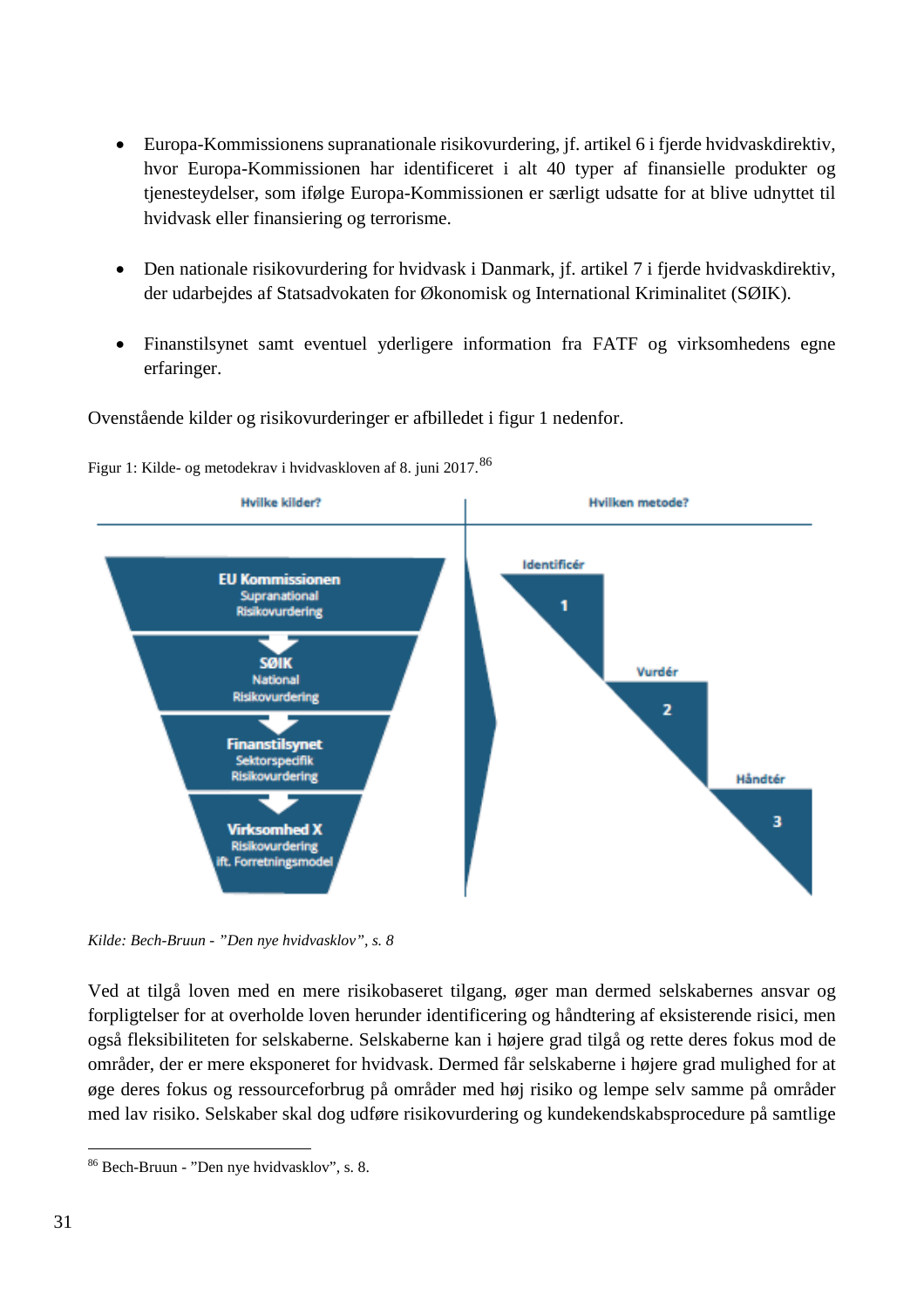- Europa-Kommissionens supranationale risikovurdering, jf. artikel 6 i fjerde hvidvaskdirektiv, hvor Europa-Kommissionen har identificeret i alt 40 typer af finansielle produkter og tjenesteydelser, som ifølge Europa-Kommissionen er særligt udsatte for at blive udnyttet til hvidvask eller finansiering og terrorisme.

- Den nationale risikovurdering for hvidvask i Danmark, jf. artikel 7 i fjerde hvidvaskdirektiv, der udarbejdes af Statsadvokaten for Økonomisk og International Kriminalitet (SØIK).

- Finanstilsynet samt eventuel yderligere information fra FATF og virksomhedens egne erfaringer.

Ovenstående kilder og risikovurderinger er afbilledet i figur 1 nedenfor.

Figur 1: Kilde- og metodekrav i hvidvaskloven af 8. juni 2017.[86]

| Hvilke kilder? | Hvilken metode? |
|---|---|
| EU Kommissionen – Supranational Risikovurdering | 1 Identificér |
| SØIK – National Risikovurdering | 2 Vurdér |
| Finanstilsynet – Sektorspecifik Risikovurdering | 3 Håndtér |
| Virksomhed X – Risikovurdering ift. Forretningsmodel | |

*Kilde: Bech-Bruun - "Den nye hvidvasklov", s. 8*

Ved at tilgå loven med en mere risikobaseret tilgang, øger man dermed selskabernes ansvar og forpligtelser for at overholde loven herunder identificering og håndtering af eksisterende risici, men også fleksibiliteten for selskaberne. Selskaberne kan i højere grad tilgå og rette deres fokus mod de områder, der er mere eksponeret for hvidvask. Dermed får selskaberne i højere grad mulighed for at øge deres fokus og ressourceforbrug på områder med høj risiko og lempe selv samme på områder med lav risiko. Selskaber skal dog udføre risikovurdering og kundekendskabsprocedure på samtlige

[86] Bech-Bruun - "Den nye hvidvasklov", s. 8.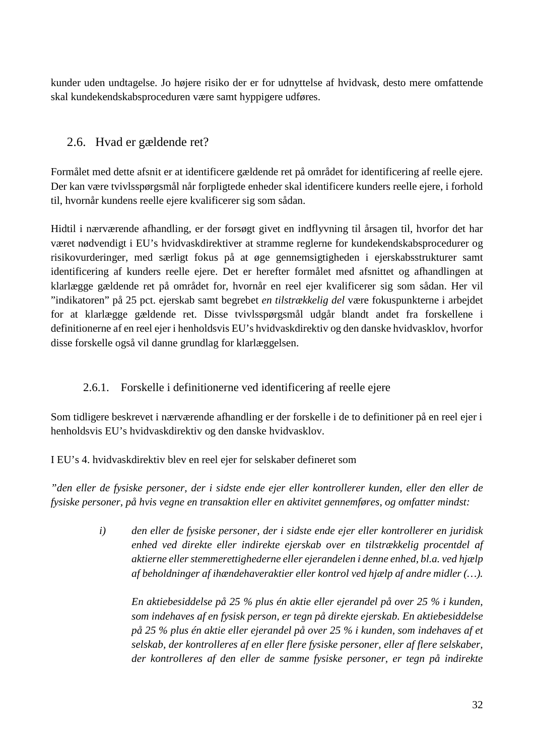kunder uden undtagelse. Jo højere risiko der er for udnyttelse af hvidvask, desto mere omfattende skal kundekendskabsproceduren være samt hyppigere udføres.

## 2.6. Hvad er gældende ret?

Formålet med dette afsnit er at identificere gældende ret på området for identificering af reelle ejere. Der kan være tvivlsspørgsmål når forpligtede enheder skal identificere kunders reelle ejere, i forhold til, hvornår kundens reelle ejere kvalificerer sig som sådan.

Hidtil i nærværende afhandling, er der forsøgt givet en indflyvning til årsagen til, hvorfor det har været nødvendigt i EU's hvidvaskdirektiver at stramme reglerne for kundekendskabsprocedurer og risikovurderinger, med særligt fokus på at øge gennemsigtigheden i ejerskabsstrukturer samt identificering af kunders reelle ejere. Det er herefter formålet med afsnittet og afhandlingen at klarlægge gældende ret på området for, hvornår en reel ejer kvalificerer sig som sådan. Her vil "indikatoren" på 25 pct. ejerskab samt begrebet *en tilstrækkelig del* være fokuspunkterne i arbejdet for at klarlægge gældende ret. Disse tvivlsspørgsmål udgår blandt andet fra forskellene i definitionerne af en reel ejer i henholdsvis EU's hvidvaskdirektiv og den danske hvidvasklov, hvorfor disse forskelle også vil danne grundlag for klarlæggelsen.

### 2.6.1. Forskelle i definitionerne ved identificering af reelle ejere

Som tidligere beskrevet i nærværende afhandling er der forskelle i de to definitioner på en reel ejer i henholdsvis EU's hvidvaskdirektiv og den danske hvidvasklov.

I EU's 4. hvidvaskdirektiv blev en reel ejer for selskaber defineret som

*"den eller de fysiske personer, der i sidste ende ejer eller kontrollerer kunden, eller den eller de fysiske personer, på hvis vegne en transaktion eller en aktivitet gennemføres, og omfatter mindst:*

> *i)* *den eller de fysiske personer, der i sidste ende ejer eller kontrollerer en juridisk enhed ved direkte eller indirekte ejerskab over en tilstrækkelig procentdel af aktierne eller stemmerettighederne eller ejerandelen i denne enhed, bl.a. ved hjælp af beholdninger af ihændehaveraktier eller kontrol ved hjælp af andre midler (…).*
>
> *En aktiebesiddelse på 25 % plus én aktie eller ejerandel på over 25 % i kunden, som indehaves af en fysisk person, er tegn på direkte ejerskab. En aktiebesiddelse på 25 % plus én aktie eller ejerandel på over 25 % i kunden, som indehaves af et selskab, der kontrolleres af en eller flere fysiske personer, eller af flere selskaber, der kontrolleres af den eller de samme fysiske personer, er tegn på indirekte*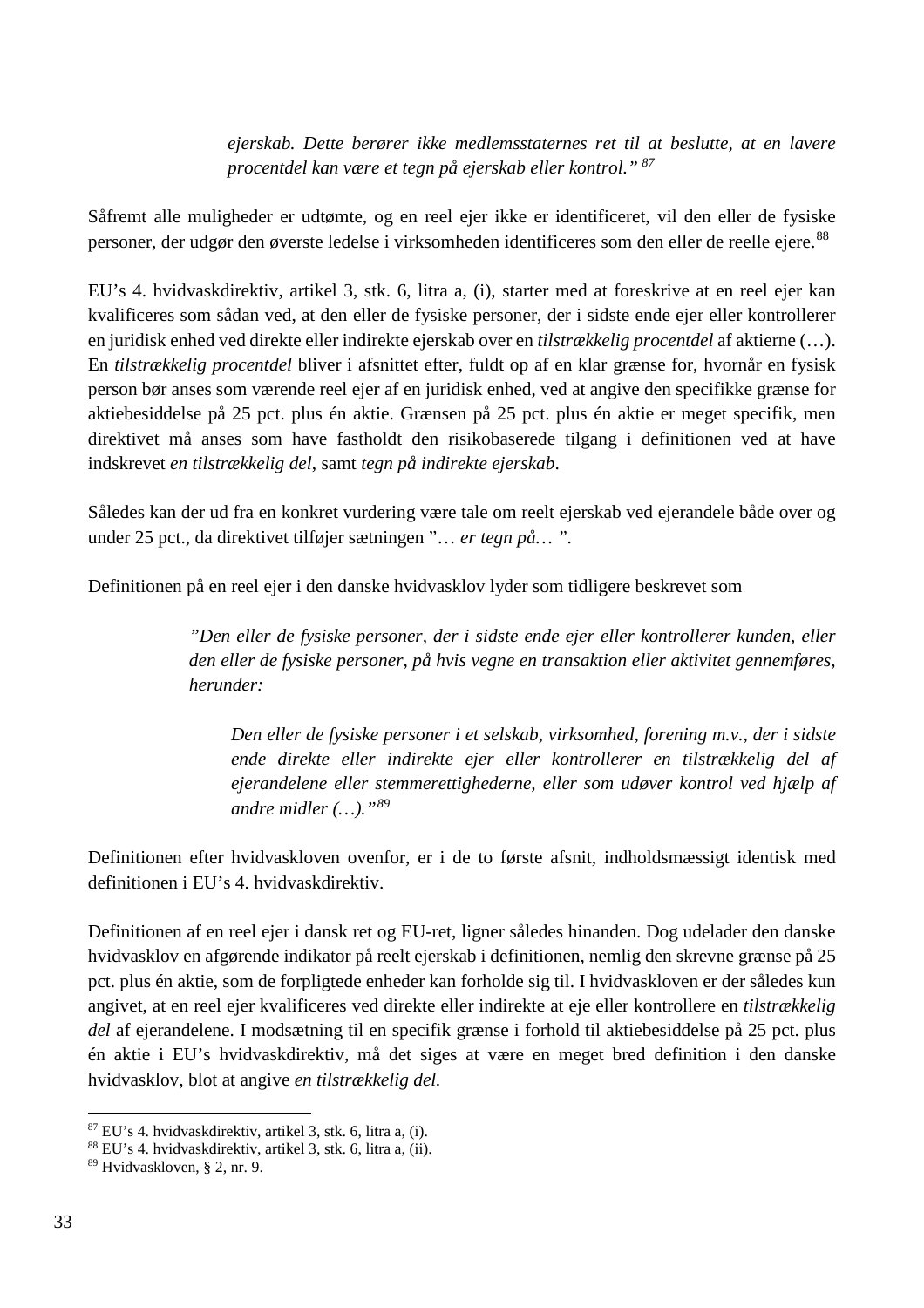> *ejerskab. Dette berører ikke medlemsstaternes ret til at beslutte, at en lavere procentdel kan være et tegn på ejerskab eller kontrol."* [87]

Såfremt alle muligheder er udtømte, og en reel ejer ikke er identificeret, vil den eller de fysiske personer, der udgør den øverste ledelse i virksomheden identificeres som den eller de reelle ejere.[88]

EU's 4. hvidvaskdirektiv, artikel 3, stk. 6, litra a, (i), starter med at foreskrive at en reel ejer kan kvalificeres som sådan ved, at den eller de fysiske personer, der i sidste ende ejer eller kontrollerer en juridisk enhed ved direkte eller indirekte ejerskab over en *tilstrækkelig procentdel* af aktierne (…). En *tilstrækkelig procentdel* bliver i afsnittet efter, fuldt op af en klar grænse for, hvornår en fysisk person bør anses som værende reel ejer af en juridisk enhed, ved at angive den specifikke grænse for aktiebesiddelse på 25 pct. plus én aktie. Grænsen på 25 pct. plus én aktie er meget specifik, men direktivet må anses som have fastholdt den risikobaserede tilgang i definitionen ved at have indskrevet *en tilstrækkelig del*, samt *tegn på indirekte ejerskab*.

Således kan der ud fra en konkret vurdering være tale om reelt ejerskab ved ejerandele både over og under 25 pct., da direktivet tilføjer sætningen "*… er tegn på…* ".

Definitionen på en reel ejer i den danske hvidvasklov lyder som tidligere beskrevet som

> *"Den eller de fysiske personer, der i sidste ende ejer eller kontrollerer kunden, eller den eller de fysiske personer, på hvis vegne en transaktion eller aktivitet gennemføres, herunder:*
>
> > *Den eller de fysiske personer i et selskab, virksomhed, forening m.v., der i sidste ende direkte eller indirekte ejer eller kontrollerer en tilstrækkelig del af ejerandelene eller stemmerettighederne, eller som udøver kontrol ved hjælp af andre midler (…)."* [89]

Definitionen efter hvidvaskloven ovenfor, er i de to første afsnit, indholdsmæssigt identisk med definitionen i EU's 4. hvidvaskdirektiv.

Definitionen af en reel ejer i dansk ret og EU-ret, ligner således hinanden. Dog udelader den danske hvidvasklov en afgørende indikator på reelt ejerskab i definitionen, nemlig den skrevne grænse på 25 pct. plus én aktie, som de forpligtede enheder kan forholde sig til. I hvidvaskloven er der således kun angivet, at en reel ejer kvalificeres ved direkte eller indirekte at eje eller kontrollere en *tilstrækkelig del* af ejerandelene. I modsætning til en specifik grænse i forhold til aktiebesiddelse på 25 pct. plus én aktie i EU's hvidvaskdirektiv, må det siges at være en meget bred definition i den danske hvidvasklov, blot at angive *en tilstrækkelig del.*

---

[87] EU's 4. hvidvaskdirektiv, artikel 3, stk. 6, litra a, (i).
[88] EU's 4. hvidvaskdirektiv, artikel 3, stk. 6, litra a, (ii).
[89] Hvidvaskloven, § 2, nr. 9.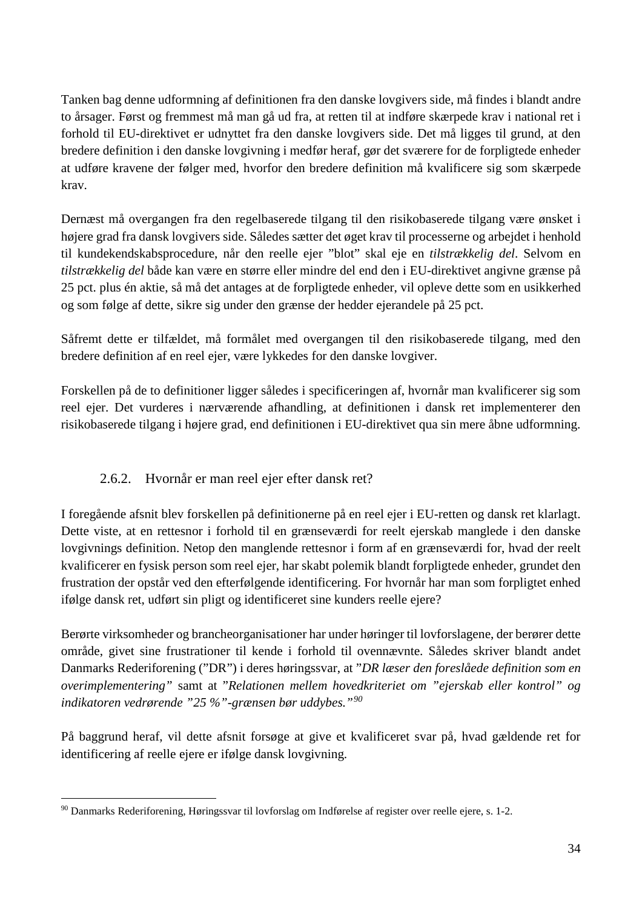Tanken bag denne udformning af definitionen fra den danske lovgivers side, må findes i blandt andre to årsager. Først og fremmest må man gå ud fra, at retten til at indføre skærpede krav i national ret i forhold til EU-direktivet er udnyttet fra den danske lovgivers side. Det må ligges til grund, at den bredere definition i den danske lovgivning i medfør heraf, gør det sværere for de forpligtede enheder at udføre kravene der følger med, hvorfor den bredere definition må kvalificere sig som skærpede krav.

Dernæst må overgangen fra den regelbaserede tilgang til den risikobaserede tilgang være ønsket i højere grad fra dansk lovgivers side. Således sætter det øget krav til processerne og arbejdet i henhold til kundekendskabsprocedure, når den reelle ejer "blot" skal eje en *tilstrækkelig del*. Selvom en *tilstrækkelig del* både kan være en større eller mindre del end den i EU-direktivet angivne grænse på 25 pct. plus én aktie, så må det antages at de forpligtede enheder, vil opleve dette som en usikkerhed og som følge af dette, sikre sig under den grænse der hedder ejerandele på 25 pct.

Såfremt dette er tilfældet, må formålet med overgangen til den risikobaserede tilgang, med den bredere definition af en reel ejer, være lykkedes for den danske lovgiver.

Forskellen på de to definitioner ligger således i specificeringen af, hvornår man kvalificerer sig som reel ejer. Det vurderes i nærværende afhandling, at definitionen i dansk ret implementerer den risikobaserede tilgang i højere grad, end definitionen i EU-direktivet qua sin mere åbne udformning.

### 2.6.2. Hvornår er man reel ejer efter dansk ret?

I foregående afsnit blev forskellen på definitionerne på en reel ejer i EU-retten og dansk ret klarlagt. Dette viste, at en rettesnor i forhold til en grænseværdi for reelt ejerskab manglede i den danske lovgivnings definition. Netop den manglende rettesnor i form af en grænseværdi for, hvad der reelt kvalificerer en fysisk person som reel ejer, har skabt polemik blandt forpligtede enheder, grundet den frustration der opstår ved den efterfølgende identificering. For hvornår har man som forpligtet enhed ifølge dansk ret, udført sin pligt og identificeret sine kunders reelle ejere?

Berørte virksomheder og brancheorganisationer har under høringer til lovforslagene, der berører dette område, givet sine frustrationer til kende i forhold til ovennævnte. Således skriver blandt andet Danmarks Rederiforening ("DR") i deres høringssvar, at "*DR læser den foreslåede definition som en overimplementering*" samt at "*Relationen mellem hovedkriteriet om "ejerskab eller kontrol" og indikatoren vedrørende "25 %"-grænsen bør uddybes.*"[90]

På baggrund heraf, vil dette afsnit forsøge at give et kvalificeret svar på, hvad gældende ret for identificering af reelle ejere er ifølge dansk lovgivning.

---

[90] Danmarks Rederiforening, Høringssvar til lovforslag om Indførelse af register over reelle ejere, s. 1-2.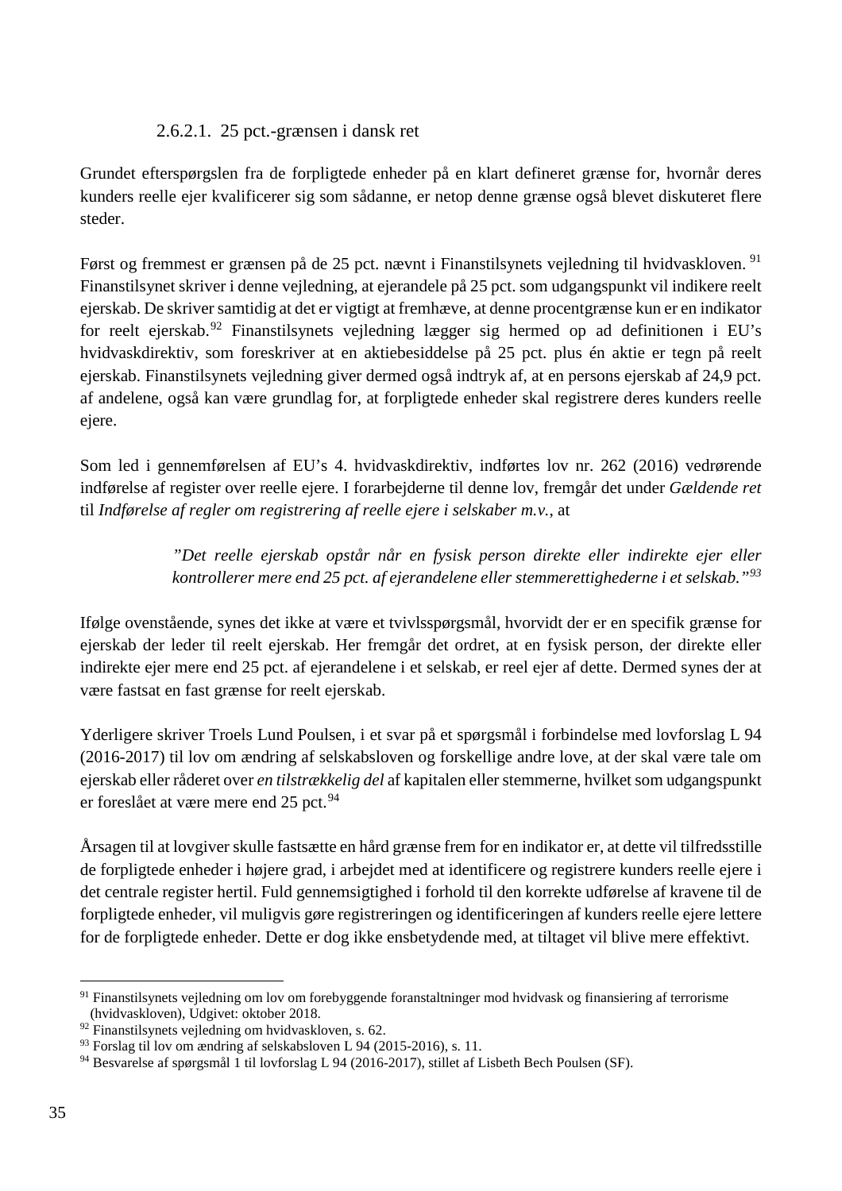#### 2.6.2.1. 25 pct.-grænsen i dansk ret

Grundet efterspørgslen fra de forpligtede enheder på en klart defineret grænse for, hvornår deres kunders reelle ejer kvalificerer sig som sådanne, er netop denne grænse også blevet diskuteret flere steder.

Først og fremmest er grænsen på de 25 pct. nævnt i Finanstilsynets vejledning til hvidvaskloven.[91] Finanstilsynet skriver i denne vejledning, at ejerandele på 25 pct. som udgangspunkt vil indikere reelt ejerskab. De skriver samtidig at det er vigtigt at fremhæve, at denne procentgrænse kun er en indikator for reelt ejerskab.[92] Finanstilsynets vejledning lægger sig hermed op ad definitionen i EU's hvidvaskdirektiv, som foreskriver at en aktiebesiddelse på 25 pct. plus én aktie er tegn på reelt ejerskab. Finanstilsynets vejledning giver dermed også indtryk af, at en persons ejerskab af 24,9 pct. af andelene, også kan være grundlag for, at forpligtede enheder skal registrere deres kunders reelle ejere.

Som led i gennemførelsen af EU's 4. hvidvaskdirektiv, indførtes lov nr. 262 (2016) vedrørende indførelse af register over reelle ejere. I forarbejderne til denne lov, fremgår det under *Gældende ret* til *Indførelse af regler om registrering af reelle ejere i selskaber m.v.*, at

> *"Det reelle ejerskab opstår når en fysisk person direkte eller indirekte ejer eller kontrollerer mere end 25 pct. af ejerandelene eller stemmerettighederne i et selskab."*[93]

Ifølge ovenstående, synes det ikke at være et tvivlsspørgsmål, hvorvidt der er en specifik grænse for ejerskab der leder til reelt ejerskab. Her fremgår det ordret, at en fysisk person, der direkte eller indirekte ejer mere end 25 pct. af ejerandelene i et selskab, er reel ejer af dette. Dermed synes der at være fastsat en fast grænse for reelt ejerskab.

Yderligere skriver Troels Lund Poulsen, i et svar på et spørgsmål i forbindelse med lovforslag L 94 (2016-2017) til lov om ændring af selskabsloven og forskellige andre love, at der skal være tale om ejerskab eller råderet over *en tilstrækkelig del* af kapitalen eller stemmerne, hvilket som udgangspunkt er foreslået at være mere end 25 pct.[94]

Årsagen til at lovgiver skulle fastsætte en hård grænse frem for en indikator er, at dette vil tilfredsstille de forpligtede enheder i højere grad, i arbejdet med at identificere og registrere kunders reelle ejere i det centrale register hertil. Fuld gennemsigtighed i forhold til den korrekte udførelse af kravene til de forpligtede enheder, vil muligvis gøre registreringen og identificeringen af kunders reelle ejere lettere for de forpligtede enheder. Dette er dog ikke ensbetydende med, at tiltaget vil blive mere effektivt.

---

[91] Finanstilsynets vejledning om lov om forebyggende foranstaltninger mod hvidvask og finansiering af terrorisme (hvidvaskloven), Udgivet: oktober 2018.

[92] Finanstilsynets vejledning om hvidvaskloven, s. 62.

[93] Forslag til lov om ændring af selskabsloven L 94 (2015-2016), s. 11.

[94] Besvarelse af spørgsmål 1 til lovforslag L 94 (2016-2017), stillet af Lisbeth Bech Poulsen (SF).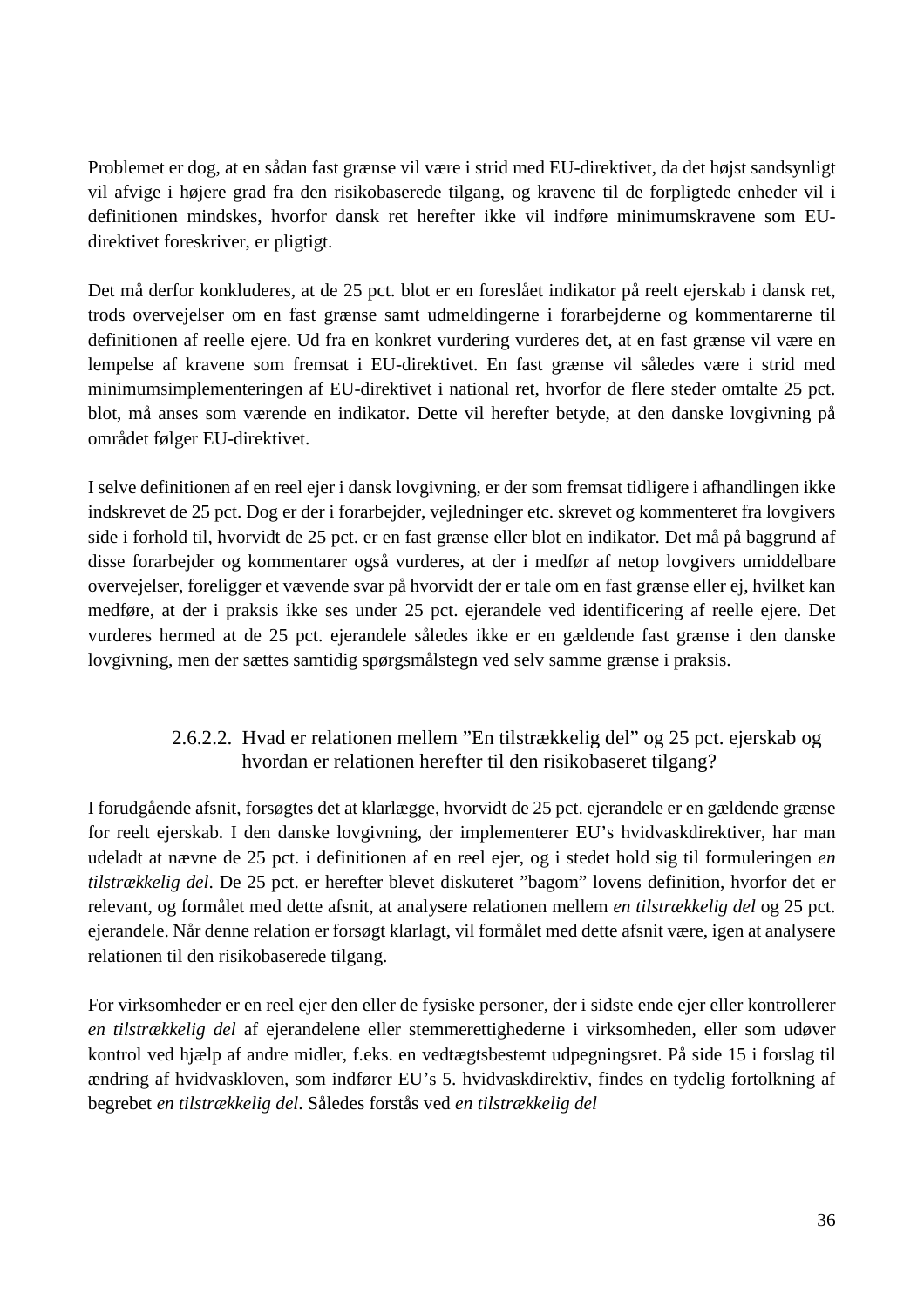Problemet er dog, at en sådan fast grænse vil være i strid med EU-direktivet, da det højst sandsynligt vil afvige i højere grad fra den risikobaserede tilgang, og kravene til de forpligtede enheder vil i definitionen mindskes, hvorfor dansk ret herefter ikke vil indføre minimumskravene som EU-direktivet foreskriver, er pligtigt.

Det må derfor konkluderes, at de 25 pct. blot er en foreslået indikator på reelt ejerskab i dansk ret, trods overvejelser om en fast grænse samt udmeldingerne i forarbejderne og kommentarerne til definitionen af reelle ejere. Ud fra en konkret vurdering vurderes det, at en fast grænse vil være en lempelse af kravene som fremsat i EU-direktivet. En fast grænse vil således være i strid med minimumsimplementeringen af EU-direktivet i national ret, hvorfor de flere steder omtalte 25 pct. blot, må anses som værende en indikator. Dette vil herefter betyde, at den danske lovgivning på området følger EU-direktivet.

I selve definitionen af en reel ejer i dansk lovgivning, er der som fremsat tidligere i afhandlingen ikke indskrevet de 25 pct. Dog er der i forarbejder, vejledninger etc. skrevet og kommenteret fra lovgivers side i forhold til, hvorvidt de 25 pct. er en fast grænse eller blot en indikator. Det må på baggrund af disse forarbejder og kommentarer også vurderes, at der i medfør af netop lovgivers umiddelbare overvejelser, foreligger et vævende svar på hvorvidt der er tale om en fast grænse eller ej, hvilket kan medføre, at der i praksis ikke ses under 25 pct. ejerandele ved identificering af reelle ejere. Det vurderes hermed at de 25 pct. ejerandele således ikke er en gældende fast grænse i den danske lovgivning, men der sættes samtidig spørgsmålstegn ved selv samme grænse i praksis.

#### 2.6.2.2. Hvad er relationen mellem "En tilstrækkelig del" og 25 pct. ejerskab og hvordan er relationen herefter til den risikobaseret tilgang?

I forudgående afsnit, forsøgtes det at klarlægge, hvorvidt de 25 pct. ejerandele er en gældende grænse for reelt ejerskab. I den danske lovgivning, der implementerer EU's hvidvaskdirektiver, har man udeladt at nævne de 25 pct. i definitionen af en reel ejer, og i stedet hold sig til formuleringen *en tilstrækkelig del*. De 25 pct. er herefter blevet diskuteret "bagom" lovens definition, hvorfor det er relevant, og formålet med dette afsnit, at analysere relationen mellem *en tilstrækkelig del* og 25 pct. ejerandele. Når denne relation er forsøgt klarlagt, vil formålet med dette afsnit være, igen at analysere relationen til den risikobaserede tilgang.

For virksomheder er en reel ejer den eller de fysiske personer, der i sidste ende ejer eller kontrollerer *en tilstrækkelig del* af ejerandelene eller stemmerettighederne i virksomheden, eller som udøver kontrol ved hjælp af andre midler, f.eks. en vedtægtsbestemt udpegningsret. På side 15 i forslag til ændring af hvidvaskloven, som indfører EU's 5. hvidvaskdirektiv, findes en tydelig fortolkning af begrebet *en tilstrækkelig del*. Således forstås ved *en tilstrækkelig del*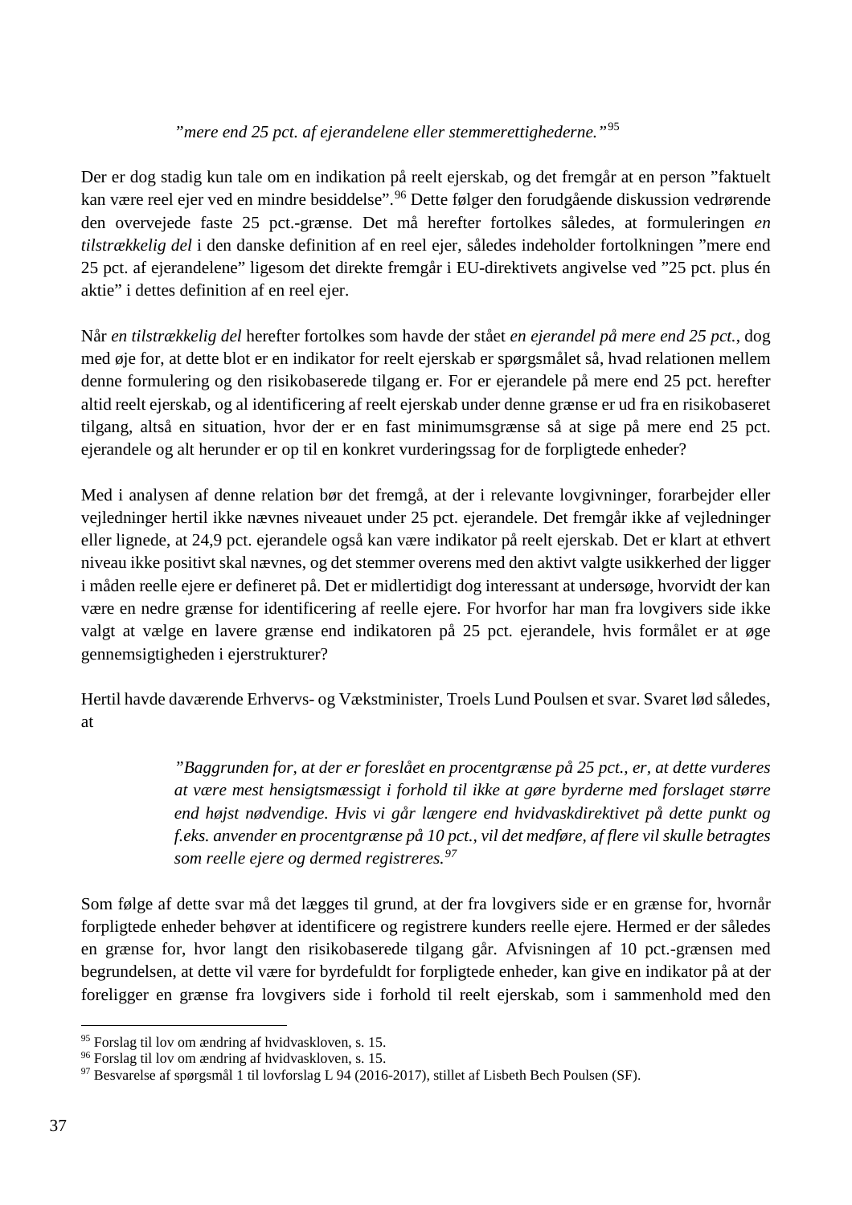> *”mere end 25 pct. af ejerandelene eller stemmerettighederne.”*[95]

Der er dog stadig kun tale om en indikation på reelt ejerskab, og det fremgår at en person ”faktuelt kan være reel ejer ved en mindre besiddelse”.[96] Dette følger den forudgående diskussion vedrørende den overvejede faste 25 pct.-grænse. Det må herefter fortolkes således, at formuleringen *en tilstrækkelig del* i den danske definition af en reel ejer, således indeholder fortolkningen ”mere end 25 pct. af ejerandelene” ligesom det direkte fremgår i EU-direktivets angivelse ved ”25 pct. plus én aktie” i dettes definition af en reel ejer.

Når *en tilstrækkelig del* herefter fortolkes som havde der stået *en ejerandel på mere end 25 pct.*, dog med øje for, at dette blot er en indikator for reelt ejerskab er spørgsmålet så, hvad relationen mellem denne formulering og den risikobaserede tilgang er. For er ejerandele på mere end 25 pct. herefter altid reelt ejerskab, og al identificering af reelt ejerskab under denne grænse er ud fra en risikobaseret tilgang, altså en situation, hvor der er en fast minimumsgrænse så at sige på mere end 25 pct. ejerandele og alt herunder er op til en konkret vurderingssag for de forpligtede enheder?

Med i analysen af denne relation bør det fremgå, at der i relevante lovgivninger, forarbejder eller vejledninger hertil ikke nævnes niveauet under 25 pct. ejerandele. Det fremgår ikke af vejledninger eller lignede, at 24,9 pct. ejerandele også kan være indikator på reelt ejerskab. Det er klart at ethvert niveau ikke positivt skal nævnes, og det stemmer overens med den aktivt valgte usikkerhed der ligger i måden reelle ejere er defineret på. Det er midlertidigt dog interessant at undersøge, hvorvidt der kan være en nedre grænse for identificering af reelle ejere. For hvorfor har man fra lovgivers side ikke valgt at vælge en lavere grænse end indikatoren på 25 pct. ejerandele, hvis formålet er at øge gennemsigtigheden i ejerstrukturer?

Hertil havde daværende Erhvervs- og Vækstminister, Troels Lund Poulsen et svar. Svaret lød således, at

> *”Baggrunden for, at der er foreslået en procentgrænse på 25 pct., er, at dette vurderes at være mest hensigtsmæssigt i forhold til ikke at gøre byrderne med forslaget større end højst nødvendige. Hvis vi går længere end hvidvaskdirektivet på dette punkt og f.eks. anvender en procentgrænse på 10 pct., vil det medføre, af flere vil skulle betragtes som reelle ejere og dermed registreres.*[97]

Som følge af dette svar må det lægges til grund, at der fra lovgivers side er en grænse for, hvornår forpligtede enheder behøver at identificere og registrere kunders reelle ejere. Hermed er der således en grænse for, hvor langt den risikobaserede tilgang går. Afvisningen af 10 pct.-grænsen med begrundelsen, at dette vil være for byrdefuldt for forpligtede enheder, kan give en indikator på at der foreligger en grænse fra lovgivers side i forhold til reelt ejerskab, som i sammenhold med den

---

[95] Forslag til lov om ændring af hvidvaskloven, s. 15.

[96] Forslag til lov om ændring af hvidvaskloven, s. 15.

[97] Besvarelse af spørgsmål 1 til lovforslag L 94 (2016-2017), stillet af Lisbeth Bech Poulsen (SF).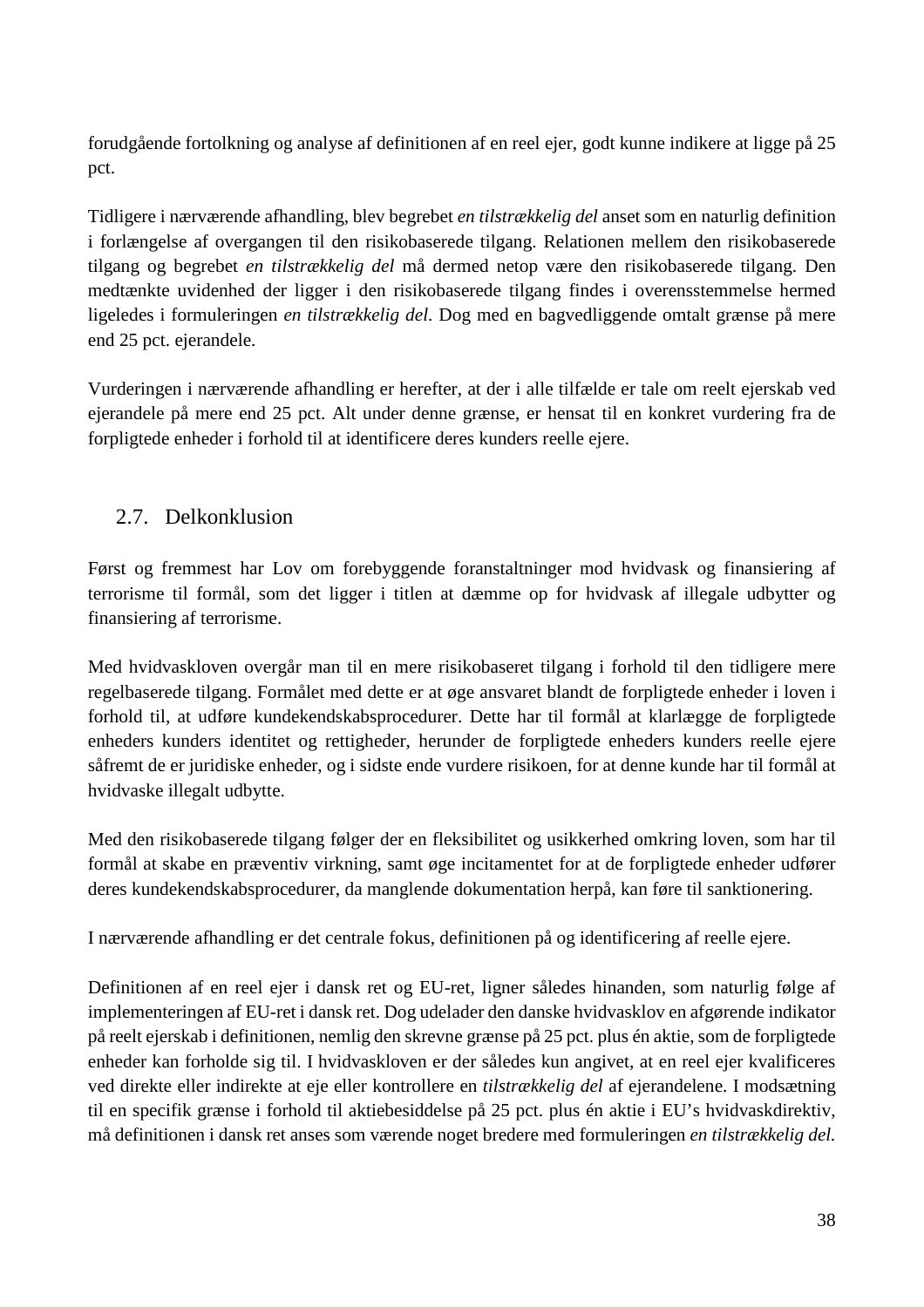forudgående fortolkning og analyse af definitionen af en reel ejer, godt kunne indikere at ligge på 25 pct.

Tidligere i nærværende afhandling, blev begrebet *en tilstrækkelig del* anset som en naturlig definition i forlængelse af overgangen til den risikobaserede tilgang. Relationen mellem den risikobaserede tilgang og begrebet *en tilstrækkelig del* må dermed netop være den risikobaserede tilgang. Den medtænkte uvidenhed der ligger i den risikobaserede tilgang findes i overensstemmelse hermed ligeledes i formuleringen *en tilstrækkelig del*. Dog med en bagvedliggende omtalt grænse på mere end 25 pct. ejerandele.

Vurderingen i nærværende afhandling er herefter, at der i alle tilfælde er tale om reelt ejerskab ved ejerandele på mere end 25 pct. Alt under denne grænse, er hensat til en konkret vurdering fra de forpligtede enheder i forhold til at identificere deres kunders reelle ejere.

## 2.7. Delkonklusion

Først og fremmest har Lov om forebyggende foranstaltninger mod hvidvask og finansiering af terrorisme til formål, som det ligger i titlen at dæmme op for hvidvask af illegale udbytter og finansiering af terrorisme.

Med hvidvaskloven overgår man til en mere risikobaseret tilgang i forhold til den tidligere mere regelbaserede tilgang. Formålet med dette er at øge ansvaret blandt de forpligtede enheder i loven i forhold til, at udføre kundekendskabsprocedurer. Dette har til formål at klarlægge de forpligtede enheders kunders identitet og rettigheder, herunder de forpligtede enheders kunders reelle ejere såfremt de er juridiske enheder, og i sidste ende vurdere risikoen, for at denne kunde har til formål at hvidvaske illegalt udbytte.

Med den risikobaserede tilgang følger der en fleksibilitet og usikkerhed omkring loven, som har til formål at skabe en præventiv virkning, samt øge incitamentet for at de forpligtede enheder udfører deres kundekendskabsprocedurer, da manglende dokumentation herpå, kan føre til sanktionering.

I nærværende afhandling er det centrale fokus, definitionen på og identificering af reelle ejere.

Definitionen af en reel ejer i dansk ret og EU-ret, ligner således hinanden, som naturlig følge af implementeringen af EU-ret i dansk ret. Dog udelader den danske hvidvasklov en afgørende indikator på reelt ejerskab i definitionen, nemlig den skrevne grænse på 25 pct. plus én aktie, som de forpligtede enheder kan forholde sig til. I hvidvaskloven er der således kun angivet, at en reel ejer kvalificeres ved direkte eller indirekte at eje eller kontrollere en *tilstrækkelig del* af ejerandelene. I modsætning til en specifik grænse i forhold til aktiebesiddelse på 25 pct. plus én aktie i EU's hvidvaskdirektiv, må definitionen i dansk ret anses som værende noget bredere med formuleringen *en tilstrækkelig del*.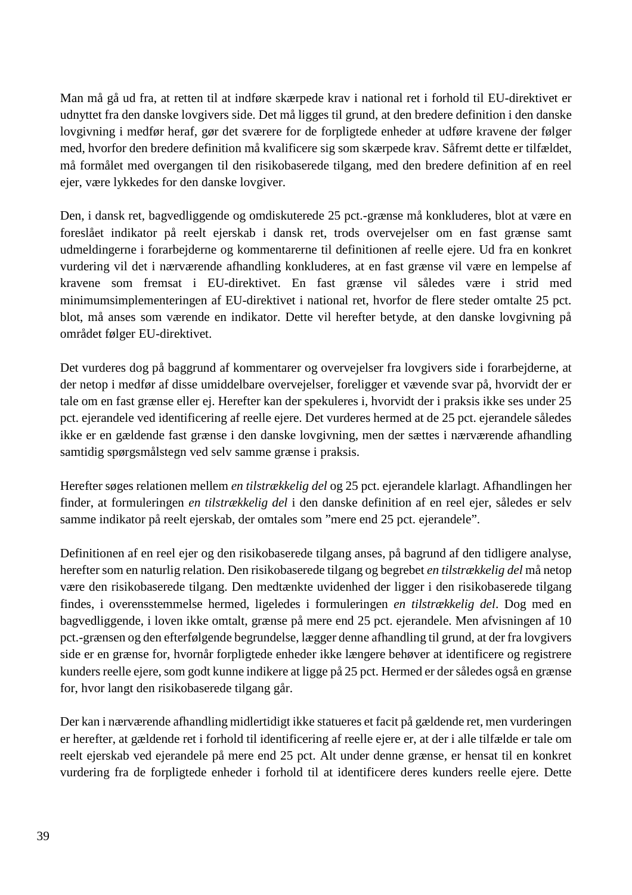Man må gå ud fra, at retten til at indføre skærpede krav i national ret i forhold til EU-direktivet er udnyttet fra den danske lovgivers side. Det må ligges til grund, at den bredere definition i den danske lovgivning i medfør heraf, gør det sværere for de forpligtede enheder at udføre kravene der følger med, hvorfor den bredere definition må kvalificere sig som skærpede krav. Såfremt dette er tilfældet, må formålet med overgangen til den risikobaserede tilgang, med den bredere definition af en reel ejer, være lykkedes for den danske lovgiver.

Den, i dansk ret, bagvedliggende og omdiskuterede 25 pct.-grænse må konkluderes, blot at være en foreslået indikator på reelt ejerskab i dansk ret, trods overvejelser om en fast grænse samt udmeldingerne i forarbejderne og kommentarerne til definitionen af reelle ejere. Ud fra en konkret vurdering vil det i nærværende afhandling konkluderes, at en fast grænse vil være en lempelse af kravene som fremsat i EU-direktivet. En fast grænse vil således være i strid med minimumsimplementeringen af EU-direktivet i national ret, hvorfor de flere steder omtalte 25 pct. blot, må anses som værende en indikator. Dette vil herefter betyde, at den danske lovgivning på området følger EU-direktivet.

Det vurderes dog på baggrund af kommentarer og overvejelser fra lovgivers side i forarbejderne, at der netop i medfør af disse umiddelbare overvejelser, foreligger et vævende svar på, hvorvidt der er tale om en fast grænse eller ej. Herefter kan der spekuleres i, hvorvidt der i praksis ikke ses under 25 pct. ejerandele ved identificering af reelle ejere. Det vurderes hermed at de 25 pct. ejerandele således ikke er en gældende fast grænse i den danske lovgivning, men der sættes i nærværende afhandling samtidig spørgsmålstegn ved selv samme grænse i praksis.

Herefter søges relationen mellem *en tilstrækkelig del* og 25 pct. ejerandele klarlagt. Afhandlingen her finder, at formuleringen *en tilstrækkelig del* i den danske definition af en reel ejer, således er selv samme indikator på reelt ejerskab, der omtales som "mere end 25 pct. ejerandele".

Definitionen af en reel ejer og den risikobaserede tilgang anses, på bagrund af den tidligere analyse, herefter som en naturlig relation. Den risikobaserede tilgang og begrebet *en tilstrækkelig del* må netop være den risikobaserede tilgang. Den medtænkte uvidenhed der ligger i den risikobaserede tilgang findes, i overensstemmelse hermed, ligeledes i formuleringen *en tilstrækkelig del*. Dog med en bagvedliggende, i loven ikke omtalt, grænse på mere end 25 pct. ejerandele. Men afvisningen af 10 pct.-grænsen og den efterfølgende begrundelse, lægger denne afhandling til grund, at der fra lovgivers side er en grænse for, hvornår forpligtede enheder ikke længere behøver at identificere og registrere kunders reelle ejere, som godt kunne indikere at ligge på 25 pct. Hermed er der således også en grænse for, hvor langt den risikobaserede tilgang går.

Der kan i nærværende afhandling midlertidigt ikke statueres et facit på gældende ret, men vurderingen er herefter, at gældende ret i forhold til identificering af reelle ejere er, at der i alle tilfælde er tale om reelt ejerskab ved ejerandele på mere end 25 pct. Alt under denne grænse, er hensat til en konkret vurdering fra de forpligtede enheder i forhold til at identificere deres kunders reelle ejere. Dette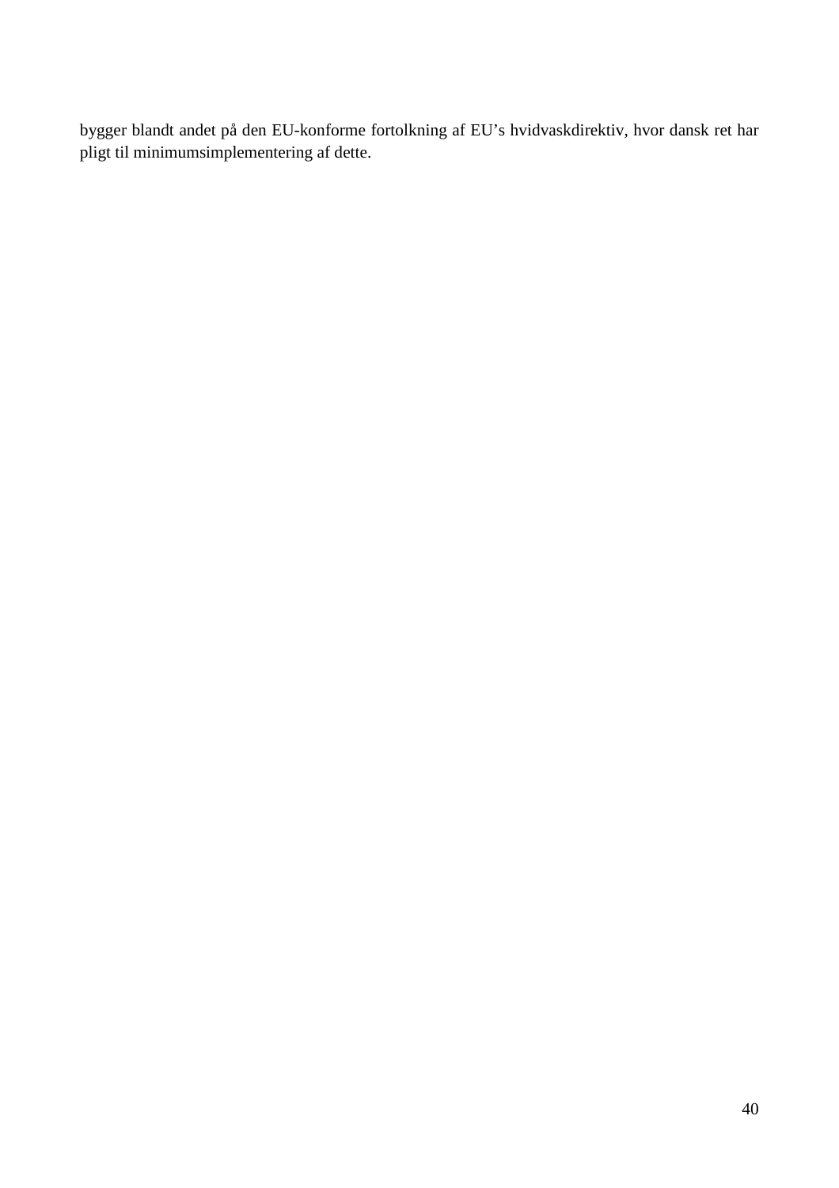bygger blandt andet på den EU-konforme fortolkning af EU's hvidvaskdirektiv, hvor dansk ret har pligt til minimumsimplementering af dette.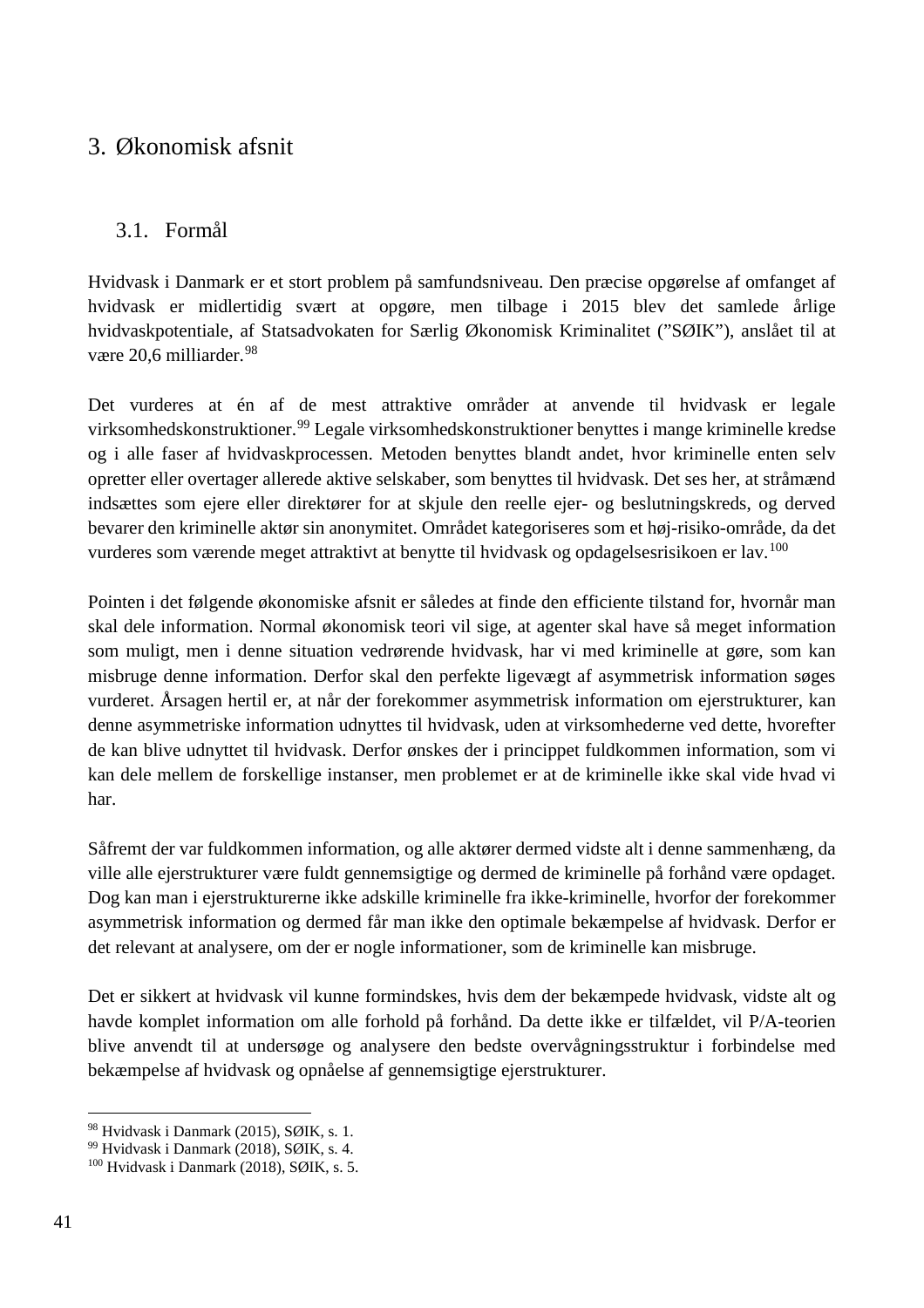# 3. Økonomisk afsnit

## 3.1. Formål

Hvidvask i Danmark er et stort problem på samfundsniveau. Den præcise opgørelse af omfanget af hvidvask er midlertidig svært at opgøre, men tilbage i 2015 blev det samlede årlige hvidvaskpotentiale, af Statsadvokaten for Særlig Økonomisk Kriminalitet ("SØIK"), anslået til at være 20,6 milliarder.[98]

Det vurderes at én af de mest attraktive områder at anvende til hvidvask er legale virksomhedskonstruktioner.[99] Legale virksomhedskonstruktioner benyttes i mange kriminelle kredse og i alle faser af hvidvaskprocessen. Metoden benyttes blandt andet, hvor kriminelle enten selv opretter eller overtager allerede aktive selskaber, som benyttes til hvidvask. Det ses her, at stråmænd indsættes som ejere eller direktører for at skjule den reelle ejer- og beslutningskreds, og derved bevarer den kriminelle aktør sin anonymitet. Området kategoriseres som et høj-risiko-område, da det vurderes som værende meget attraktivt at benytte til hvidvask og opdagelsesrisikoen er lav.[100]

Pointen i det følgende økonomiske afsnit er således at finde den efficiente tilstand for, hvornår man skal dele information. Normal økonomisk teori vil sige, at agenter skal have så meget information som muligt, men i denne situation vedrørende hvidvask, har vi med kriminelle at gøre, som kan misbruge denne information. Derfor skal den perfekte ligevægt af asymmetrisk information søges vurderet. Årsagen hertil er, at når der forekommer asymmetrisk information om ejerstrukturer, kan denne asymmetriske information udnyttes til hvidvask, uden at virksomhederne ved dette, hvorefter de kan blive udnyttet til hvidvask. Derfor ønskes der i princippet fuldkommen information, som vi kan dele mellem de forskellige instanser, men problemet er at de kriminelle ikke skal vide hvad vi har.

Såfremt der var fuldkommen information, og alle aktører dermed vidste alt i denne sammenhæng, da ville alle ejerstrukturer være fuldt gennemsigtige og dermed de kriminelle på forhånd være opdaget. Dog kan man i ejerstrukturerne ikke adskille kriminelle fra ikke-kriminelle, hvorfor der forekommer asymmetrisk information og dermed får man ikke den optimale bekæmpelse af hvidvask. Derfor er det relevant at analysere, om der er nogle informationer, som de kriminelle kan misbruge.

Det er sikkert at hvidvask vil kunne formindskes, hvis dem der bekæmpede hvidvask, vidste alt og havde komplet information om alle forhold på forhånd. Da dette ikke er tilfældet, vil P/A-teorien blive anvendt til at undersøge og analysere den bedste overvågningsstruktur i forbindelse med bekæmpelse af hvidvask og opnåelse af gennemsigtige ejerstrukturer.

---

[98] Hvidvask i Danmark (2015), SØIK, s. 1.
[99] Hvidvask i Danmark (2018), SØIK, s. 4.
[100] Hvidvask i Danmark (2018), SØIK, s. 5.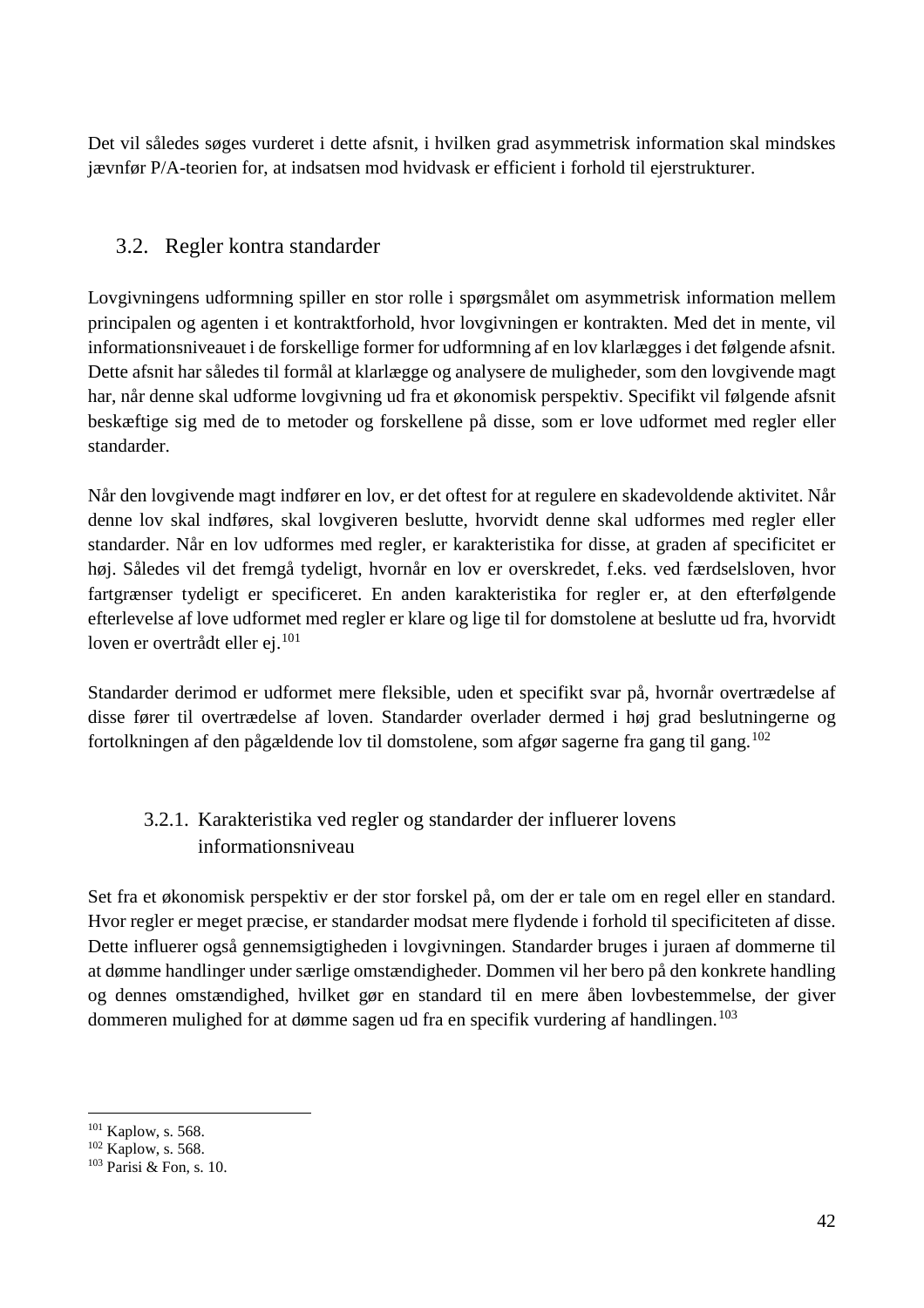Det vil således søges vurderet i dette afsnit, i hvilken grad asymmetrisk information skal mindskes jævnfør P/A-teorien for, at indsatsen mod hvidvask er efficient i forhold til ejerstrukturer.

## 3.2. Regler kontra standarder

Lovgivningens udformning spiller en stor rolle i spørgsmålet om asymmetrisk information mellem principalen og agenten i et kontraktforhold, hvor lovgivningen er kontrakten. Med det in mente, vil informationsniveauet i de forskellige former for udformning af en lov klarlægges i det følgende afsnit. Dette afsnit har således til formål at klarlægge og analysere de muligheder, som den lovgivende magt har, når denne skal udforme lovgivning ud fra et økonomisk perspektiv. Specifikt vil følgende afsnit beskæftige sig med de to metoder og forskellene på disse, som er love udformet med regler eller standarder.

Når den lovgivende magt indfører en lov, er det oftest for at regulere en skadevoldende aktivitet. Når denne lov skal indføres, skal lovgiveren beslutte, hvorvidt denne skal udformes med regler eller standarder. Når en lov udformes med regler, er karakteristika for disse, at graden af specificitet er høj. Således vil det fremgå tydeligt, hvornår en lov er overskredet, f.eks. ved færdselsloven, hvor fartgrænser tydeligt er specificeret. En anden karakteristika for regler er, at den efterfølgende efterlevelse af love udformet med regler er klare og lige til for domstolene at beslutte ud fra, hvorvidt loven er overtrådt eller ej.[101]

Standarder derimod er udformet mere fleksible, uden et specifikt svar på, hvornår overtrædelse af disse fører til overtrædelse af loven. Standarder overlader dermed i høj grad beslutningerne og fortolkningen af den pågældende lov til domstolene, som afgør sagerne fra gang til gang.[102]

### 3.2.1. Karakteristika ved regler og standarder der influerer lovens informationsniveau

Set fra et økonomisk perspektiv er der stor forskel på, om der er tale om en regel eller en standard. Hvor regler er meget præcise, er standarder modsat mere flydende i forhold til specificiteten af disse. Dette influerer også gennemsigtigheden i lovgivningen. Standarder bruges i juraen af dommerne til at dømme handlinger under særlige omstændigheder. Dommen vil her bero på den konkrete handling og dennes omstændighed, hvilket gør en standard til en mere åben lovbestemmelse, der giver dommeren mulighed for at dømme sagen ud fra en specifik vurdering af handlingen.[103]

---

[101] Kaplow, s. 568.
[102] Kaplow, s. 568.
[103] Parisi & Fon, s. 10.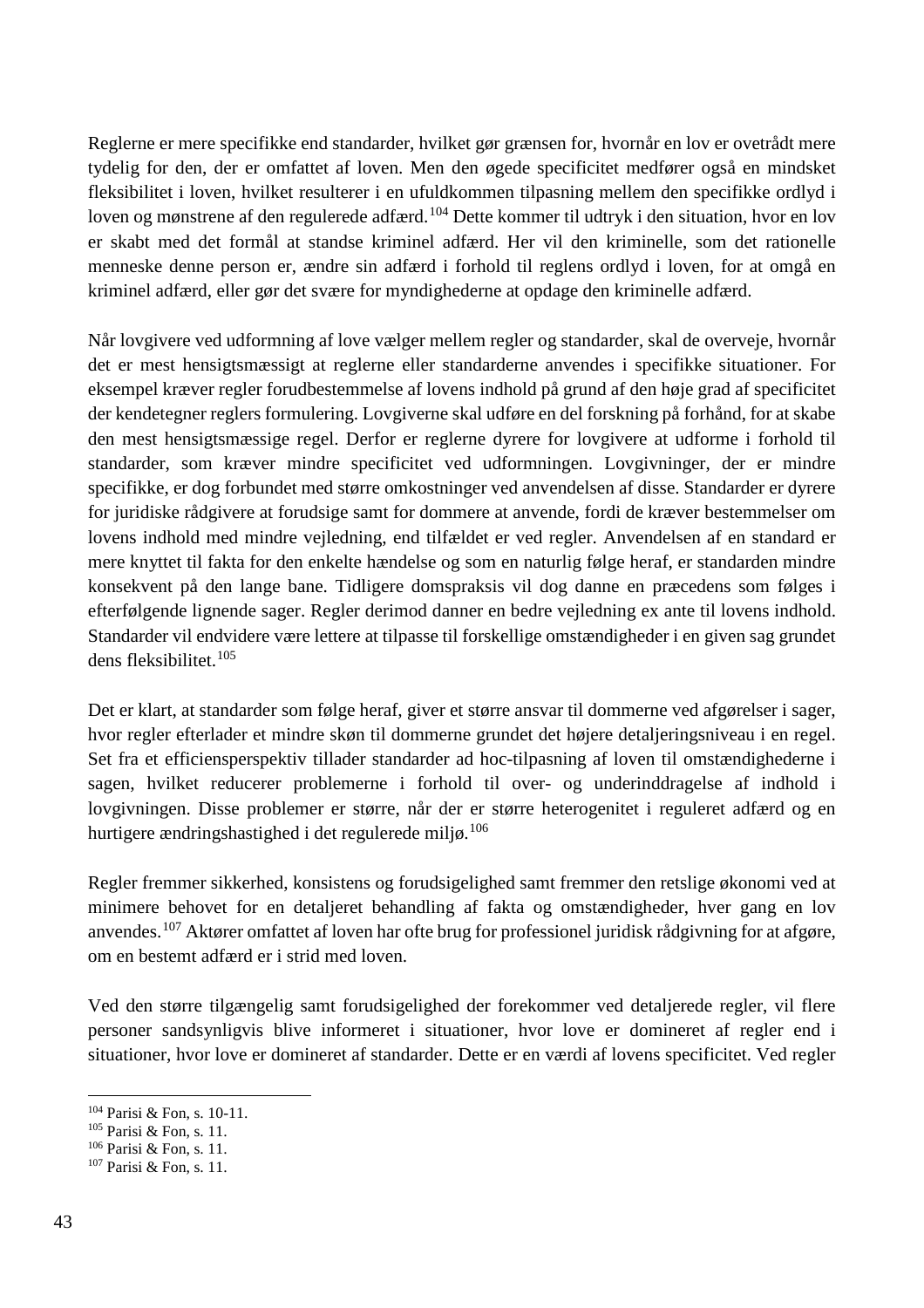Reglerne er mere specifikke end standarder, hvilket gør grænsen for, hvornår en lov er ovetrådt mere tydelig for den, der er omfattet af loven. Men den øgede specificitet medfører også en mindsket fleksibilitet i loven, hvilket resulterer i en ufuldkommen tilpasning mellem den specifikke ordlyd i loven og mønstrene af den regulerede adfærd.[104] Dette kommer til udtryk i den situation, hvor en lov er skabt med det formål at standse kriminel adfærd. Her vil den kriminelle, som det rationelle menneske denne person er, ændre sin adfærd i forhold til reglens ordlyd i loven, for at omgå en kriminel adfærd, eller gør det svære for myndighederne at opdage den kriminelle adfærd.

Når lovgivere ved udformning af love vælger mellem regler og standarder, skal de overveje, hvornår det er mest hensigtsmæssigt at reglerne eller standarderne anvendes i specifikke situationer. For eksempel kræver regler forudbestemmelse af lovens indhold på grund af den høje grad af specificitet der kendetegner reglers formulering. Lovgiverne skal udføre en del forskning på forhånd, for at skabe den mest hensigtsmæssige regel. Derfor er reglerne dyrere for lovgivere at udforme i forhold til standarder, som kræver mindre specificitet ved udformningen. Lovgivninger, der er mindre specifikke, er dog forbundet med større omkostninger ved anvendelsen af disse. Standarder er dyrere for juridiske rådgivere at forudsige samt for dommere at anvende, fordi de kræver bestemmelser om lovens indhold med mindre vejledning, end tilfældet er ved regler. Anvendelsen af en standard er mere knyttet til fakta for den enkelte hændelse og som en naturlig følge heraf, er standarden mindre konsekvent på den lange bane. Tidligere domspraksis vil dog danne en præcedens som følges i efterfølgende lignende sager. Regler derimod danner en bedre vejledning ex ante til lovens indhold. Standarder vil endvidere være lettere at tilpasse til forskellige omstændigheder i en given sag grundet dens fleksibilitet.[105]

Det er klart, at standarder som følge heraf, giver et større ansvar til dommerne ved afgørelser i sager, hvor regler efterlader et mindre skøn til dommerne grundet det højere detaljeringsniveau i en regel. Set fra et efficiensperspektiv tillader standarder ad hoc-tilpasning af loven til omstændighederne i sagen, hvilket reducerer problemerne i forhold til over- og underinddragelse af indhold i lovgivningen. Disse problemer er større, når der er større heterogenitet i reguleret adfærd og en hurtigere ændringshastighed i det regulerede miljø.[106]

Regler fremmer sikkerhed, konsistens og forudsigelighed samt fremmer den retslige økonomi ved at minimere behovet for en detaljeret behandling af fakta og omstændigheder, hver gang en lov anvendes.[107] Aktører omfattet af loven har ofte brug for professionel juridisk rådgivning for at afgøre, om en bestemt adfærd er i strid med loven.

Ved den større tilgængelig samt forudsigelighed der forekommer ved detaljerede regler, vil flere personer sandsynligvis blive informeret i situationer, hvor love er domineret af regler end i situationer, hvor love er domineret af standarder. Dette er en værdi af lovens specificitet. Ved regler

---

[104] Parisi & Fon, s. 10-11.
[105] Parisi & Fon, s. 11.
[106] Parisi & Fon, s. 11.
[107] Parisi & Fon, s. 11.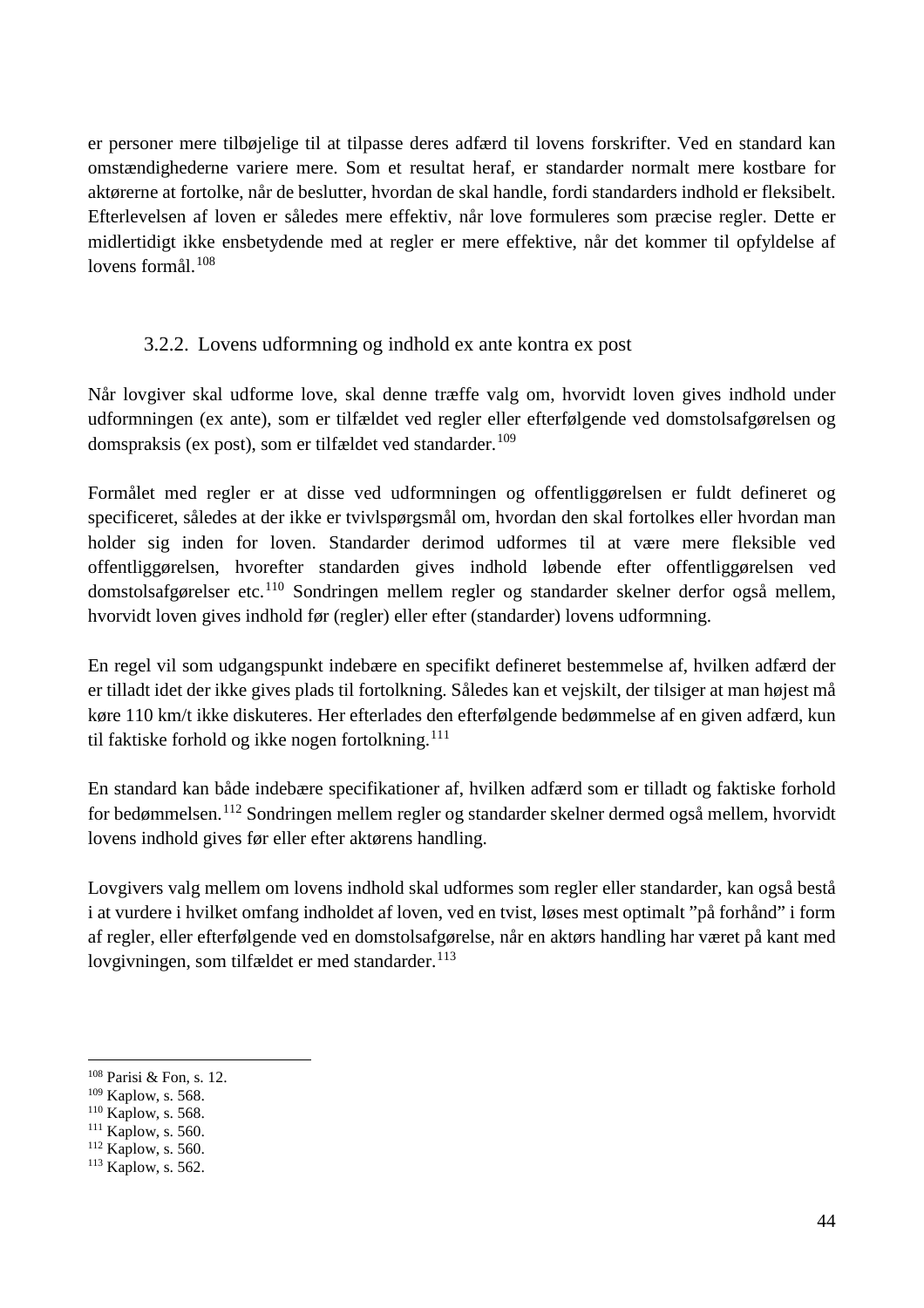er personer mere tilbøjelige til at tilpasse deres adfærd til lovens forskrifter. Ved en standard kan omstændighederne variere mere. Som et resultat heraf, er standarder normalt mere kostbare for aktørerne at fortolke, når de beslutter, hvordan de skal handle, fordi standarders indhold er fleksibelt. Efterlevelsen af loven er således mere effektiv, når love formuleres som præcise regler. Dette er midlertidigt ikke ensbetydende med at regler er mere effektive, når det kommer til opfyldelse af lovens formål.[108]

### 3.2.2. Lovens udformning og indhold ex ante kontra ex post

Når lovgiver skal udforme love, skal denne træffe valg om, hvorvidt loven gives indhold under udformningen (ex ante), som er tilfældet ved regler eller efterfølgende ved domstolsafgørelsen og domspraksis (ex post), som er tilfældet ved standarder.[109]

Formålet med regler er at disse ved udformningen og offentliggørelsen er fuldt defineret og specificeret, således at der ikke er tvivlspørgsmål om, hvordan den skal fortolkes eller hvordan man holder sig inden for loven. Standarder derimod udformes til at være mere fleksible ved offentliggørelsen, hvorefter standarden gives indhold løbende efter offentliggørelsen ved domstolsafgørelser etc.[110] Sondringen mellem regler og standarder skelner derfor også mellem, hvorvidt loven gives indhold før (regler) eller efter (standarder) lovens udformning.

En regel vil som udgangspunkt indebære en specifikt defineret bestemmelse af, hvilken adfærd der er tilladt idet der ikke gives plads til fortolkning. Således kan et vejskilt, der tilsiger at man højest må køre 110 km/t ikke diskuteres. Her efterlades den efterfølgende bedømmelse af en given adfærd, kun til faktiske forhold og ikke nogen fortolkning.[111]

En standard kan både indebære specifikationer af, hvilken adfærd som er tilladt og faktiske forhold for bedømmelsen.[112] Sondringen mellem regler og standarder skelner dermed også mellem, hvorvidt lovens indhold gives før eller efter aktørens handling.

Lovgivers valg mellem om lovens indhold skal udformes som regler eller standarder, kan også bestå i at vurdere i hvilket omfang indholdet af loven, ved en tvist, løses mest optimalt "på forhånd" i form af regler, eller efterfølgende ved en domstolsafgørelse, når en aktørs handling har været på kant med lovgivningen, som tilfældet er med standarder.[113]

---

[108] Parisi & Fon, s. 12.
[109] Kaplow, s. 568.
[110] Kaplow, s. 568.
[111] Kaplow, s. 560.
[112] Kaplow, s. 560.
[113] Kaplow, s. 562.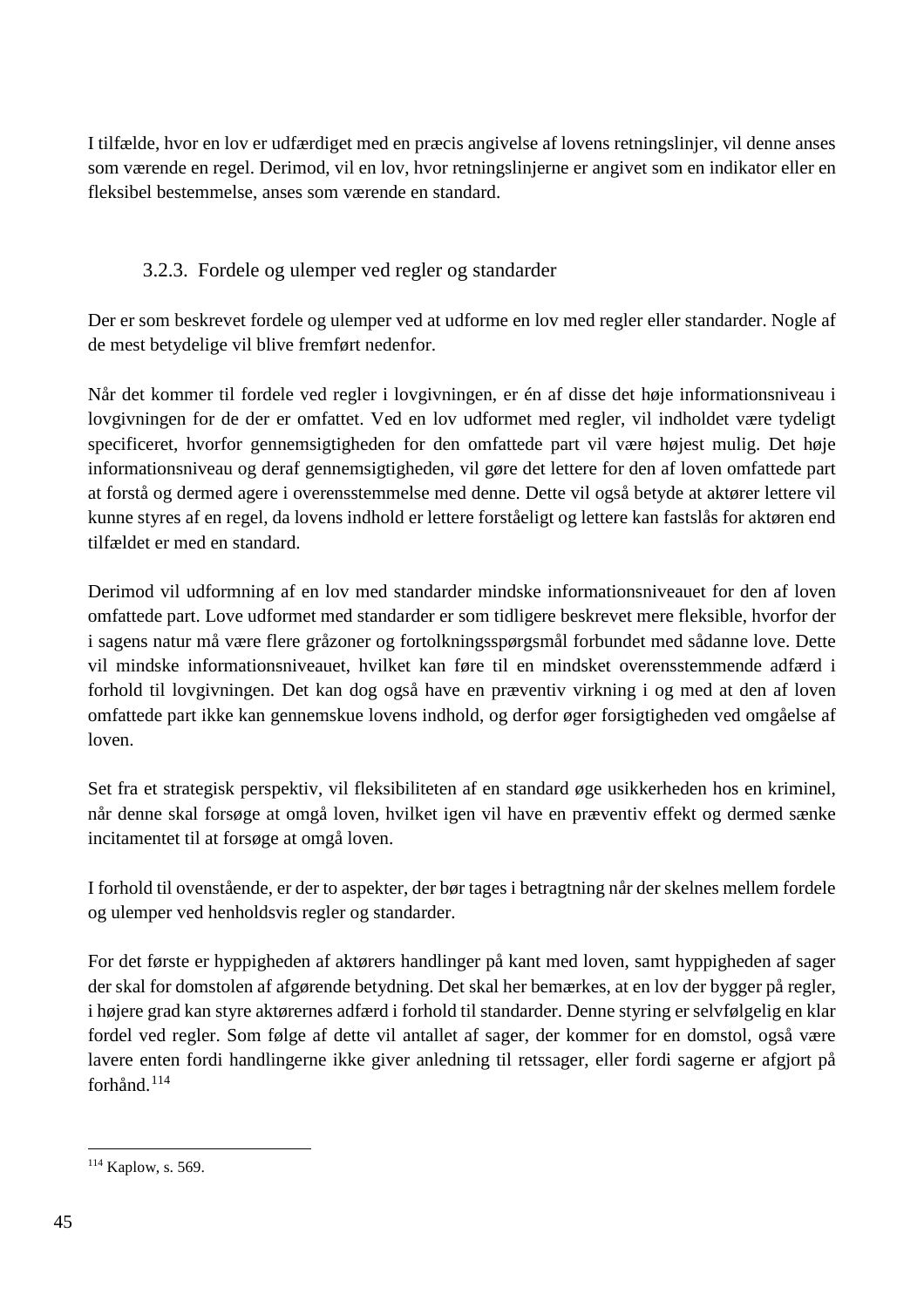I tilfælde, hvor en lov er udfærdiget med en præcis angivelse af lovens retningslinjer, vil denne anses som værende en regel. Derimod, vil en lov, hvor retningslinjerne er angivet som en indikator eller en fleksibel bestemmelse, anses som værende en standard.

### 3.2.3. Fordele og ulemper ved regler og standarder

Der er som beskrevet fordele og ulemper ved at udforme en lov med regler eller standarder. Nogle af de mest betydelige vil blive fremført nedenfor.

Når det kommer til fordele ved regler i lovgivningen, er én af disse det høje informationsniveau i lovgivningen for de der er omfattet. Ved en lov udformet med regler, vil indholdet være tydeligt specificeret, hvorfor gennemsigtigheden for den omfattede part vil være højest mulig. Det høje informationsniveau og deraf gennemsigtigheden, vil gøre det lettere for den af loven omfattede part at forstå og dermed agere i overensstemmelse med denne. Dette vil også betyde at aktører lettere vil kunne styres af en regel, da lovens indhold er lettere forståeligt og lettere kan fastslås for aktøren end tilfældet er med en standard.

Derimod vil udformning af en lov med standarder mindske informationsniveauet for den af loven omfattede part. Love udformet med standarder er som tidligere beskrevet mere fleksible, hvorfor der i sagens natur må være flere gråzoner og fortolkningsspørgsmål forbundet med sådanne love. Dette vil mindske informationsniveauet, hvilket kan føre til en mindsket overensstemmende adfærd i forhold til lovgivningen. Det kan dog også have en præventiv virkning i og med at den af loven omfattede part ikke kan gennemskue lovens indhold, og derfor øger forsigtigheden ved omgåelse af loven.

Set fra et strategisk perspektiv, vil fleksibiliteten af en standard øge usikkerheden hos en kriminel, når denne skal forsøge at omgå loven, hvilket igen vil have en præventiv effekt og dermed sænke incitamentet til at forsøge at omgå loven.

I forhold til ovenstående, er der to aspekter, der bør tages i betragtning når der skelnes mellem fordele og ulemper ved henholdsvis regler og standarder.

For det første er hyppigheden af aktørers handlinger på kant med loven, samt hyppigheden af sager der skal for domstolen af afgørende betydning. Det skal her bemærkes, at en lov der bygger på regler, i højere grad kan styre aktørernes adfærd i forhold til standarder. Denne styring er selvfølgelig en klar fordel ved regler. Som følge af dette vil antallet af sager, der kommer for en domstol, også være lavere enten fordi handlingerne ikke giver anledning til retssager, eller fordi sagerne er afgjort på forhånd.[114]

---

[114] Kaplow, s. 569.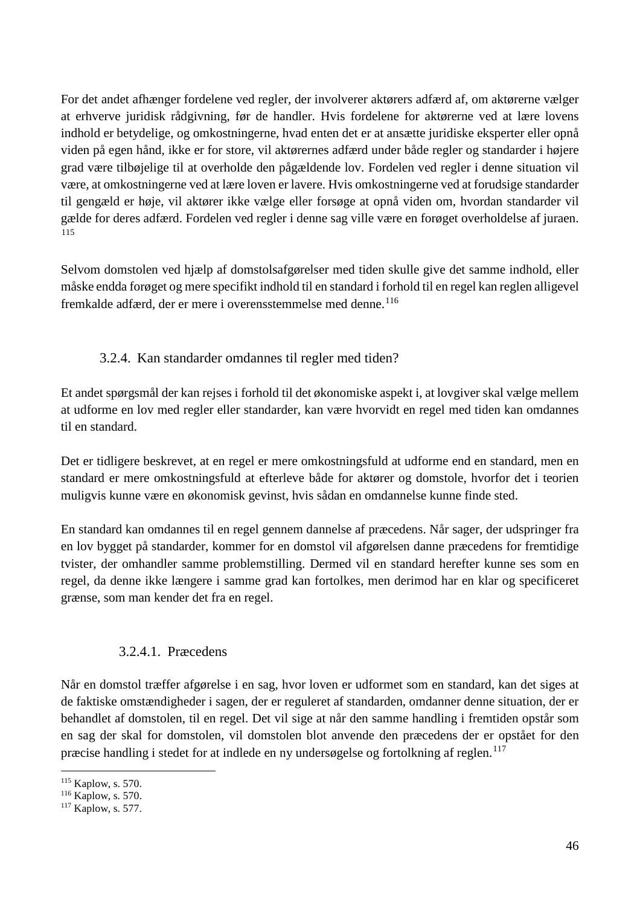For det andet afhænger fordelene ved regler, der involverer aktørers adfærd af, om aktørerne vælger at erhverve juridisk rådgivning, før de handler. Hvis fordelene for aktørerne ved at lære lovens indhold er betydelige, og omkostningerne, hvad enten det er at ansætte juridiske eksperter eller opnå viden på egen hånd, ikke er for store, vil aktørernes adfærd under både regler og standarder i højere grad være tilbøjelige til at overholde den pågældende lov. Fordelen ved regler i denne situation vil være, at omkostningerne ved at lære loven er lavere. Hvis omkostningerne ved at forudsige standarder til gengæld er høje, vil aktører ikke vælge eller forsøge at opnå viden om, hvordan standarder vil gælde for deres adfærd. Fordelen ved regler i denne sag ville være en forøget overholdelse af juraen.[115]

Selvom domstolen ved hjælp af domstolsafgørelser med tiden skulle give det samme indhold, eller måske endda forøget og mere specifikt indhold til en standard i forhold til en regel kan reglen alligevel fremkalde adfærd, der er mere i overensstemmelse med denne.[116]

### 3.2.4. Kan standarder omdannes til regler med tiden?

Et andet spørgsmål der kan rejses i forhold til det økonomiske aspekt i, at lovgiver skal vælge mellem at udforme en lov med regler eller standarder, kan være hvorvidt en regel med tiden kan omdannes til en standard.

Det er tidligere beskrevet, at en regel er mere omkostningsfuld at udforme end en standard, men en standard er mere omkostningsfuld at efterleve både for aktører og domstole, hvorfor det i teorien muligvis kunne være en økonomisk gevinst, hvis sådan en omdannelse kunne finde sted.

En standard kan omdannes til en regel gennem dannelse af præcedens. Når sager, der udspringer fra en lov bygget på standarder, kommer for en domstol vil afgørelsen danne præcedens for fremtidige tvister, der omhandler samme problemstilling. Dermed vil en standard herefter kunne ses som en regel, da denne ikke længere i samme grad kan fortolkes, men derimod har en klar og specificeret grænse, som man kender det fra en regel.

#### 3.2.4.1. Præcedens

Når en domstol træffer afgørelse i en sag, hvor loven er udformet som en standard, kan det siges at de faktiske omstændigheder i sagen, der er reguleret af standarden, omdanner denne situation, der er behandlet af domstolen, til en regel. Det vil sige at når den samme handling i fremtiden opstår som en sag der skal for domstolen, vil domstolen blot anvende den præcedens der er opstået for den præcise handling i stedet for at indlede en ny undersøgelse og fortolkning af reglen.[117]

---

[115] Kaplow, s. 570.
[116] Kaplow, s. 570.
[117] Kaplow, s. 577.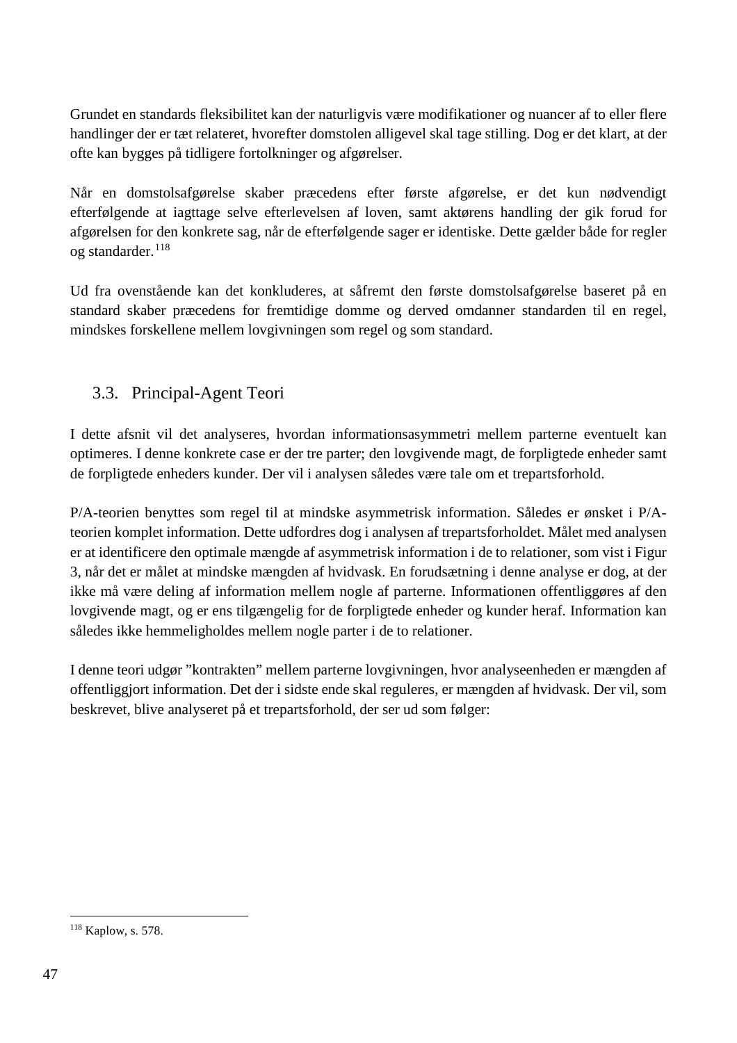Grundet en standards fleksibilitet kan der naturligvis være modifikationer og nuancer af to eller flere handlinger der er tæt relateret, hvorefter domstolen alligevel skal tage stilling. Dog er det klart, at der ofte kan bygges på tidligere fortolkninger og afgørelser.

Når en domstolsafgørelse skaber præcedens efter første afgørelse, er det kun nødvendigt efterfølgende at iagttage selve efterlevelsen af loven, samt aktørens handling der gik forud for afgørelsen for den konkrete sag, når de efterfølgende sager er identiske. Dette gælder både for regler og standarder.[118]

Ud fra ovenstående kan det konkluderes, at såfremt den første domstolsafgørelse baseret på en standard skaber præcedens for fremtidige domme og derved omdanner standarden til en regel, mindskes forskellene mellem lovgivningen som regel og som standard.

## 3.3. Principal-Agent Teori

I dette afsnit vil det analyseres, hvordan informationsasymmetri mellem parterne eventuelt kan optimeres. I denne konkrete case er der tre parter; den lovgivende magt, de forpligtede enheder samt de forpligtede enheders kunder. Der vil i analysen således være tale om et trepartsforhold.

P/A-teorien benyttes som regel til at mindske asymmetrisk information. Således er ønsket i P/A-teorien komplet information. Dette udfordres dog i analysen af trepartsforholdet. Målet med analysen er at identificere den optimale mængde af asymmetrisk information i de to relationer, som vist i Figur 3, når det er målet at mindske mængden af hvidvask. En forudsætning i denne analyse er dog, at der ikke må være deling af information mellem nogle af parterne. Informationen offentliggøres af den lovgivende magt, og er ens tilgængelig for de forpligtede enheder og kunder heraf. Information kan således ikke hemmeligholdes mellem nogle parter i de to relationer.

I denne teori udgør "kontrakten" mellem parterne lovgivningen, hvor analyseenheden er mængden af offentliggjort information. Det der i sidste ende skal reguleres, er mængden af hvidvask. Der vil, som beskrevet, blive analyseret på et trepartsforhold, der ser ud som følger:

---

[118] Kaplow, s. 578.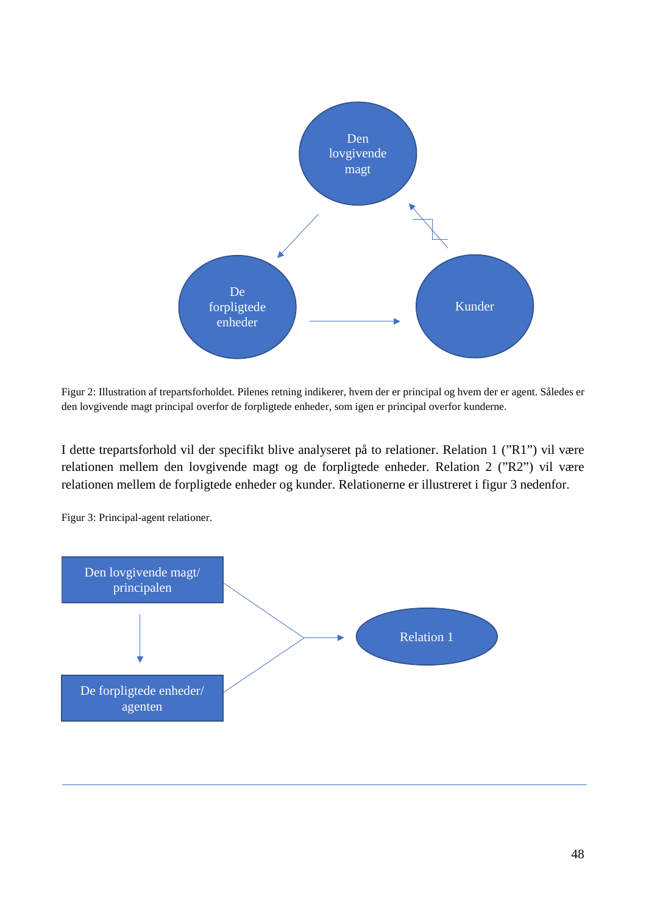Figur 2: Illustration af trepartsforholdet. Pilenes retning indikerer, hvem der er principal og hvem der er agent. Således er den lovgivende magt principal overfor de forpligtede enheder, som igen er principal overfor kunderne.

I dette trepartsforhold vil der specifikt blive analyseret på to relationer. Relation 1 ("R1") vil være relationen mellem den lovgivende magt og de forpligtede enheder. Relation 2 ("R2") vil være relationen mellem de forpligtede enheder og kunder. Relationerne er illustreret i figur 3 nedenfor.

Figur 3: Principal-agent relationer.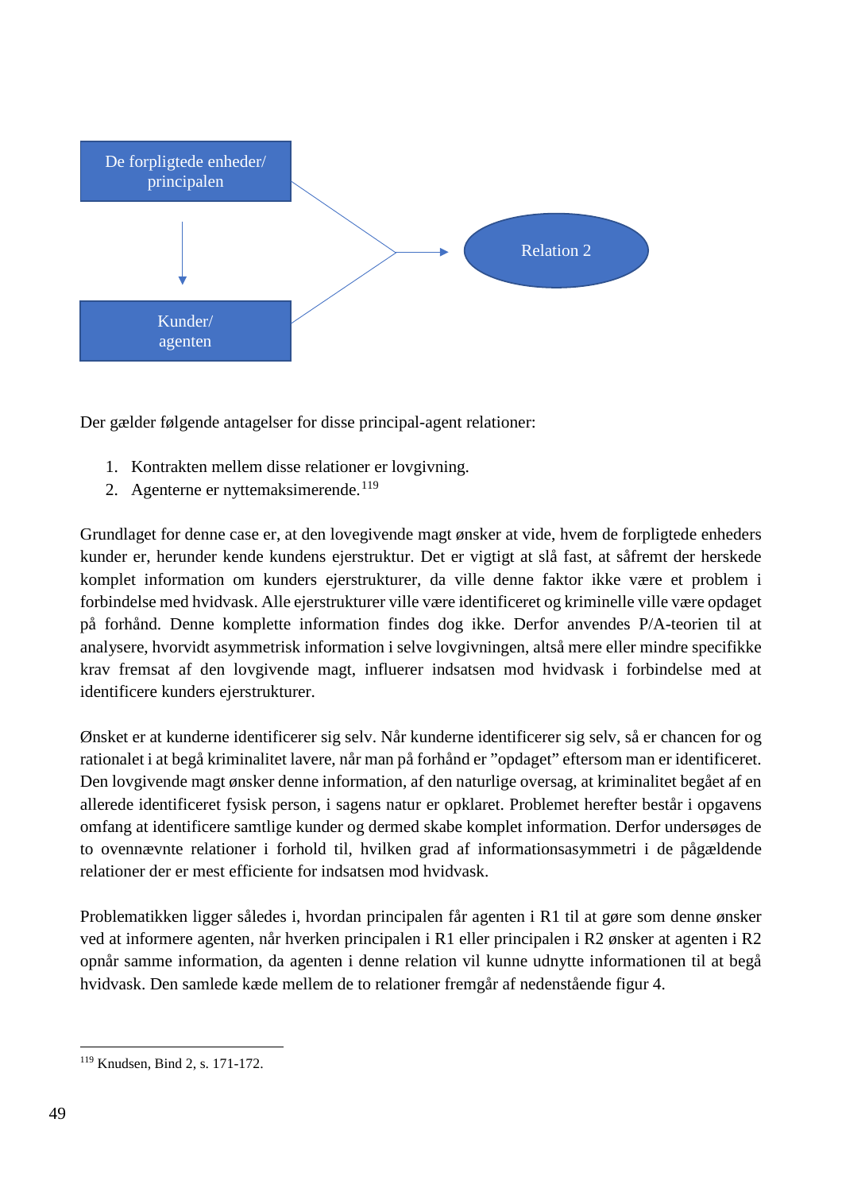De forpligtede enheder/ principalen

Kunder/ agenten

Relation 2

Der gælder følgende antagelser for disse principal-agent relationer:

1. Kontrakten mellem disse relationer er lovgivning.
2. Agenterne er nyttemaksimerende.[119]

Grundlaget for denne case er, at den lovegivende magt ønsker at vide, hvem de forpligtede enheders kunder er, herunder kende kundens ejerstruktur. Det er vigtigt at slå fast, at såfremt der herskede komplet information om kunders ejerstrukturer, da ville denne faktor ikke være et problem i forbindelse med hvidvask. Alle ejerstrukturer ville være identificeret og kriminelle ville være opdaget på forhånd. Denne komplette information findes dog ikke. Derfor anvendes P/A-teorien til at analysere, hvorvidt asymmetrisk information i selve lovgivningen, altså mere eller mindre specifikke krav fremsat af den lovgivende magt, influerer indsatsen mod hvidvask i forbindelse med at identificere kunders ejerstrukturer.

Ønsket er at kunderne identificerer sig selv. Når kunderne identificerer sig selv, så er chancen for og rationalet i at begå kriminalitet lavere, når man på forhånd er ”opdaget” eftersom man er identificeret. Den lovgivende magt ønsker denne information, af den naturlige oversag, at kriminalitet begået af en allerede identificeret fysisk person, i sagens natur er opklaret. Problemet herefter består i opgavens omfang at identificere samtlige kunder og dermed skabe komplet information. Derfor undersøges de to ovennævnte relationer i forhold til, hvilken grad af informationsasymmetri i de pågældende relationer der er mest efficiente for indsatsen mod hvidvask.

Problematikken ligger således i, hvordan principalen får agenten i R1 til at gøre som denne ønsker ved at informere agenten, når hverken principalen i R1 eller principalen i R2 ønsker at agenten i R2 opnår samme information, da agenten i denne relation vil kunne udnytte informationen til at begå hvidvask. Den samlede kæde mellem de to relationer fremgår af nedenstående figur 4.

[119] Knudsen, Bind 2, s. 171-172.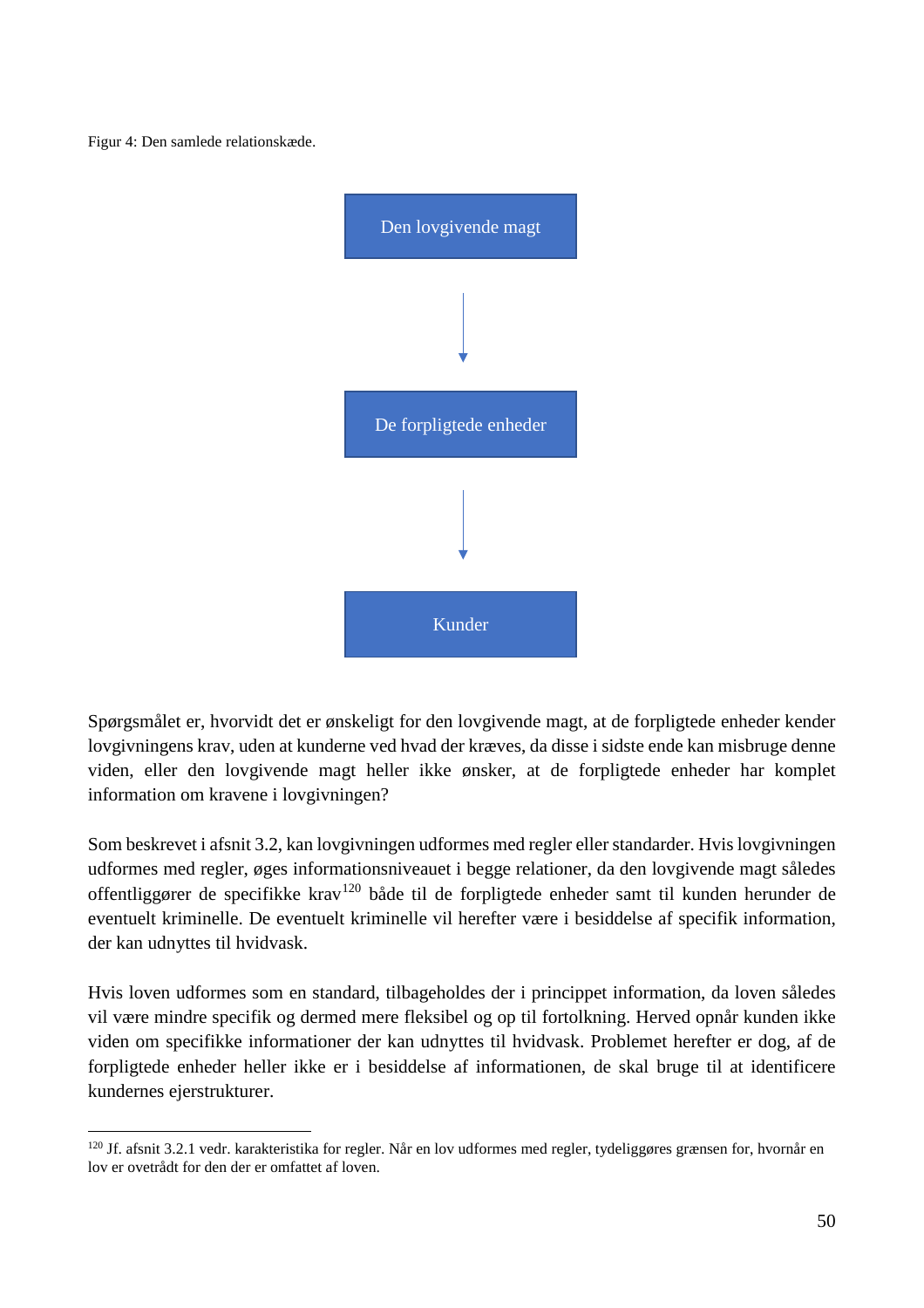Figur 4: Den samlede relationskæde.

Den lovgivende magt

↓

De forpligtede enheder

↓

Kunder

Spørgsmålet er, hvorvidt det er ønskeligt for den lovgivende magt, at de forpligtede enheder kender lovgivningens krav, uden at kunderne ved hvad der kræves, da disse i sidste ende kan misbruge denne viden, eller den lovgivende magt heller ikke ønsker, at de forpligtede enheder har komplet information om kravene i lovgivningen?

Som beskrevet i afsnit 3.2, kan lovgivningen udformes med regler eller standarder. Hvis lovgivningen udformes med regler, øges informationsniveauet i begge relationer, da den lovgivende magt således offentliggører de specifikke krav[120] både til de forpligtede enheder samt til kunden herunder de eventuelt kriminelle. De eventuelt kriminelle vil herefter være i besiddelse af specifik information, der kan udnyttes til hvidvask.

Hvis loven udformes som en standard, tilbageholdes der i princippet information, da loven således vil være mindre specifik og dermed mere fleksibel og op til fortolkning. Herved opnår kunden ikke viden om specifikke informationer der kan udnyttes til hvidvask. Problemet herefter er dog, af de forpligtede enheder heller ikke er i besiddelse af informationen, de skal bruge til at identificere kundernes ejerstrukturer.

---

[120] Jf. afsnit 3.2.1 vedr. karakteristika for regler. Når en lov udformes med regler, tydeliggøres grænsen for, hvornår en lov er ovetrådt for den der er omfattet af loven.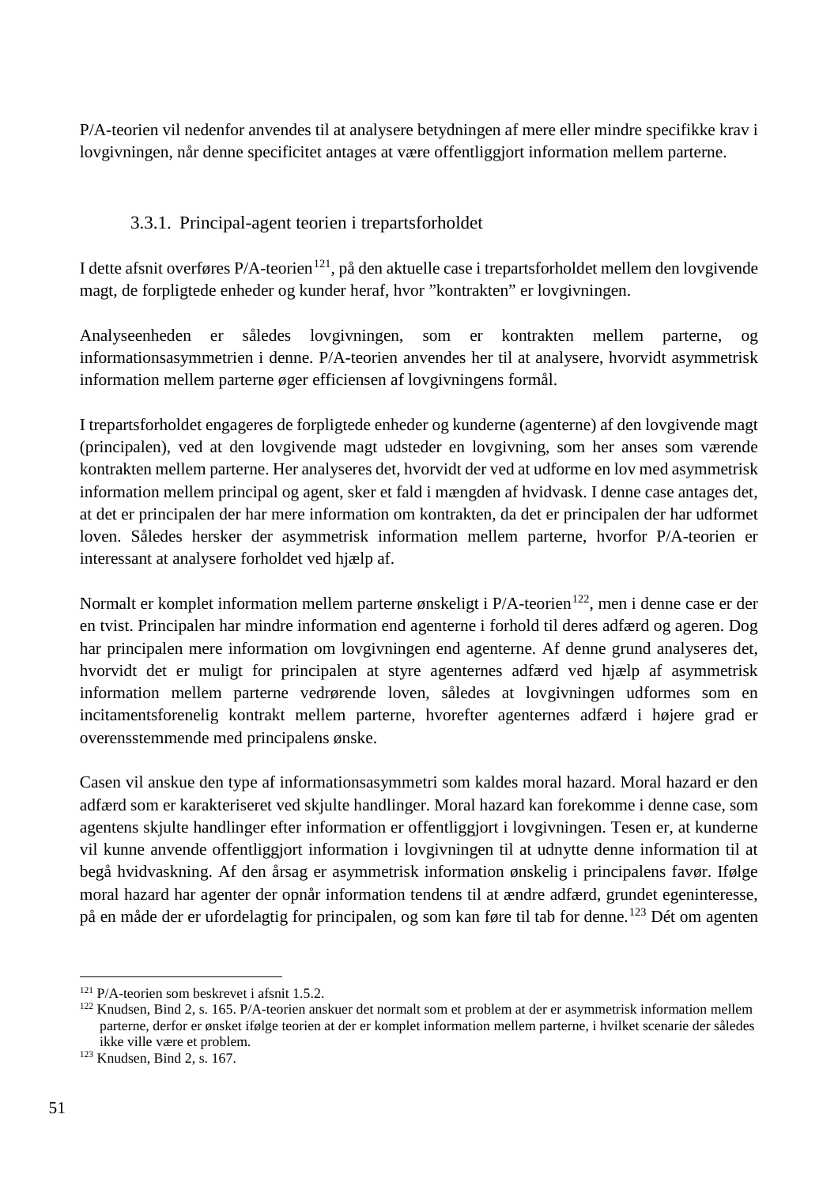P/A-teorien vil nedenfor anvendes til at analysere betydningen af mere eller mindre specifikke krav i lovgivningen, når denne specificitet antages at være offentliggjort information mellem parterne.

### 3.3.1. Principal-agent teorien i trepartsforholdet

I dette afsnit overføres P/A-teorien[121], på den aktuelle case i trepartsforholdet mellem den lovgivende magt, de forpligtede enheder og kunder heraf, hvor ”kontrakten” er lovgivningen.

Analyseenheden er således lovgivningen, som er kontrakten mellem parterne, og informationsasymmetrien i denne. P/A-teorien anvendes her til at analysere, hvorvidt asymmetrisk information mellem parterne øger efficiensen af lovgivningens formål.

I trepartsforholdet engageres de forpligtede enheder og kunderne (agenterne) af den lovgivende magt (principalen), ved at den lovgivende magt udsteder en lovgivning, som her anses som værende kontrakten mellem parterne. Her analyseres det, hvorvidt der ved at udforme en lov med asymmetrisk information mellem principal og agent, sker et fald i mængden af hvidvask. I denne case antages det, at det er principalen der har mere information om kontrakten, da det er principalen der har udformet loven. Således hersker der asymmetrisk information mellem parterne, hvorfor P/A-teorien er interessant at analysere forholdet ved hjælp af.

Normalt er komplet information mellem parterne ønskeligt i P/A-teorien[122], men i denne case er der en tvist. Principalen har mindre information end agenterne i forhold til deres adfærd og ageren. Dog har principalen mere information om lovgivningen end agenterne. Af denne grund analyseres det, hvorvidt det er muligt for principalen at styre agenternes adfærd ved hjælp af asymmetrisk information mellem parterne vedrørende loven, således at lovgivningen udformes som en incitamentsforenelig kontrakt mellem parterne, hvorefter agenternes adfærd i højere grad er overensstemmende med principalens ønske.

Casen vil anskue den type af informationsasymmetri som kaldes moral hazard. Moral hazard er den adfærd som er karakteriseret ved skjulte handlinger. Moral hazard kan forekomme i denne case, som agentens skjulte handlinger efter information er offentliggjort i lovgivningen. Tesen er, at kunderne vil kunne anvende offentliggjort information i lovgivningen til at udnytte denne information til at begå hvidvaskning. Af den årsag er asymmetrisk information ønskelig i principalens favør. Ifølge moral hazard har agenter der opnår information tendens til at ændre adfærd, grundet egeninteresse, på en måde der er ufordelagtig for principalen, og som kan føre til tab for denne.[123] Dét om agenten

---

[121] P/A-teorien som beskrevet i afsnit 1.5.2.

[122] Knudsen, Bind 2, s. 165. P/A-teorien anskuer det normalt som et problem at der er asymmetrisk information mellem parterne, derfor er ønsket ifølge teorien at der er komplet information mellem parterne, i hvilket scenarie der således ikke ville være et problem.

[123] Knudsen, Bind 2, s. 167.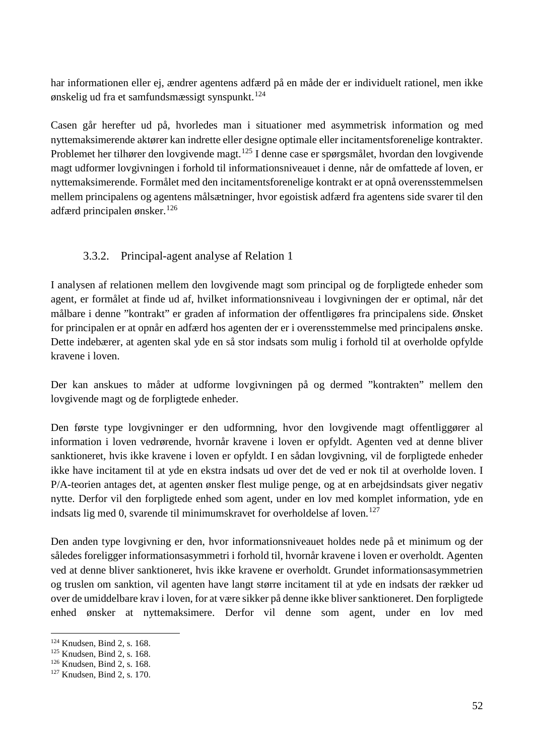har informationen eller ej, ændrer agentens adfærd på en måde der er individuelt rationel, men ikke ønskelig ud fra et samfundsmæssigt synspunkt.[124]

Casen går herefter ud på, hvorledes man i situationer med asymmetrisk information og med nyttemaksimerende aktører kan indrette eller designe optimale eller incitamentsforenelige kontrakter. Problemet her tilhører den lovgivende magt.[125] I denne case er spørgsmålet, hvordan den lovgivende magt udformer lovgivningen i forhold til informationsniveauet i denne, når de omfattede af loven, er nyttemaksimerende. Formålet med den incitamentsforenelige kontrakt er at opnå overensstemmelsen mellem principalens og agentens målsætninger, hvor egoistisk adfærd fra agentens side svarer til den adfærd principalen ønsker.[126]

### 3.3.2. Principal-agent analyse af Relation 1

I analysen af relationen mellem den lovgivende magt som principal og de forpligtede enheder som agent, er formålet at finde ud af, hvilket informationsniveau i lovgivningen der er optimal, når det målbare i denne ”kontrakt” er graden af information der offentligøres fra principalens side. Ønsket for principalen er at opnår en adfærd hos agenten der er i overensstemmelse med principalens ønske. Dette indebærer, at agenten skal yde en så stor indsats som mulig i forhold til at overholde opfylde kravene i loven.

Der kan anskues to måder at udforme lovgivningen på og dermed ”kontrakten” mellem den lovgivende magt og de forpligtede enheder.

Den første type lovgivninger er den udformning, hvor den lovgivende magt offentliggører al information i loven vedrørende, hvornår kravene i loven er opfyldt. Agenten ved at denne bliver sanktioneret, hvis ikke kravene i loven er opfyldt. I en sådan lovgivning, vil de forpligtede enheder ikke have incitament til at yde en ekstra indsats ud over det de ved er nok til at overholde loven. I P/A-teorien antages det, at agenten ønsker flest mulige penge, og at en arbejdsindsats giver negativ nytte. Derfor vil den forpligtede enhed som agent, under en lov med komplet information, yde en indsats lig med 0, svarende til minimumskravet for overholdelse af loven.[127]

Den anden type lovgivning er den, hvor informationsniveauet holdes nede på et minimum og der således foreligger informationsasymmetri i forhold til, hvornår kravene i loven er overholdt. Agenten ved at denne bliver sanktioneret, hvis ikke kravene er overholdt. Grundet informationsasymmetrien og truslen om sanktion, vil agenten have langt større incitament til at yde en indsats der rækker ud over de umiddelbare krav i loven, for at være sikker på denne ikke bliver sanktioneret. Den forpligtede enhed ønsker at nyttemaksimere. Derfor vil denne som agent, under en lov med

---

[124] Knudsen, Bind 2, s. 168.
[125] Knudsen, Bind 2, s. 168.
[126] Knudsen, Bind 2, s. 168.
[127] Knudsen, Bind 2, s. 170.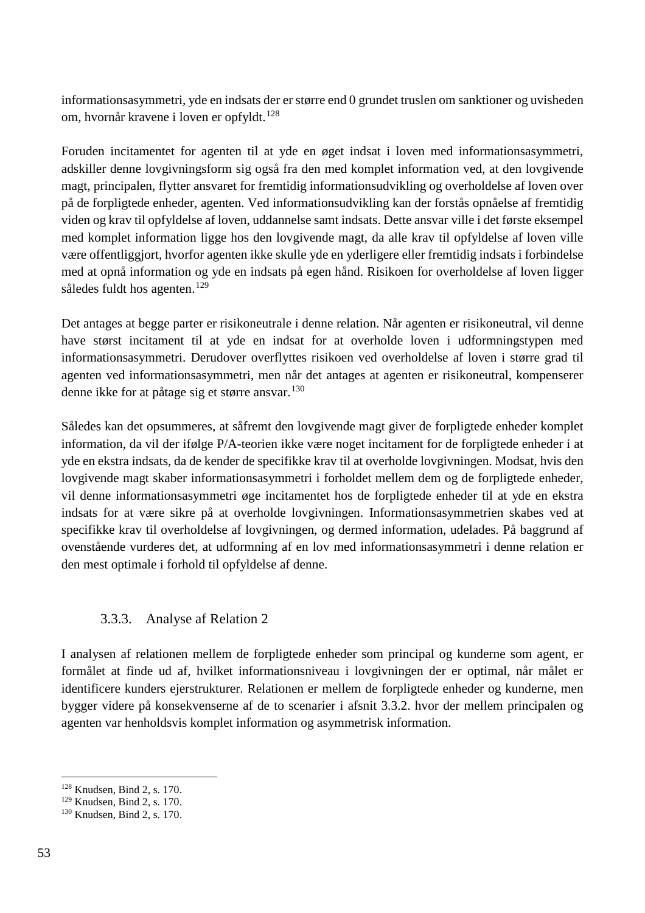informationsasymmetri, yde en indsats der er større end 0 grundet truslen om sanktioner og uvisheden om, hvornår kravene i loven er opfyldt.[128]

Foruden incitamentet for agenten til at yde en øget indsat i loven med informationsasymmetri, adskiller denne lovgivningsform sig også fra den med komplet information ved, at den lovgivende magt, principalen, flytter ansvaret for fremtidig informationsudvikling og overholdelse af loven over på de forpligtede enheder, agenten. Ved informationsudvikling kan der forstås opnåelse af fremtidig viden og krav til opfyldelse af loven, uddannelse samt indsats. Dette ansvar ville i det første eksempel med komplet information ligge hos den lovgivende magt, da alle krav til opfyldelse af loven ville være offentliggjort, hvorfor agenten ikke skulle yde en yderligere eller fremtidig indsats i forbindelse med at opnå information og yde en indsats på egen hånd. Risikoen for overholdelse af loven ligger således fuldt hos agenten.[129]

Det antages at begge parter er risikoneutrale i denne relation. Når agenten er risikoneutral, vil denne have størst incitament til at yde en indsat for at overholde loven i udformningstypen med informationsasymmetri. Derudover overflyttes risikoen ved overholdelse af loven i større grad til agenten ved informationsasymmetri, men når det antages at agenten er risikoneutral, kompenserer denne ikke for at påtage sig et større ansvar.[130]

Således kan det opsummeres, at såfremt den lovgivende magt giver de forpligtede enheder komplet information, da vil der ifølge P/A-teorien ikke være noget incitament for de forpligtede enheder i at yde en ekstra indsats, da de kender de specifikke krav til at overholde lovgivningen. Modsat, hvis den lovgivende magt skaber informationsasymmetri i forholdet mellem dem og de forpligtede enheder, vil denne informationsasymmetri øge incitamentet hos de forpligtede enheder til at yde en ekstra indsats for at være sikre på at overholde lovgivningen. Informationsasymmetrien skabes ved at specifikke krav til overholdelse af lovgivningen, og dermed information, udelades. På baggrund af ovenstående vurderes det, at udformning af en lov med informationsasymmetri i denne relation er den mest optimale i forhold til opfyldelse af denne.

### 3.3.3. Analyse af Relation 2

I analysen af relationen mellem de forpligtede enheder som principal og kunderne som agent, er formålet at finde ud af, hvilket informationsniveau i lovgivningen der er optimal, når målet er identificere kunders ejerstrukturer. Relationen er mellem de forpligtede enheder og kunderne, men bygger videre på konsekvenserne af de to scenarier i afsnit 3.3.2. hvor der mellem principalen og agenten var henholdsvis komplet information og asymmetrisk information.

---

[128] Knudsen, Bind 2, s. 170.
[129] Knudsen, Bind 2, s. 170.
[130] Knudsen, Bind 2, s. 170.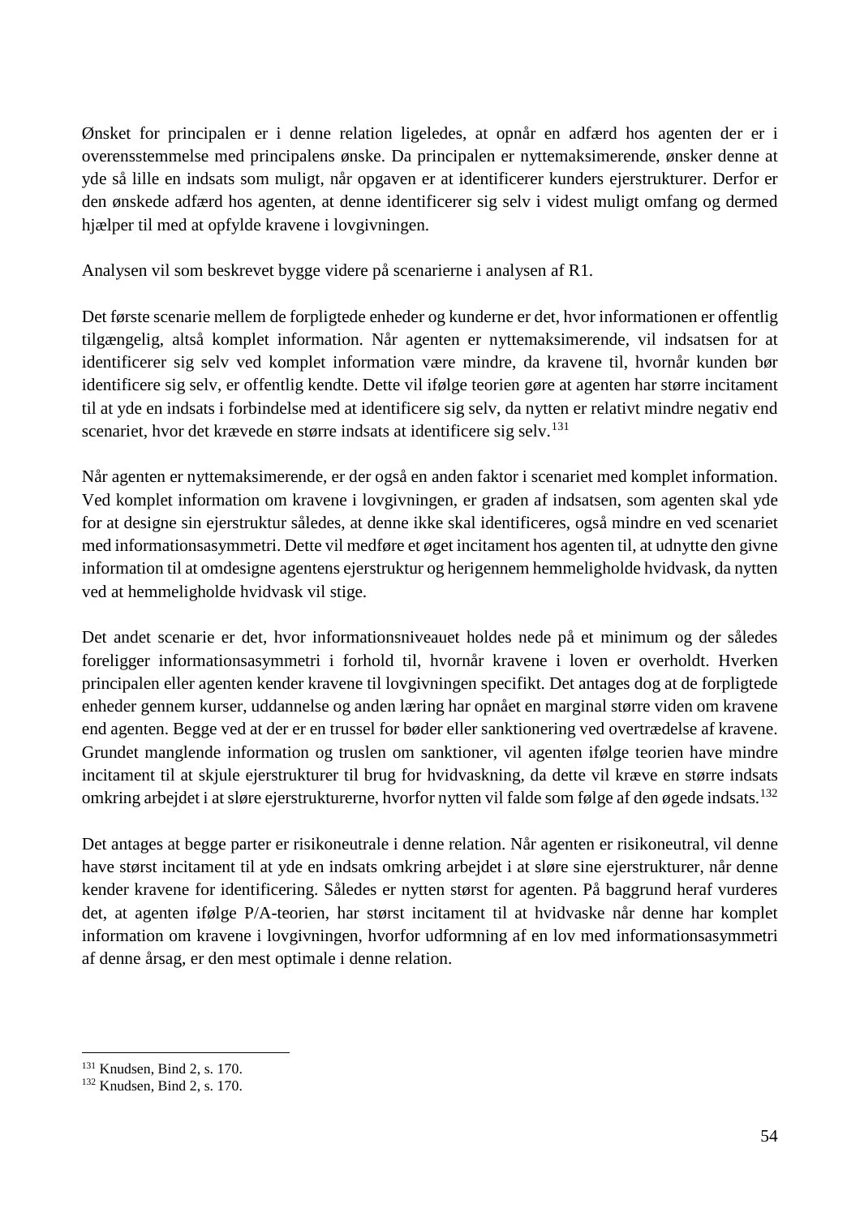Ønsket for principalen er i denne relation ligeledes, at opnår en adfærd hos agenten der er i overensstemmelse med principalens ønske. Da principalen er nyttemaksimerende, ønsker denne at yde så lille en indsats som muligt, når opgaven er at identificerer kunders ejerstrukturer. Derfor er den ønskede adfærd hos agenten, at denne identificerer sig selv i videst muligt omfang og dermed hjælper til med at opfylde kravene i lovgivningen.

Analysen vil som beskrevet bygge videre på scenarierne i analysen af R1.

Det første scenarie mellem de forpligtede enheder og kunderne er det, hvor informationen er offentlig tilgængelig, altså komplet information. Når agenten er nyttemaksimerende, vil indsatsen for at identificerer sig selv ved komplet information være mindre, da kravene til, hvornår kunden bør identificere sig selv, er offentlig kendte. Dette vil ifølge teorien gøre at agenten har større incitament til at yde en indsats i forbindelse med at identificere sig selv, da nytten er relativt mindre negativ end scenariet, hvor det krævede en større indsats at identificere sig selv.[131]

Når agenten er nyttemaksimerende, er der også en anden faktor i scenariet med komplet information. Ved komplet information om kravene i lovgivningen, er graden af indsatsen, som agenten skal yde for at designe sin ejerstruktur således, at denne ikke skal identificeres, også mindre en ved scenariet med informationsasymmetri. Dette vil medføre et øget incitament hos agenten til, at udnytte den givne information til at omdesigne agentens ejerstruktur og herigennem hemmeligholde hvidvask, da nytten ved at hemmeligholde hvidvask vil stige.

Det andet scenarie er det, hvor informationsniveauet holdes nede på et minimum og der således foreligger informationsasymmetri i forhold til, hvornår kravene i loven er overholdt. Hverken principalen eller agenten kender kravene til lovgivningen specifikt. Det antages dog at de forpligtede enheder gennem kurser, uddannelse og anden læring har opnået en marginal større viden om kravene end agenten. Begge ved at der er en trussel for bøder eller sanktionering ved overtrædelse af kravene. Grundet manglende information og truslen om sanktioner, vil agenten ifølge teorien have mindre incitament til at skjule ejerstrukturer til brug for hvidvaskning, da dette vil kræve en større indsats omkring arbejdet i at sløre ejerstrukturerne, hvorfor nytten vil falde som følge af den øgede indsats.[132]

Det antages at begge parter er risikoneutrale i denne relation. Når agenten er risikoneutral, vil denne have størst incitament til at yde en indsats omkring arbejdet i at sløre sine ejerstrukturer, når denne kender kravene for identificering. Således er nytten størst for agenten. På baggrund heraf vurderes det, at agenten ifølge P/A-teorien, har størst incitament til at hvidvaske når denne har komplet information om kravene i lovgivningen, hvorfor udformning af en lov med informationsasymmetri af denne årsag, er den mest optimale i denne relation.

---

[131] Knudsen, Bind 2, s. 170.
[132] Knudsen, Bind 2, s. 170.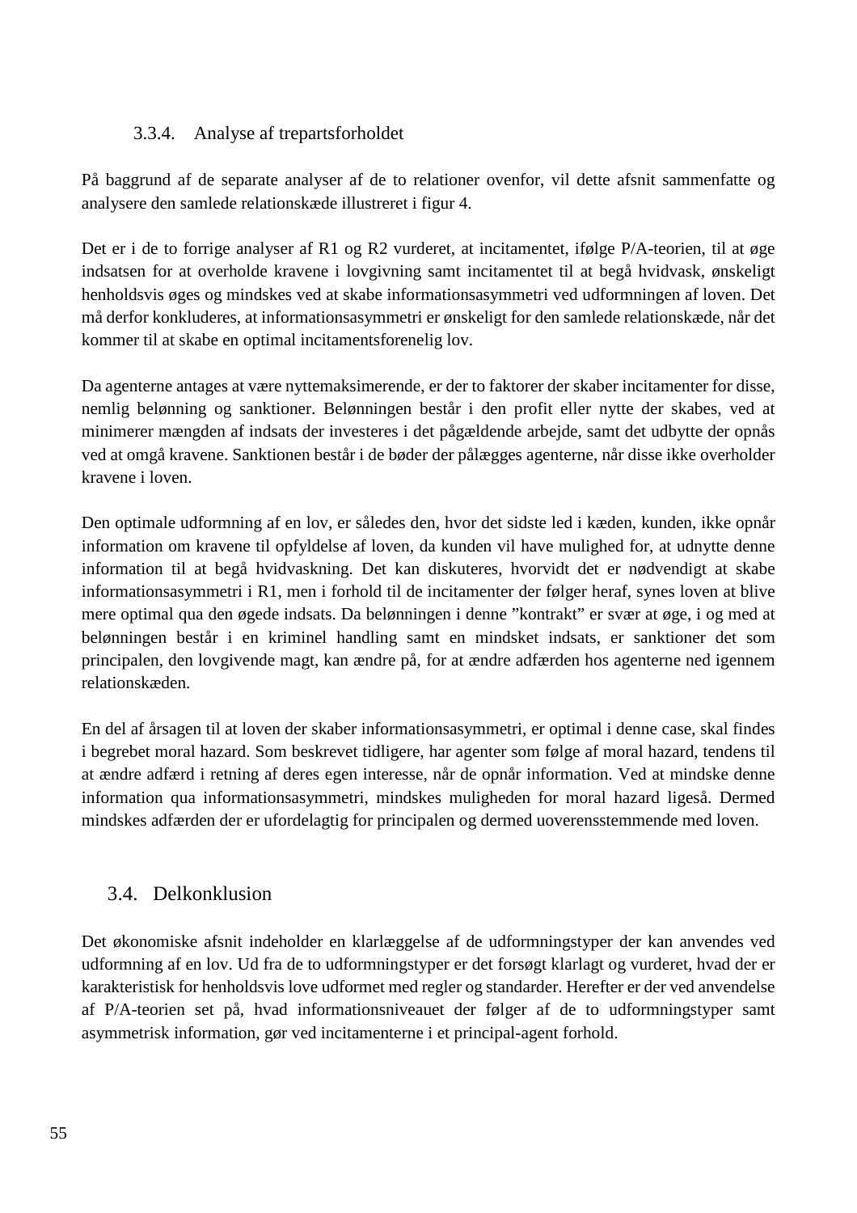### 3.3.4. Analyse af trepartsforholdet

På baggrund af de separate analyser af de to relationer ovenfor, vil dette afsnit sammenfatte og analysere den samlede relationskæde illustreret i figur 4.

Det er i de to forrige analyser af R1 og R2 vurderet, at incitamentet, ifølge P/A-teorien, til at øge indsatsen for at overholde kravene i lovgivning samt incitamentet til at begå hvidvask, ønskeligt henholdsvis øges og mindskes ved at skabe informationsasymmetri ved udformningen af loven. Det må derfor konkluderes, at informationsasymmetri er ønskeligt for den samlede relationskæde, når det kommer til at skabe en optimal incitamentsforenelig lov.

Da agenterne antages at være nyttemaksimerende, er der to faktorer der skaber incitamenter for disse, nemlig belønning og sanktioner. Belønningen består i den profit eller nytte der skabes, ved at minimerer mængden af indsats der investeres i det pågældende arbejde, samt det udbytte der opnås ved at omgå kravene. Sanktionen består i de bøder der pålægges agenterne, når disse ikke overholder kravene i loven.

Den optimale udformning af en lov, er således den, hvor det sidste led i kæden, kunden, ikke opnår information om kravene til opfyldelse af loven, da kunden vil have mulighed for, at udnytte denne information til at begå hvidvaskning. Det kan diskuteres, hvorvidt det er nødvendigt at skabe informationsasymmetri i R1, men i forhold til de incitamenter der følger heraf, synes loven at blive mere optimal qua den øgede indsats. Da belønningen i denne "kontrakt" er svær at øge, i og med at belønningen består i en kriminel handling samt en mindsket indsats, er sanktioner det som principalen, den lovgivende magt, kan ændre på, for at ændre adfærden hos agenterne ned igennem relationskæden.

En del af årsagen til at loven der skaber informationsasymmetri, er optimal i denne case, skal findes i begrebet moral hazard. Som beskrevet tidligere, har agenter som følge af moral hazard, tendens til at ændre adfærd i retning af deres egen interesse, når de opnår information. Ved at mindske denne information qua informationsasymmetri, mindskes muligheden for moral hazard ligeså. Dermed mindskes adfærden der er ufordelagtig for principalen og dermed uoverensstemmende med loven.

## 3.4. Delkonklusion

Det økonomiske afsnit indeholder en klarlæggelse af de udformningstyper der kan anvendes ved udformning af en lov. Ud fra de to udformningstyper er det forsøgt klarlagt og vurderet, hvad der er karakteristisk for henholdsvis love udformet med regler og standarder. Herefter er der ved anvendelse af P/A-teorien set på, hvad informationsniveauet der følger af de to udformningstyper samt asymmetrisk information, gør ved incitamenterne i et principal-agent forhold.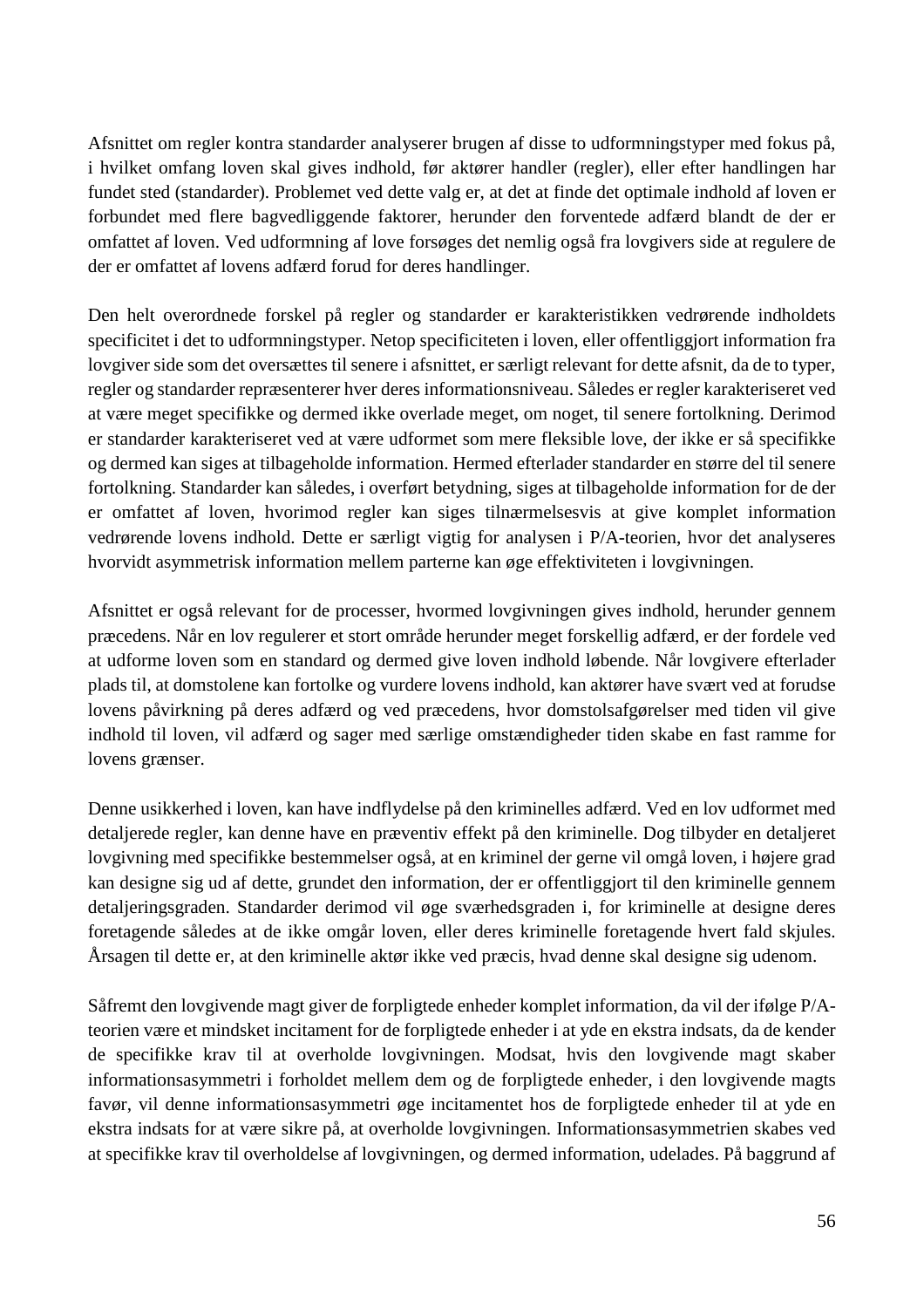Afsnittet om regler kontra standarder analyserer brugen af disse to udformningstyper med fokus på, i hvilket omfang loven skal gives indhold, før aktører handler (regler), eller efter handlingen har fundet sted (standarder). Problemet ved dette valg er, at det at finde det optimale indhold af loven er forbundet med flere bagvedliggende faktorer, herunder den forventede adfærd blandt de der er omfattet af loven. Ved udformning af love forsøges det nemlig også fra lovgivers side at regulere de der er omfattet af lovens adfærd forud for deres handlinger.

Den helt overordnede forskel på regler og standarder er karakteristikken vedrørende indholdets specificitet i det to udformningstyper. Netop specificiteten i loven, eller offentliggjort information fra lovgiver side som det oversættes til senere i afsnittet, er særligt relevant for dette afsnit, da de to typer, regler og standarder repræsenterer hver deres informationsniveau. Således er regler karakteriseret ved at være meget specifikke og dermed ikke overlade meget, om noget, til senere fortolkning. Derimod er standarder karakteriseret ved at være udformet som mere fleksible love, der ikke er så specifikke og dermed kan siges at tilbageholde information. Hermed efterlader standarder en større del til senere fortolkning. Standarder kan således, i overført betydning, siges at tilbageholde information for de der er omfattet af loven, hvorimod regler kan siges tilnærmelsesvis at give komplet information vedrørende lovens indhold. Dette er særligt vigtig for analysen i P/A-teorien, hvor det analyseres hvorvidt asymmetrisk information mellem parterne kan øge effektiviteten i lovgivningen.

Afsnittet er også relevant for de processer, hvormed lovgivningen gives indhold, herunder gennem præcedens. Når en lov regulerer et stort område herunder meget forskellig adfærd, er der fordele ved at udforme loven som en standard og dermed give loven indhold løbende. Når lovgivere efterlader plads til, at domstolene kan fortolke og vurdere lovens indhold, kan aktører have svært ved at forudse lovens påvirkning på deres adfærd og ved præcedens, hvor domstolsafgørelser med tiden vil give indhold til loven, vil adfærd og sager med særlige omstændigheder tiden skabe en fast ramme for lovens grænser.

Denne usikkerhed i loven, kan have indflydelse på den kriminelles adfærd. Ved en lov udformet med detaljerede regler, kan denne have en præventiv effekt på den kriminelle. Dog tilbyder en detaljeret lovgivning med specifikke bestemmelser også, at en kriminel der gerne vil omgå loven, i højere grad kan designe sig ud af dette, grundet den information, der er offentliggjort til den kriminelle gennem detaljeringsgraden. Standarder derimod vil øge sværhedsgraden i, for kriminelle at designe deres foretagende således at de ikke omgår loven, eller deres kriminelle foretagende hvert fald skjules. Årsagen til dette er, at den kriminelle aktør ikke ved præcis, hvad denne skal designe sig udenom.

Såfremt den lovgivende magt giver de forpligtede enheder komplet information, da vil der ifølge P/A-teorien være et mindsket incitament for de forpligtede enheder i at yde en ekstra indsats, da de kender de specifikke krav til at overholde lovgivningen. Modsat, hvis den lovgivende magt skaber informationsasymmetri i forholdet mellem dem og de forpligtede enheder, i den lovgivende magts favør, vil denne informationsasymmetri øge incitamentet hos de forpligtede enheder til at yde en ekstra indsats for at være sikre på, at overholde lovgivningen. Informationsasymmetrien skabes ved at specifikke krav til overholdelse af lovgivningen, og dermed information, udelades. På baggrund af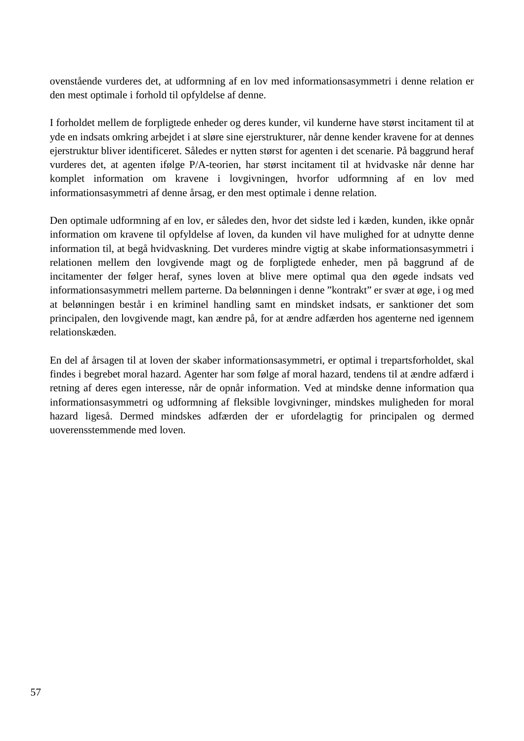ovenstående vurderes det, at udformning af en lov med informationsasymmetri i denne relation er den mest optimale i forhold til opfyldelse af denne.

I forholdet mellem de forpligtede enheder og deres kunder, vil kunderne have størst incitament til at yde en indsats omkring arbejdet i at sløre sine ejerstrukturer, når denne kender kravene for at dennes ejerstruktur bliver identificeret. Således er nytten størst for agenten i det scenarie. På baggrund heraf vurderes det, at agenten ifølge P/A-teorien, har størst incitament til at hvidvaske når denne har komplet information om kravene i lovgivningen, hvorfor udformning af en lov med informationsasymmetri af denne årsag, er den mest optimale i denne relation.

Den optimale udformning af en lov, er således den, hvor det sidste led i kæden, kunden, ikke opnår information om kravene til opfyldelse af loven, da kunden vil have mulighed for at udnytte denne information til, at begå hvidvaskning. Det vurderes mindre vigtig at skabe informationsasymmetri i relationen mellem den lovgivende magt og de forpligtede enheder, men på baggrund af de incitamenter der følger heraf, synes loven at blive mere optimal qua den øgede indsats ved informationsasymmetri mellem parterne. Da belønningen i denne "kontrakt" er svær at øge, i og med at belønningen består i en kriminel handling samt en mindsket indsats, er sanktioner det som principalen, den lovgivende magt, kan ændre på, for at ændre adfærden hos agenterne ned igennem relationskæden.

En del af årsagen til at loven der skaber informationsasymmetri, er optimal i trepartsforholdet, skal findes i begrebet moral hazard. Agenter har som følge af moral hazard, tendens til at ændre adfærd i retning af deres egen interesse, når de opnår information. Ved at mindske denne information qua informationsasymmetri og udformning af fleksible lovgivninger, mindskes muligheden for moral hazard ligeså. Dermed mindskes adfærden der er ufordelagtig for principalen og dermed uoverensstemmende med loven.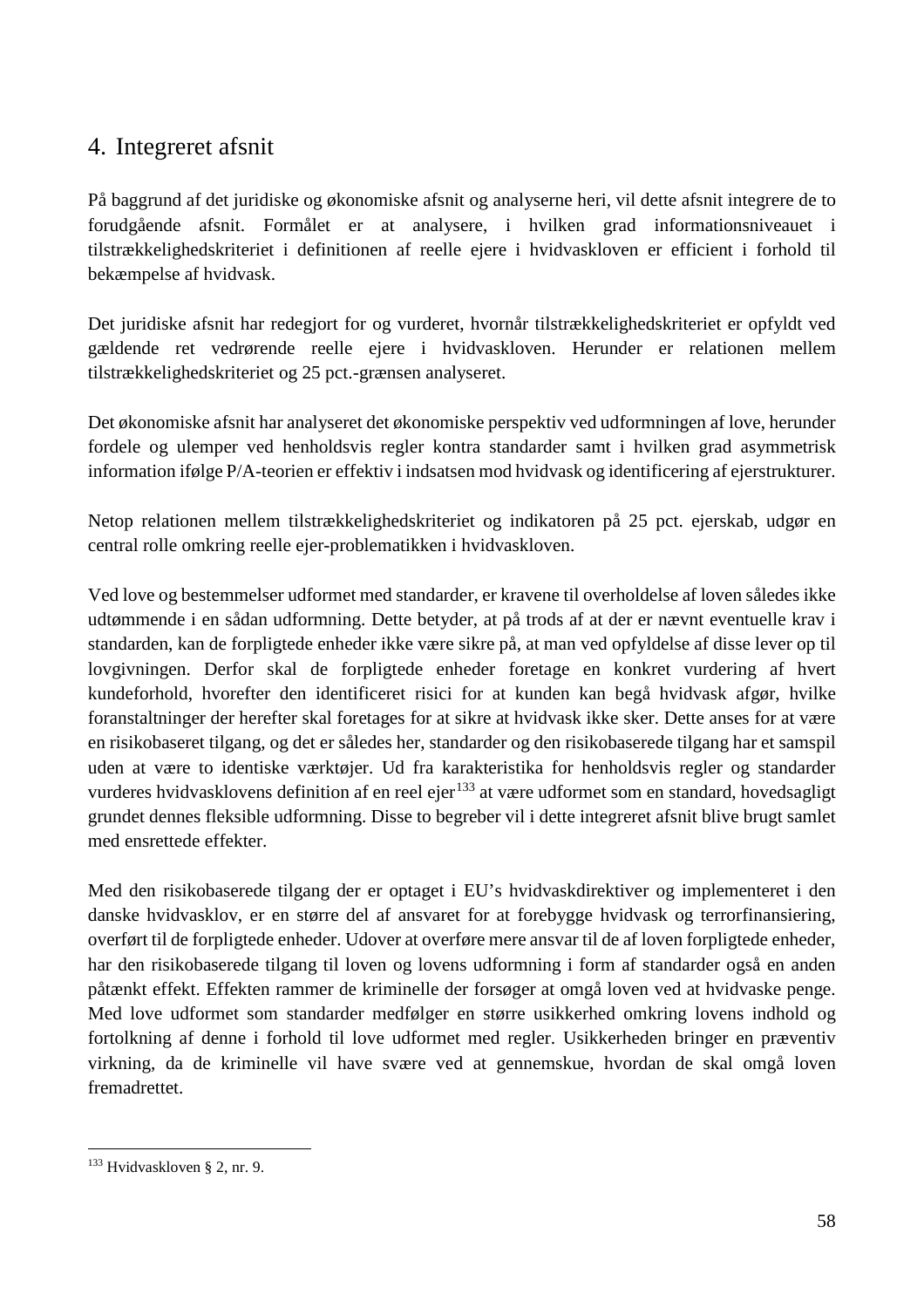# 4. Integreret afsnit

På baggrund af det juridiske og økonomiske afsnit og analyserne heri, vil dette afsnit integrere de to forudgående afsnit. Formålet er at analysere, i hvilken grad informationsniveauet i tilstrækkelighedskriteriet i definitionen af reelle ejere i hvidvaskloven er efficient i forhold til bekæmpelse af hvidvask.

Det juridiske afsnit har redegjort for og vurderet, hvornår tilstrækkelighedskriteriet er opfyldt ved gældende ret vedrørende reelle ejere i hvidvaskloven. Herunder er relationen mellem tilstrækkelighedskriteriet og 25 pct.-grænsen analyseret.

Det økonomiske afsnit har analyseret det økonomiske perspektiv ved udformningen af love, herunder fordele og ulemper ved henholdsvis regler kontra standarder samt i hvilken grad asymmetrisk information ifølge P/A-teorien er effektiv i indsatsen mod hvidvask og identificering af ejerstrukturer.

Netop relationen mellem tilstrækkelighedskriteriet og indikatoren på 25 pct. ejerskab, udgør en central rolle omkring reelle ejer-problematikken i hvidvaskloven.

Ved love og bestemmelser udformet med standarder, er kravene til overholdelse af loven således ikke udtømmende i en sådan udformning. Dette betyder, at på trods af at der er nævnt eventuelle krav i standarden, kan de forpligtede enheder ikke være sikre på, at man ved opfyldelse af disse lever op til lovgivningen. Derfor skal de forpligtede enheder foretage en konkret vurdering af hvert kundeforhold, hvorefter den identificeret risici for at kunden kan begå hvidvask afgør, hvilke foranstaltninger der herefter skal foretages for at sikre at hvidvask ikke sker. Dette anses for at være en risikobaseret tilgang, og det er således her, standarder og den risikobaserede tilgang har et samspil uden at være to identiske værktøjer. Ud fra karakteristika for henholdsvis regler og standarder vurderes hvidvasklovens definition af en reel ejer[133] at være udformet som en standard, hovedsagligt grundet dennes fleksible udformning. Disse to begreber vil i dette integreret afsnit blive brugt samlet med ensrettede effekter.

Med den risikobaserede tilgang der er optaget i EU's hvidvaskdirektiver og implementeret i den danske hvidvasklov, er en større del af ansvaret for at forebygge hvidvask og terrorfinansiering, overført til de forpligtede enheder. Udover at overføre mere ansvar til de af loven forpligtede enheder, har den risikobaserede tilgang til loven og lovens udformning i form af standarder også en anden påtænkt effekt. Effekten rammer de kriminelle der forsøger at omgå loven ved at hvidvaske penge. Med love udformet som standarder medfølger en større usikkerhed omkring lovens indhold og fortolkning af denne i forhold til love udformet med regler. Usikkerheden bringer en præventiv virkning, da de kriminelle vil have svære ved at gennemskue, hvordan de skal omgå loven fremadrettet.

[133] Hvidvaskloven § 2, nr. 9.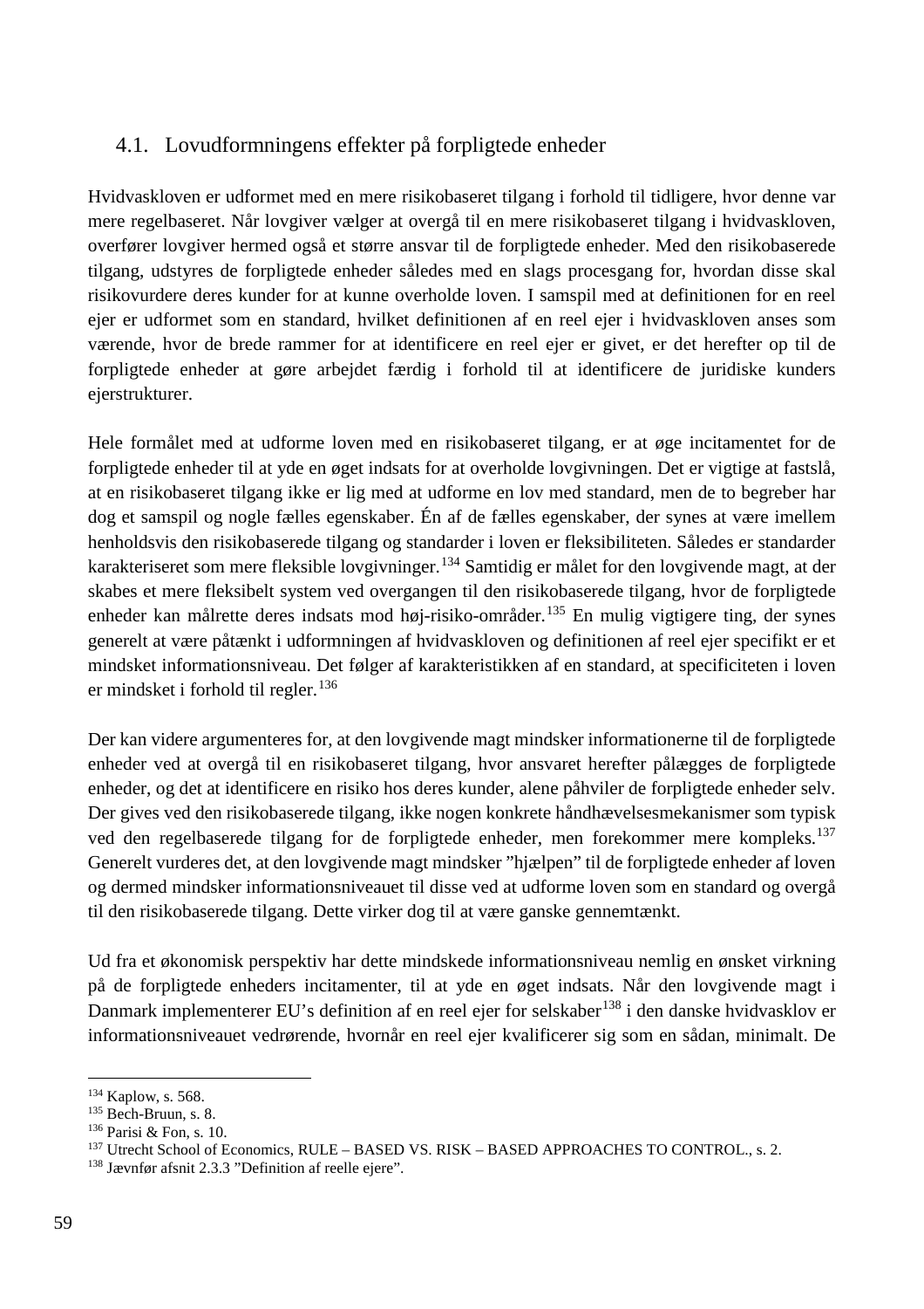## 4.1. Lovudformningens effekter på forpligtede enheder

Hvidvaskloven er udformet med en mere risikobaseret tilgang i forhold til tidligere, hvor denne var mere regelbaseret. Når lovgiver vælger at overgå til en mere risikobaseret tilgang i hvidvaskloven, overfører lovgiver hermed også et større ansvar til de forpligtede enheder. Med den risikobaserede tilgang, udstyres de forpligtede enheder således med en slags procesgang for, hvordan disse skal risikovurdere deres kunder for at kunne overholde loven. I samspil med at definitionen for en reel ejer er udformet som en standard, hvilket definitionen af en reel ejer i hvidvaskloven anses som værende, hvor de brede rammer for at identificere en reel ejer er givet, er det herefter op til de forpligtede enheder at gøre arbejdet færdig i forhold til at identificere de juridiske kunders ejerstrukturer.

Hele formålet med at udforme loven med en risikobaseret tilgang, er at øge incitamentet for de forpligtede enheder til at yde en øget indsats for at overholde lovgivningen. Det er vigtige at fastslå, at en risikobaseret tilgang ikke er lig med at udforme en lov med standard, men de to begreber har dog et samspil og nogle fælles egenskaber. Én af de fælles egenskaber, der synes at være imellem henholdsvis den risikobaserede tilgang og standarder i loven er fleksibiliteten. Således er standarder karakteriseret som mere fleksible lovgivninger.[134] Samtidig er målet for den lovgivende magt, at der skabes et mere fleksibelt system ved overgangen til den risikobaserede tilgang, hvor de forpligtede enheder kan målrette deres indsats mod høj-risiko-områder.[135] En mulig vigtigere ting, der synes generelt at være påtænkt i udformningen af hvidvaskloven og definitionen af reel ejer specifikt er et mindsket informationsniveau. Det følger af karakteristikken af en standard, at specificiteten i loven er mindsket i forhold til regler.[136]

Der kan videre argumenteres for, at den lovgivende magt mindsker informationerne til de forpligtede enheder ved at overgå til en risikobaseret tilgang, hvor ansvaret herefter pålægges de forpligtede enheder, og det at identificere en risiko hos deres kunder, alene påhviler de forpligtede enheder selv. Der gives ved den risikobaserede tilgang, ikke nogen konkrete håndhævelsesmekanismer som typisk ved den regelbaserede tilgang for de forpligtede enheder, men forekommer mere kompleks.[137] Generelt vurderes det, at den lovgivende magt mindsker "hjælpen" til de forpligtede enheder af loven og dermed mindsker informationsniveauet til disse ved at udforme loven som en standard og overgå til den risikobaserede tilgang. Dette virker dog til at være ganske gennemtænkt.

Ud fra et økonomisk perspektiv har dette mindskede informationsniveau nemlig en ønsket virkning på de forpligtede enheders incitamenter, til at yde en øget indsats. Når den lovgivende magt i Danmark implementerer EU's definition af en reel ejer for selskaber[138] i den danske hvidvasklov er informationsniveauet vedrørende, hvornår en reel ejer kvalificerer sig som en sådan, minimalt. De

---

[134] Kaplow, s. 568.
[135] Bech-Bruun, s. 8.
[136] Parisi & Fon, s. 10.
[137] Utrecht School of Economics, RULE – BASED VS. RISK – BASED APPROACHES TO CONTROL., s. 2.
[138] Jævnfør afsnit 2.3.3 "Definition af reelle ejere".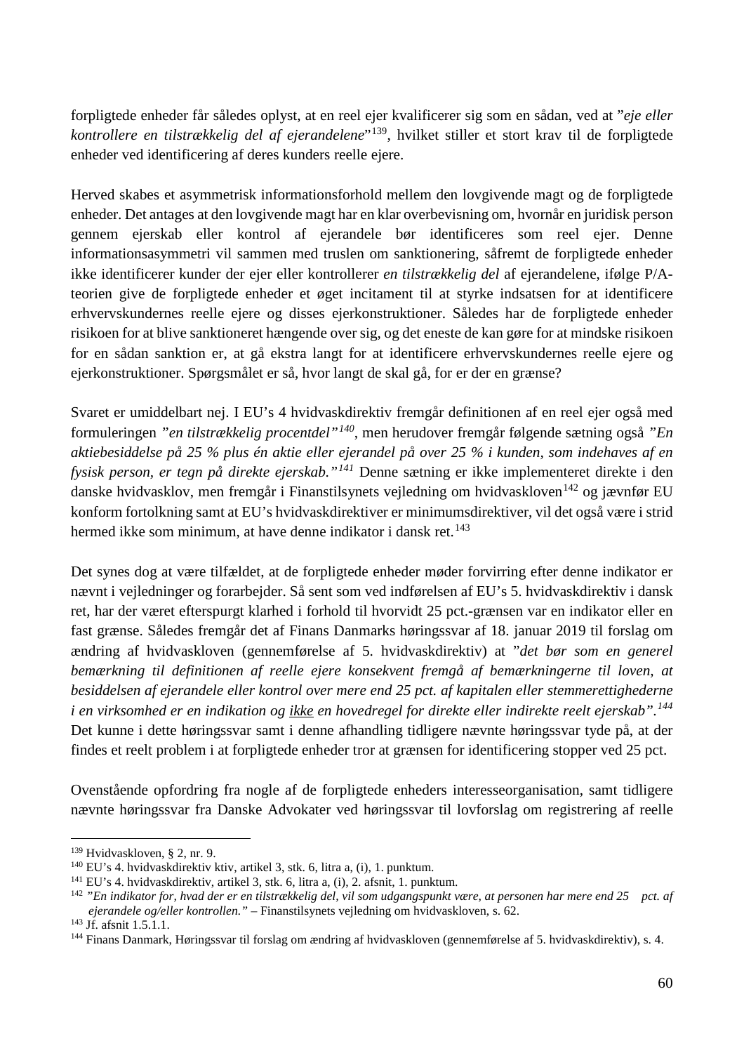forpligtede enheder får således oplyst, at en reel ejer kvalificerer sig som en sådan, ved at "*eje eller kontrollere en tilstrækkelig del af ejerandelene*"[139], hvilket stiller et stort krav til de forpligtede enheder ved identificering af deres kunders reelle ejere.

Herved skabes et asymmetrisk informationsforhold mellem den lovgivende magt og de forpligtede enheder. Det antages at den lovgivende magt har en klar overbevisning om, hvornår en juridisk person gennem ejerskab eller kontrol af ejerandele bør identificeres som reel ejer. Denne informationsasymmetri vil sammen med truslen om sanktionering, såfremt de forpligtede enheder ikke identificerer kunder der ejer eller kontrollerer *en tilstrækkelig del* af ejerandelene, ifølge P/A-teorien give de forpligtede enheder et øget incitament til at styrke indsatsen for at identificere erhvervskundernes reelle ejere og disses ejerkonstruktioner. Således har de forpligtede enheder risikoen for at blive sanktioneret hængende over sig, og det eneste de kan gøre for at mindske risikoen for en sådan sanktion er, at gå ekstra langt for at identificere erhvervskundernes reelle ejere og ejerkonstruktioner. Spørgsmålet er så, hvor langt de skal gå, for er der en grænse?

Svaret er umiddelbart nej. I EU's 4 hvidvaskdirektiv fremgår definitionen af en reel ejer også med formuleringen *"en tilstrækkelig procentdel"*[140], men herudover fremgår følgende sætning også *"En aktiebesiddelse på 25 % plus én aktie eller ejerandel på over 25 % i kunden, som indehaves af en fysisk person, er tegn på direkte ejerskab."*[141] Denne sætning er ikke implementeret direkte i den danske hvidvasklov, men fremgår i Finanstilsynets vejledning om hvidvaskloven[142] og jævnfør EU konform fortolkning samt at EU's hvidvaskdirektiver er minimumsdirektiver, vil det også være i strid hermed ikke som minimum, at have denne indikator i dansk ret.[143]

Det synes dog at være tilfældet, at de forpligtede enheder møder forvirring efter denne indikator er nævnt i vejledninger og forarbejder. Så sent som ved indførelsen af EU's 5. hvidvaskdirektiv i dansk ret, har der været efterspurgt klarhed i forhold til hvorvidt 25 pct.-grænsen var en indikator eller en fast grænse. Således fremgår det af Finans Danmarks høringssvar af 18. januar 2019 til forslag om ændring af hvidvaskloven (gennemførelse af 5. hvidvaskdirektiv) at "*det bør som en generel bemærkning til definitionen af reelle ejere konsekvent fremgå af bemærkningerne til loven, at besiddelsen af ejerandele eller kontrol over mere end 25 pct. af kapitalen eller stemmerettighederne i en virksomhed er en indikation og <u>ikke</u> en hovedregel for direkte eller indirekte reelt ejerskab*".[144] Det kunne i dette høringssvar samt i denne afhandling tidligere nævnte høringssvar tyde på, at der findes et reelt problem i at forpligtede enheder tror at grænsen for identificering stopper ved 25 pct.

Ovenstående opfordring fra nogle af de forpligtede enheders interesseorganisation, samt tidligere nævnte høringssvar fra Danske Advokater ved høringssvar til lovforslag om registrering af reelle

---

[139] Hvidvaskloven, § 2, nr. 9.

[140] EU's 4. hvidvaskdirektiv ktiv, artikel 3, stk. 6, litra a, (i), 1. punktum.

[141] EU's 4. hvidvaskdirektiv, artikel 3, stk. 6, litra a, (i), 2. afsnit, 1. punktum.

[142] *"En indikator for, hvad der er en tilstrækkelig del, vil som udgangspunkt være, at personen har mere end 25 pct. af ejerandele og/eller kontrollen."* – Finanstilsynets vejledning om hvidvaskloven, s. 62.

[143] Jf. afsnit 1.5.1.1.

[144] Finans Danmark, Høringssvar til forslag om ændring af hvidvaskloven (gennemførelse af 5. hvidvaskdirektiv), s. 4.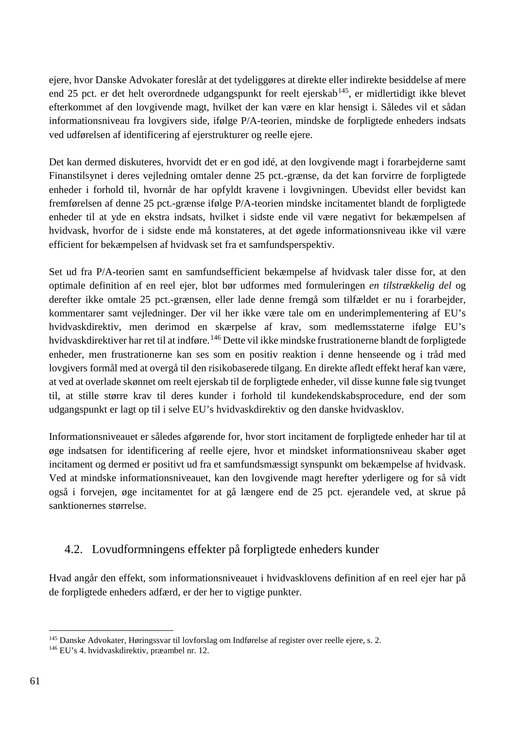ejere, hvor Danske Advokater foreslår at det tydeliggøres at direkte eller indirekte besiddelse af mere end 25 pct. er det helt overordnede udgangspunkt for reelt ejerskab[145], er midlertidigt ikke blevet efterkommet af den lovgivende magt, hvilket der kan være en klar hensigt i. Således vil et sådan informationsniveau fra lovgivers side, ifølge P/A-teorien, mindske de forpligtede enheders indsats ved udførelsen af identificering af ejerstrukturer og reelle ejere.

Det kan dermed diskuteres, hvorvidt det er en god idé, at den lovgivende magt i forarbejderne samt Finanstilsynet i deres vejledning omtaler denne 25 pct.-grænse, da det kan forvirre de forpligtede enheder i forhold til, hvornår de har opfyldt kravene i lovgivningen. Ubevidst eller bevidst kan fremførelsen af denne 25 pct.-grænse ifølge P/A-teorien mindske incitamentet blandt de forpligtede enheder til at yde en ekstra indsats, hvilket i sidste ende vil være negativt for bekæmpelsen af hvidvask, hvorfor de i sidste ende må konstateres, at det øgede informationsniveau ikke vil være efficient for bekæmpelsen af hvidvask set fra et samfundsperspektiv.

Set ud fra P/A-teorien samt en samfundsefficient bekæmpelse af hvidvask taler disse for, at den optimale definition af en reel ejer, blot bør udformes med formuleringen *en tilstrækkelig del* og derefter ikke omtale 25 pct.-grænsen, eller lade denne fremgå som tilfældet er nu i forarbejder, kommentarer samt vejledninger. Der vil her ikke være tale om en underimplementering af EU's hvidvaskdirektiv, men derimod en skærpelse af krav, som medlemsstaterne ifølge EU's hvidvaskdirektiver har ret til at indføre.[146] Dette vil ikke mindske frustrationerne blandt de forpligtede enheder, men frustrationerne kan ses som en positiv reaktion i denne henseende og i tråd med lovgivers formål med at overgå til den risikobaserede tilgang. En direkte afledt effekt heraf kan være, at ved at overlade skønnet om reelt ejerskab til de forpligtede enheder, vil disse kunne føle sig tvunget til, at stille større krav til deres kunder i forhold til kundekendskabsprocedure, end der som udgangspunkt er lagt op til i selve EU's hvidvaskdirektiv og den danske hvidvasklov.

Informationsniveauet er således afgørende for, hvor stort incitament de forpligtede enheder har til at øge indsatsen for identificering af reelle ejere, hvor et mindsket informationsniveau skaber øget incitament og dermed er positivt ud fra et samfundsmæssigt synspunkt om bekæmpelse af hvidvask. Ved at mindske informationsniveauet, kan den lovgivende magt herefter yderligere og for så vidt også i forvejen, øge incitamentet for at gå længere end de 25 pct. ejerandele ved, at skrue på sanktionernes størrelse.

## 4.2. Lovudformningens effekter på forpligtede enheders kunder

Hvad angår den effekt, som informationsniveauet i hvidvasklovens definition af en reel ejer har på de forpligtede enheders adfærd, er der her to vigtige punkter.

---

[145] Danske Advokater, Høringssvar til lovforslag om Indførelse af register over reelle ejere, s. 2.

[146] EU's 4. hvidvaskdirektiv, præambel nr. 12.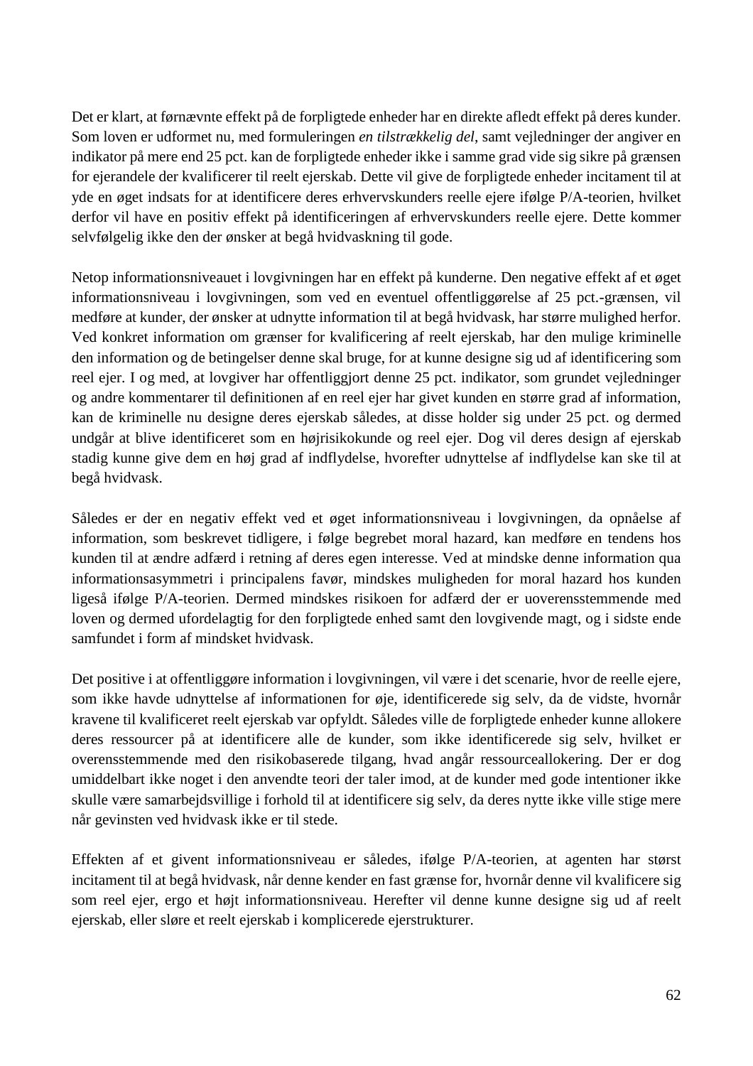Det er klart, at førnævnte effekt på de forpligtede enheder har en direkte afledt effekt på deres kunder. Som loven er udformet nu, med formuleringen *en tilstrækkelig del*, samt vejledninger der angiver en indikator på mere end 25 pct. kan de forpligtede enheder ikke i samme grad vide sig sikre på grænsen for ejerandele der kvalificerer til reelt ejerskab. Dette vil give de forpligtede enheder incitament til at yde en øget indsats for at identificere deres erhvervskunders reelle ejere ifølge P/A-teorien, hvilket derfor vil have en positiv effekt på identificeringen af erhvervskunders reelle ejere. Dette kommer selvfølgelig ikke den der ønsker at begå hvidvaskning til gode.

Netop informationsniveauet i lovgivningen har en effekt på kunderne. Den negative effekt af et øget informationsniveau i lovgivningen, som ved en eventuel offentliggørelse af 25 pct.-grænsen, vil medføre at kunder, der ønsker at udnytte information til at begå hvidvask, har større mulighed herfor. Ved konkret information om grænser for kvalificering af reelt ejerskab, har den mulige kriminelle den information og de betingelser denne skal bruge, for at kunne designe sig ud af identificering som reel ejer. I og med, at lovgiver har offentliggjort denne 25 pct. indikator, som grundet vejledninger og andre kommentarer til definitionen af en reel ejer har givet kunden en større grad af information, kan de kriminelle nu designe deres ejerskab således, at disse holder sig under 25 pct. og dermed undgår at blive identificeret som en højrisikokunde og reel ejer. Dog vil deres design af ejerskab stadig kunne give dem en høj grad af indflydelse, hvorefter udnyttelse af indflydelse kan ske til at begå hvidvask.

Således er der en negativ effekt ved et øget informationsniveau i lovgivningen, da opnåelse af information, som beskrevet tidligere, i følge begrebet moral hazard, kan medføre en tendens hos kunden til at ændre adfærd i retning af deres egen interesse. Ved at mindske denne information qua informationsasymmetri i principalens favør, mindskes muligheden for moral hazard hos kunden ligeså ifølge P/A-teorien. Dermed mindskes risikoen for adfærd der er uoverensstemmende med loven og dermed ufordelagtig for den forpligtede enhed samt den lovgivende magt, og i sidste ende samfundet i form af mindsket hvidvask.

Det positive i at offentliggøre information i lovgivningen, vil være i det scenarie, hvor de reelle ejere, som ikke havde udnyttelse af informationen for øje, identificerede sig selv, da de vidste, hvornår kravene til kvalificeret reelt ejerskab var opfyldt. Således ville de forpligtede enheder kunne allokere deres ressourcer på at identificere alle de kunder, som ikke identificerede sig selv, hvilket er overensstemmende med den risikobaserede tilgang, hvad angår ressourceallokering. Der er dog umiddelbart ikke noget i den anvendte teori der taler imod, at de kunder med gode intentioner ikke skulle være samarbejdsvillige i forhold til at identificere sig selv, da deres nytte ikke ville stige mere når gevinsten ved hvidvask ikke er til stede.

Effekten af et givent informationsniveau er således, ifølge P/A-teorien, at agenten har størst incitament til at begå hvidvask, når denne kender en fast grænse for, hvornår denne vil kvalificere sig som reel ejer, ergo et højt informationsniveau. Herefter vil denne kunne designe sig ud af reelt ejerskab, eller sløre et reelt ejerskab i komplicerede ejerstrukturer.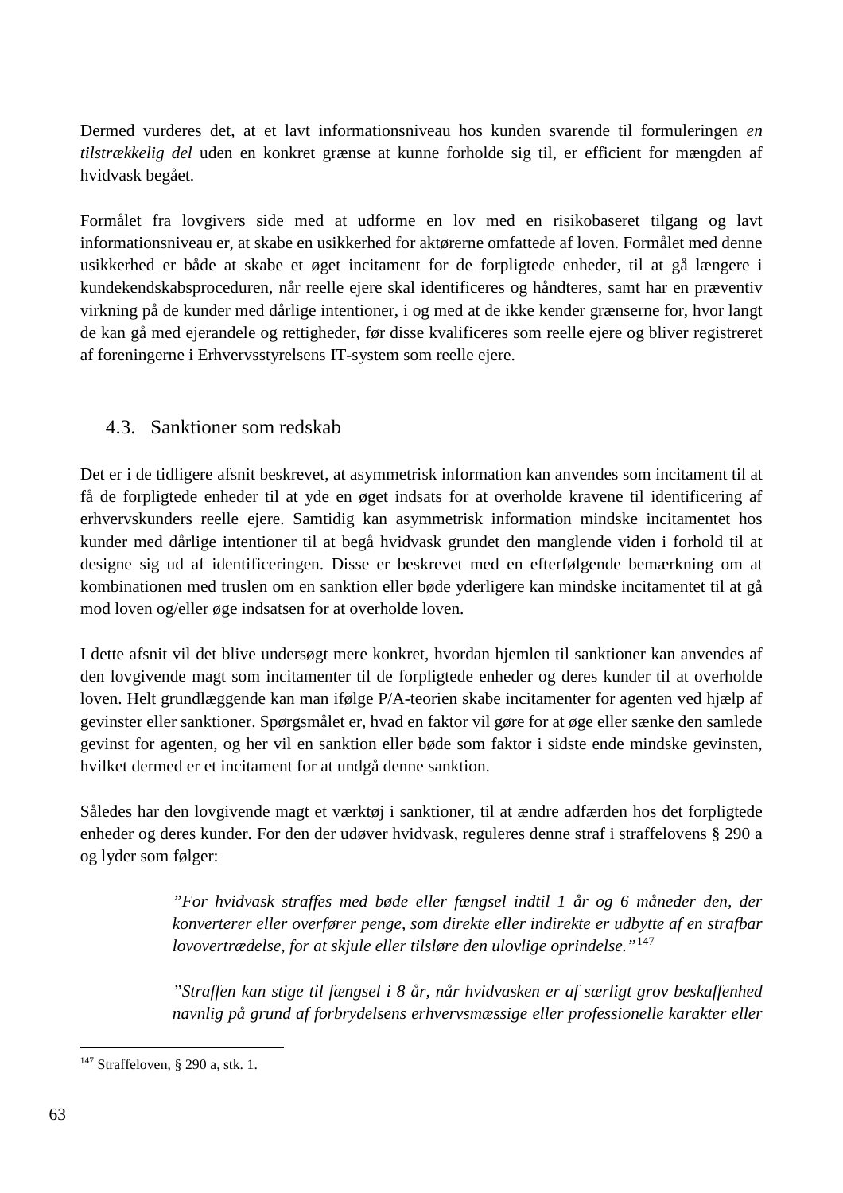Dermed vurderes det, at et lavt informationsniveau hos kunden svarende til formuleringen *en tilstrækkelig del* uden en konkret grænse at kunne forholde sig til, er efficient for mængden af hvidvask begået.

Formålet fra lovgivers side med at udforme en lov med en risikobaseret tilgang og lavt informationsniveau er, at skabe en usikkerhed for aktørerne omfattede af loven. Formålet med denne usikkerhed er både at skabe et øget incitament for de forpligtede enheder, til at gå længere i kundekendskabsproceduren, når reelle ejere skal identificeres og håndteres, samt har en præventiv virkning på de kunder med dårlige intentioner, i og med at de ikke kender grænserne for, hvor langt de kan gå med ejerandele og rettigheder, før disse kvalificeres som reelle ejere og bliver registreret af foreningerne i Erhvervsstyrelsens IT-system som reelle ejere.

## 4.3. Sanktioner som redskab

Det er i de tidligere afsnit beskrevet, at asymmetrisk information kan anvendes som incitament til at få de forpligtede enheder til at yde en øget indsats for at overholde kravene til identificering af erhvervskunders reelle ejere. Samtidig kan asymmetrisk information mindske incitamentet hos kunder med dårlige intentioner til at begå hvidvask grundet den manglende viden i forhold til at designe sig ud af identificeringen. Disse er beskrevet med en efterfølgende bemærkning om at kombinationen med truslen om en sanktion eller bøde yderligere kan mindske incitamentet til at gå mod loven og/eller øge indsatsen for at overholde loven.

I dette afsnit vil det blive undersøgt mere konkret, hvordan hjemlen til sanktioner kan anvendes af den lovgivende magt som incitamenter til de forpligtede enheder og deres kunder til at overholde loven. Helt grundlæggende kan man ifølge P/A-teorien skabe incitamenter for agenten ved hjælp af gevinster eller sanktioner. Spørgsmålet er, hvad en faktor vil gøre for at øge eller sænke den samlede gevinst for agenten, og her vil en sanktion eller bøde som faktor i sidste ende mindske gevinsten, hvilket dermed er et incitament for at undgå denne sanktion.

Således har den lovgivende magt et værktøj i sanktioner, til at ændre adfærden hos det forpligtede enheder og deres kunder. For den der udøver hvidvask, reguleres denne straf i straffelovens § 290 a og lyder som følger:

> *"For hvidvask straffes med bøde eller fængsel indtil 1 år og 6 måneder den, der konverterer eller overfører penge, som direkte eller indirekte er udbytte af en strafbar lovovertrædelse, for at skjule eller tilsløre den ulovlige oprindelse."*[147]
>
> *"Straffen kan stige til fængsel i 8 år, når hvidvasken er af særligt grov beskaffenhed navnlig på grund af forbrydelsens erhvervsmæssige eller professionelle karakter eller*

[147] Straffeloven, § 290 a, stk. 1.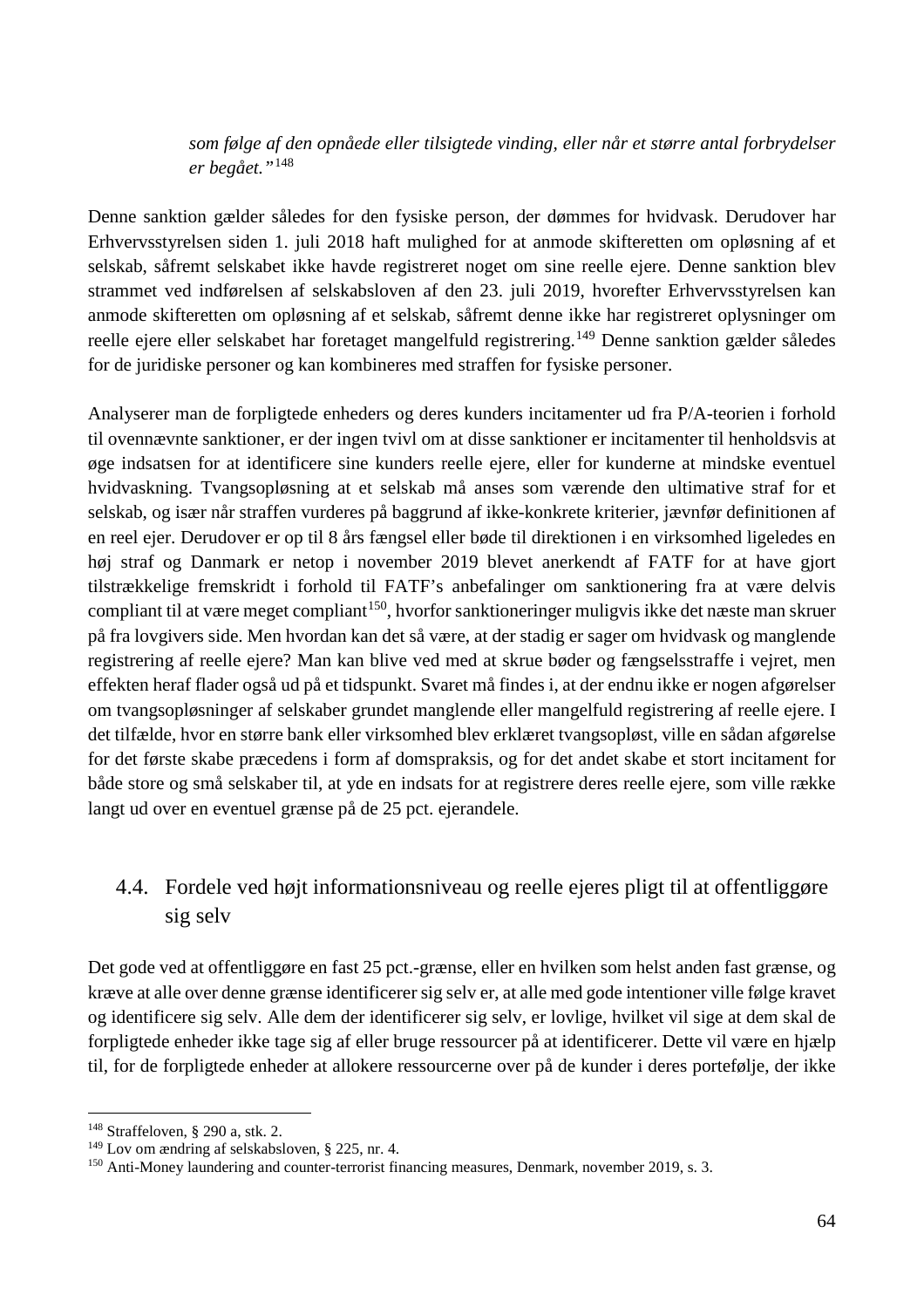> *som følge af den opnåede eller tilsigtede vinding, eller når et større antal forbrydelser er begået."*[148]

Denne sanktion gælder således for den fysiske person, der dømmes for hvidvask. Derudover har Erhvervsstyrelsen siden 1. juli 2018 haft mulighed for at anmode skifteretten om opløsning af et selskab, såfremt selskabet ikke havde registreret noget om sine reelle ejere. Denne sanktion blev strammet ved indførelsen af selskabsloven af den 23. juli 2019, hvorefter Erhvervsstyrelsen kan anmode skifteretten om opløsning af et selskab, såfremt denne ikke har registreret oplysninger om reelle ejere eller selskabet har foretaget mangelfuld registrering.[149] Denne sanktion gælder således for de juridiske personer og kan kombineres med straffen for fysiske personer.

Analyserer man de forpligtede enheders og deres kunders incitamenter ud fra P/A-teorien i forhold til ovennævnte sanktioner, er der ingen tvivl om at disse sanktioner er incitamenter til henholdsvis at øge indsatsen for at identificere sine kunders reelle ejere, eller for kunderne at mindske eventuel hvidvaskning. Tvangsopløsning at et selskab må anses som værende den ultimative straf for et selskab, og især når straffen vurderes på baggrund af ikke-konkrete kriterier, jævnfør definitionen af en reel ejer. Derudover er op til 8 års fængsel eller bøde til direktionen i en virksomhed ligeledes en høj straf og Danmark er netop i november 2019 blevet anerkendt af FATF for at have gjort tilstrækkelige fremskridt i forhold til FATF's anbefalinger om sanktionering fra at være delvis compliant til at være meget compliant[150], hvorfor sanktioneringer muligvis ikke det næste man skruer på fra lovgivers side. Men hvordan kan det så være, at der stadig er sager om hvidvask og manglende registrering af reelle ejere? Man kan blive ved med at skrue bøder og fængselsstraffe i vejret, men effekten heraf flader også ud på et tidspunkt. Svaret må findes i, at der endnu ikke er nogen afgørelser om tvangsopløsninger af selskaber grundet manglende eller mangelfuld registrering af reelle ejere. I det tilfælde, hvor en større bank eller virksomhed blev erklæret tvangsopløst, ville en sådan afgørelse for det første skabe præcedens i form af domspraksis, og for det andet skabe et stort incitament for både store og små selskaber til, at yde en indsats for at registrere deres reelle ejere, som ville række langt ud over en eventuel grænse på de 25 pct. ejerandele.

## 4.4. Fordele ved højt informationsniveau og reelle ejeres pligt til at offentliggøre sig selv

Det gode ved at offentliggøre en fast 25 pct.-grænse, eller en hvilken som helst anden fast grænse, og kræve at alle over denne grænse identificerer sig selv er, at alle med gode intentioner ville følge kravet og identificere sig selv. Alle dem der identificerer sig selv, er lovlige, hvilket vil sige at dem skal de forpligtede enheder ikke tage sig af eller bruge ressourcer på at identificerer. Dette vil være en hjælp til, for de forpligtede enheder at allokere ressourcerne over på de kunder i deres portefølje, der ikke

---

[148] Straffeloven, § 290 a, stk. 2.

[149] Lov om ændring af selskabsloven, § 225, nr. 4.

[150] Anti-Money laundering and counter-terrorist financing measures, Denmark, november 2019, s. 3.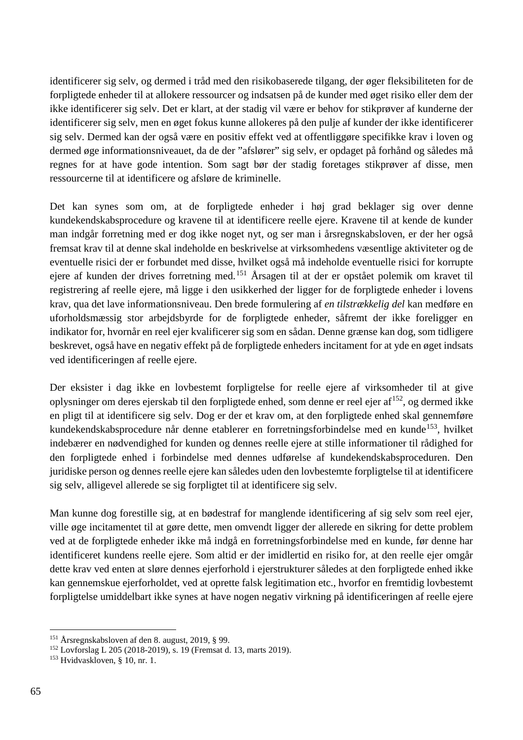identificerer sig selv, og dermed i tråd med den risikobaserede tilgang, der øger fleksibiliteten for de forpligtede enheder til at allokere ressourcer og indsatsen på de kunder med øget risiko eller dem der ikke identificerer sig selv. Det er klart, at der stadig vil være er behov for stikprøver af kunderne der identificerer sig selv, men en øget fokus kunne allokeres på den pulje af kunder der ikke identificerer sig selv. Dermed kan der også være en positiv effekt ved at offentliggøre specifikke krav i loven og dermed øge informationsniveauet, da de der "afslører" sig selv, er opdaget på forhånd og således må regnes for at have gode intention. Som sagt bør der stadig foretages stikprøver af disse, men ressourcerne til at identificere og afsløre de kriminelle.

Det kan synes som om, at de forpligtede enheder i høj grad beklager sig over denne kundekendskabsprocedure og kravene til at identificere reelle ejere. Kravene til at kende de kunder man indgår forretning med er dog ikke noget nyt, og ser man i årsregnskabsloven, er der her også fremsat krav til at denne skal indeholde en beskrivelse at virksomhedens væsentlige aktiviteter og de eventuelle risici der er forbundet med disse, hvilket også må indeholde eventuelle risici for korrupte ejere af kunden der drives forretning med.[151] Årsagen til at der er opstået polemik om kravet til registrering af reelle ejere, må ligge i den usikkerhed der ligger for de forpligtede enheder i lovens krav, qua det lave informationsniveau. Den brede formulering af *en tilstrækkelig del* kan medføre en uforholdsmæssig stor arbejdsbyrde for de forpligtede enheder, såfremt der ikke foreligger en indikator for, hvornår en reel ejer kvalificerer sig som en sådan. Denne grænse kan dog, som tidligere beskrevet, også have en negativ effekt på de forpligtede enheders incitament for at yde en øget indsats ved identificeringen af reelle ejere.

Der eksister i dag ikke en lovbestemt forpligtelse for reelle ejere af virksomheder til at give oplysninger om deres ejerskab til den forpligtede enhed, som denne er reel ejer af[152], og dermed ikke en pligt til at identificere sig selv. Dog er der et krav om, at den forpligtede enhed skal gennemføre kundekendskabsprocedure når denne etablerer en forretningsforbindelse med en kunde[153], hvilket indebærer en nødvendighed for kunden og dennes reelle ejere at stille informationer til rådighed for den forpligtede enhed i forbindelse med dennes udførelse af kundekendskabsproceduren. Den juridiske person og dennes reelle ejere kan således uden den lovbestemte forpligtelse til at identificere sig selv, alligevel allerede se sig forpligtet til at identificere sig selv.

Man kunne dog forestille sig, at en bødestraf for manglende identificering af sig selv som reel ejer, ville øge incitamentet til at gøre dette, men omvendt ligger der allerede en sikring for dette problem ved at de forpligtede enheder ikke må indgå en forretningsforbindelse med en kunde, før denne har identificeret kundens reelle ejere. Som altid er der imidlertid en risiko for, at den reelle ejer omgår dette krav ved enten at sløre dennes ejerforhold i ejerstrukturer således at den forpligtede enhed ikke kan gennemskue ejerforholdet, ved at oprette falsk legitimation etc., hvorfor en fremtidig lovbestemt forpligtelse umiddelbart ikke synes at have nogen negativ virkning på identificeringen af reelle ejere

---

[151] Årsregnskabsloven af den 8. august, 2019, § 99.
[152] Lovforslag L 205 (2018-2019), s. 19 (Fremsat d. 13, marts 2019).
[153] Hvidvaskloven, § 10, nr. 1.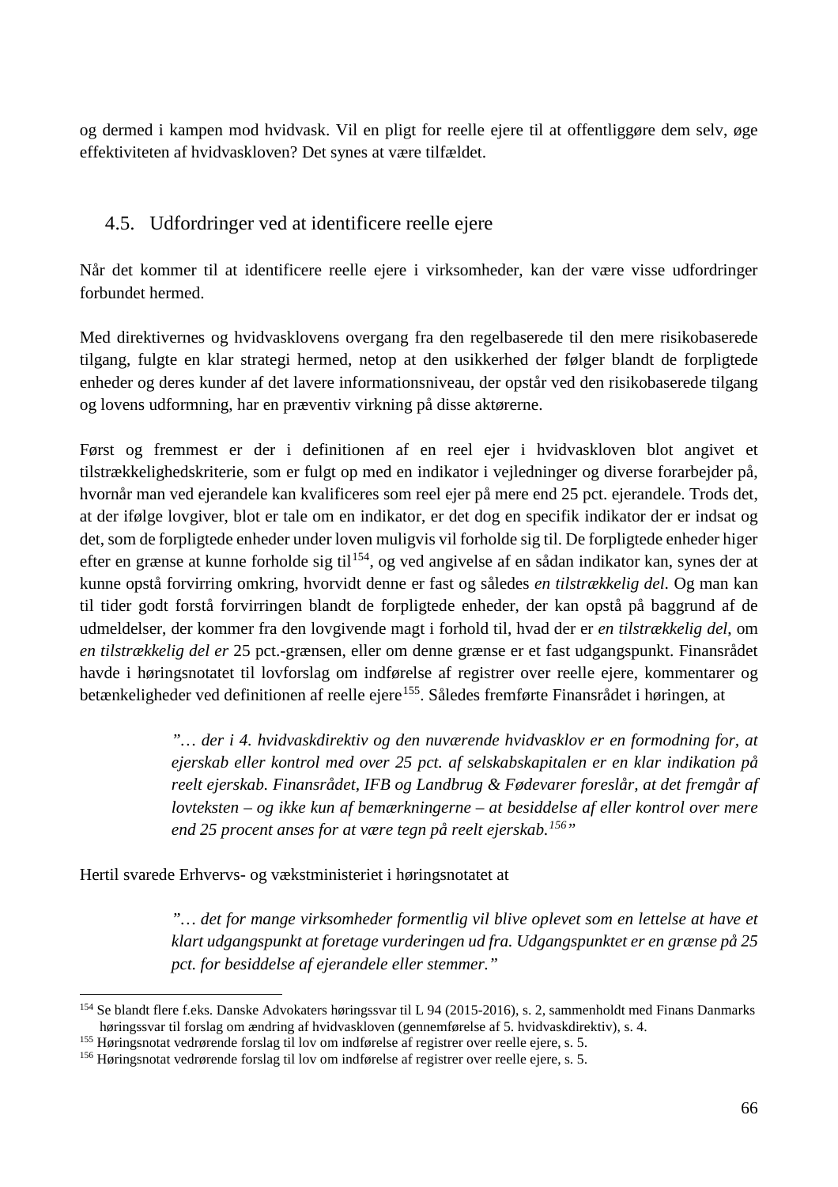og dermed i kampen mod hvidvask. Vil en pligt for reelle ejere til at offentliggøre dem selv, øge effektiviteten af hvidvaskloven? Det synes at være tilfældet.

## 4.5. Udfordringer ved at identificere reelle ejere

Når det kommer til at identificere reelle ejere i virksomheder, kan der være visse udfordringer forbundet hermed.

Med direktivernes og hvidvasklovens overgang fra den regelbaserede til den mere risikobaserede tilgang, fulgte en klar strategi hermed, netop at den usikkerhed der følger blandt de forpligtede enheder og deres kunder af det lavere informationsniveau, der opstår ved den risikobaserede tilgang og lovens udformning, har en præventiv virkning på disse aktørerne.

Først og fremmest er der i definitionen af en reel ejer i hvidvaskloven blot angivet et tilstrækkelighedskriterie, som er fulgt op med en indikator i vejledninger og diverse forarbejder på, hvornår man ved ejerandele kan kvalificeres som reel ejer på mere end 25 pct. ejerandele. Trods det, at der ifølge lovgiver, blot er tale om en indikator, er det dog en specifik indikator der er indsat og det, som de forpligtede enheder under loven muligvis vil forholde sig til. De forpligtede enheder higer efter en grænse at kunne forholde sig til[154], og ved angivelse af en sådan indikator kan, synes der at kunne opstå forvirring omkring, hvorvidt denne er fast og således *en tilstrækkelig del*. Og man kan til tider godt forstå forvirringen blandt de forpligtede enheder, der kan opstå på baggrund af de udmeldelser, der kommer fra den lovgivende magt i forhold til, hvad der er *en tilstrækkelig del*, om *en tilstrækkelig del er* 25 pct.-grænsen, eller om denne grænse er et fast udgangspunkt. Finansrådet havde i høringsnotatet til lovforslag om indførelse af registrer over reelle ejere, kommentarer og betænkeligheder ved definitionen af reelle ejere[155]. Således fremførte Finansrådet i høringen, at

> *"… der i 4. hvidvaskdirektiv og den nuværende hvidvasklov er en formodning for, at ejerskab eller kontrol med over 25 pct. af selskabskapitalen er en klar indikation på reelt ejerskab. Finansrådet, IFB og Landbrug & Fødevarer foreslår, at det fremgår af lovteksten – og ikke kun af bemærkningerne – at besiddelse af eller kontrol over mere end 25 procent anses for at være tegn på reelt ejerskab.[156]"*

Hertil svarede Erhvervs- og vækstministeriet i høringsnotatet at

> *"… det for mange virksomheder formentlig vil blive oplevet som en lettelse at have et klart udgangspunkt at foretage vurderingen ud fra. Udgangspunktet er en grænse på 25 pct. for besiddelse af ejerandele eller stemmer."*

---

[154] Se blandt flere f.eks. Danske Advokaters høringssvar til L 94 (2015-2016), s. 2, sammenholdt med Finans Danmarks høringssvar til forslag om ændring af hvidvaskloven (gennemførelse af 5. hvidvaskdirektiv), s. 4.

[155] Høringsnotat vedrørende forslag til lov om indførelse af registrer over reelle ejere, s. 5.

[156] Høringsnotat vedrørende forslag til lov om indførelse af registrer over reelle ejere, s. 5.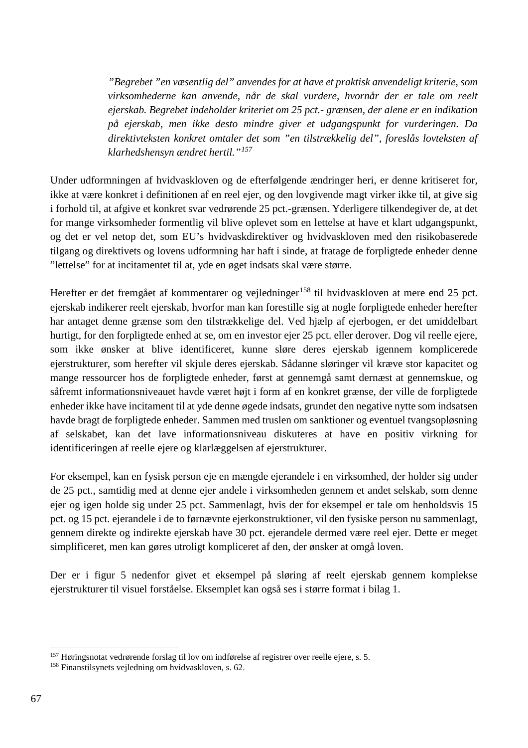*”Begrebet ”en væsentlig del” anvendes for at have et praktisk anvendeligt kriterie, som virksomhederne kan anvende, når de skal vurdere, hvornår der er tale om reelt ejerskab. Begrebet indeholder kriteriet om 25 pct.- grænsen, der alene er en indikation på ejerskab, men ikke desto mindre giver et udgangspunkt for vurderingen. Da direktivteksten konkret omtaler det som ”en tilstrækkelig del”, foreslås lovteksten af klarhedshensyn ændret hertil.”*[157]

Under udformningen af hvidvaskloven og de efterfølgende ændringer heri, er denne kritiseret for, ikke at være konkret i definitionen af en reel ejer, og den lovgivende magt virker ikke til, at give sig i forhold til, at afgive et konkret svar vedrørende 25 pct.-grænsen. Yderligere tilkendegiver de, at det for mange virksomheder formentlig vil blive oplevet som en lettelse at have et klart udgangspunkt, og det er vel netop det, som EU's hvidvaskdirektiver og hvidvaskloven med den risikobaserede tilgang og direktivets og lovens udformning har haft i sinde, at fratage de forpligtede enheder denne ”lettelse” for at incitamentet til at, yde en øget indsats skal være større.

Herefter er det fremgået af kommentarer og vejledninger[158] til hvidvaskloven at mere end 25 pct. ejerskab indikerer reelt ejerskab, hvorfor man kan forestille sig at nogle forpligtede enheder herefter har antaget denne grænse som den tilstrækkelige del. Ved hjælp af ejerbogen, er det umiddelbart hurtigt, for den forpligtede enhed at se, om en investor ejer 25 pct. eller derover. Dog vil reelle ejere, som ikke ønsker at blive identificeret, kunne sløre deres ejerskab igennem komplicerede ejerstrukturer, som herefter vil skjule deres ejerskab. Sådanne sløringer vil kræve stor kapacitet og mange ressourcer hos de forpligtede enheder, først at gennemgå samt dernæst at gennemskue, og såfremt informationsniveauet havde været højt i form af en konkret grænse, der ville de forpligtede enheder ikke have incitament til at yde denne øgede indsats, grundet den negative nytte som indsatsen havde bragt de forpligtede enheder. Sammen med truslen om sanktioner og eventuel tvangsopløsning af selskabet, kan det lave informationsniveau diskuteres at have en positiv virkning for identificeringen af reelle ejere og klarlæggelsen af ejerstrukturer.

For eksempel, kan en fysisk person eje en mængde ejerandele i en virksomhed, der holder sig under de 25 pct., samtidig med at denne ejer andele i virksomheden gennem et andet selskab, som denne ejer og igen holde sig under 25 pct. Sammenlagt, hvis der for eksempel er tale om henholdsvis 15 pct. og 15 pct. ejerandele i de to førnævnte ejerkonstruktioner, vil den fysiske person nu sammenlagt, gennem direkte og indirekte ejerskab have 30 pct. ejerandele dermed være reel ejer. Dette er meget simplificeret, men kan gøres utroligt kompliceret af den, der ønsker at omgå loven.

Der er i figur 5 nedenfor givet et eksempel på sløring af reelt ejerskab gennem komplekse ejerstrukturer til visuel forståelse. Eksemplet kan også ses i større format i bilag 1.

---

[157] Høringsnotat vedrørende forslag til lov om indførelse af registrer over reelle ejere, s. 5.

[158] Finanstilsynets vejledning om hvidvaskloven, s. 62.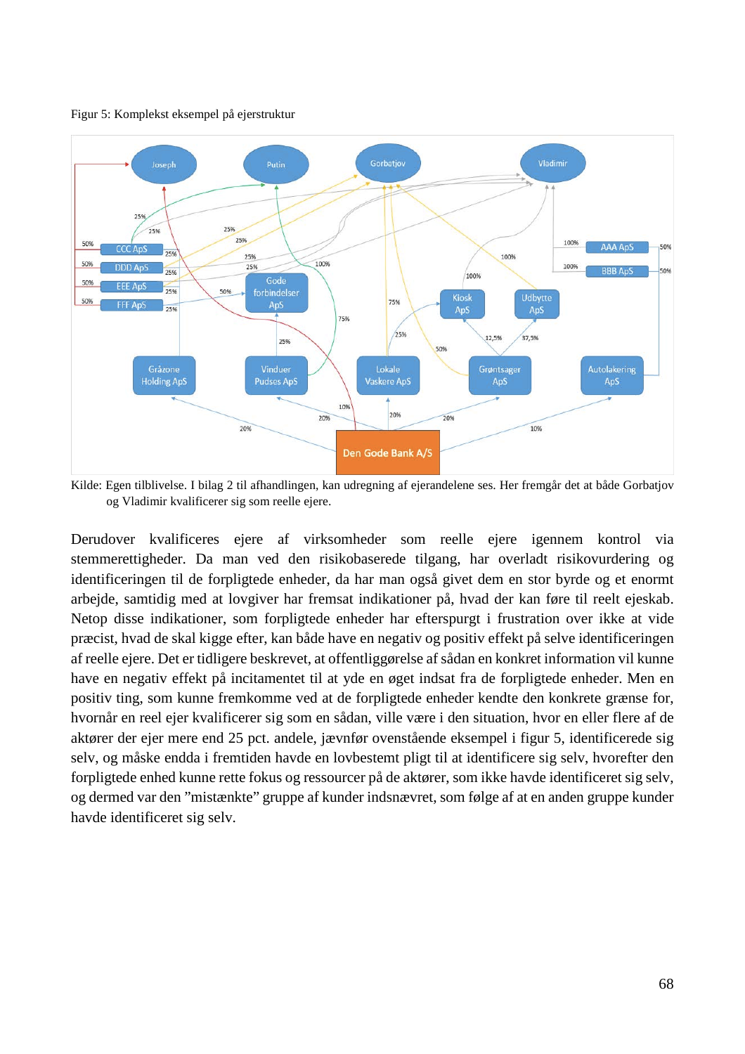Figur 5: Komplekst eksempel på ejerstruktur

Kilde: Egen tilblivelse. I bilag 2 til afhandlingen, kan udregning af ejerandelene ses. Her fremgår det at både Gorbatjov og Vladimir kvalificerer sig som reelle ejere.

Derudover kvalificeres ejere af virksomheder som reelle ejere igennem kontrol via stemmerettigheder. Da man ved den risikobaserede tilgang, har overladt risikovurdering og identificeringen til de forpligtede enheder, da har man også givet dem en stor byrde og et enormt arbejde, samtidig med at lovgiver har fremsat indikationer på, hvad der kan føre til reelt ejeskab. Netop disse indikationer, som forpligtede enheder har efterspurgt i frustration over ikke at vide præcist, hvad de skal kigge efter, kan både have en negativ og positiv effekt på selve identificeringen af reelle ejere. Det er tidligere beskrevet, at offentliggørelse af sådan en konkret information vil kunne have en negativ effekt på incitamentet til at yde en øget indsat fra de forpligtede enheder. Men en positiv ting, som kunne fremkomme ved at de forpligtede enheder kendte den konkrete grænse for, hvornår en reel ejer kvalificerer sig som en sådan, ville være i den situation, hvor en eller flere af de aktører der ejer mere end 25 pct. andele, jævnfør ovenstående eksempel i figur 5, identificerede sig selv, og måske endda i fremtiden havde en lovbestemt pligt til at identificere sig selv, hvorefter den forpligtede enhed kunne rette fokus og ressourcer på de aktører, som ikke havde identificeret sig selv, og dermed var den "mistænkte" gruppe af kunder indsnævret, som følge af at en anden gruppe kunder havde identificeret sig selv.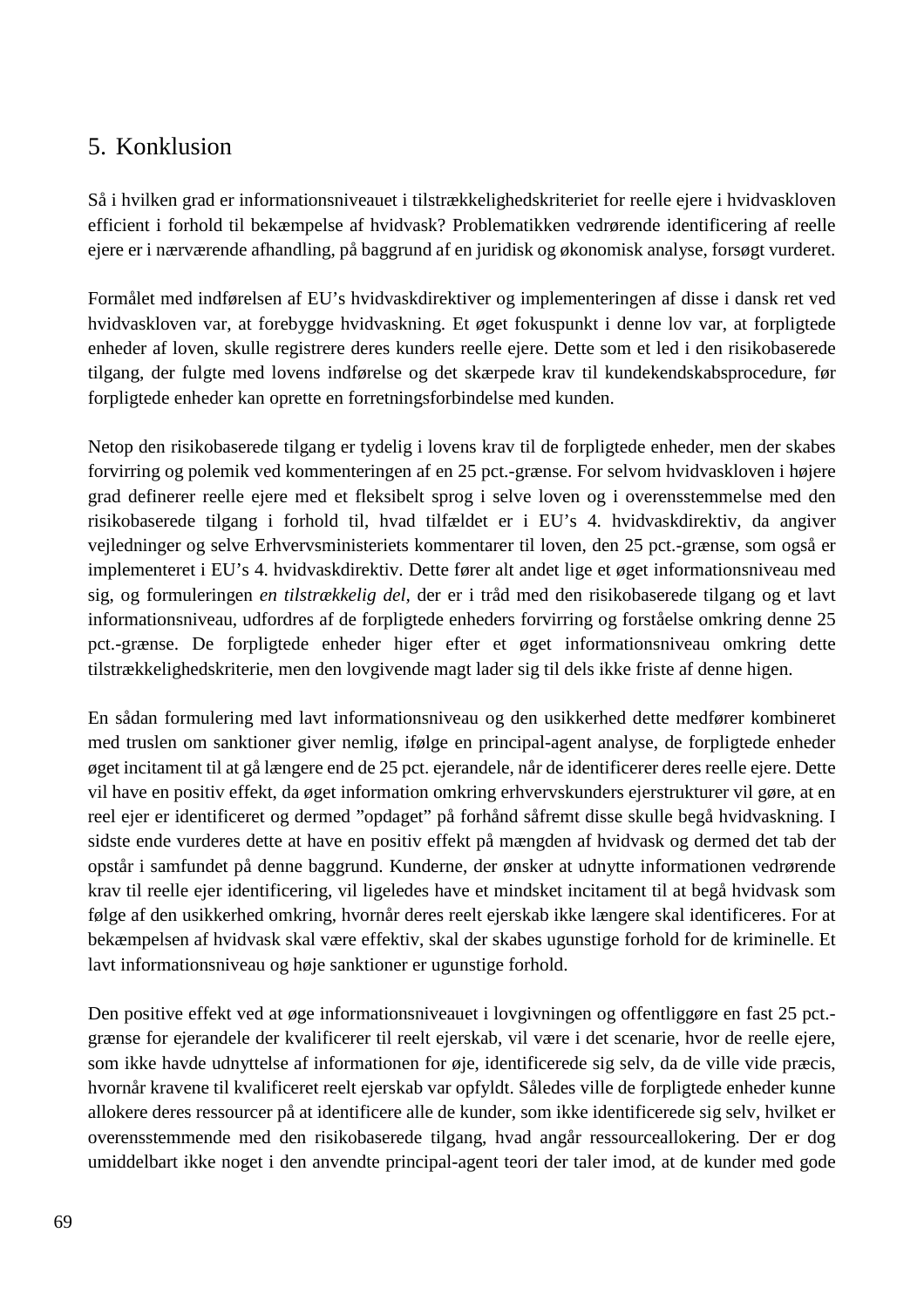# 5. Konklusion

Så i hvilken grad er informationsniveauet i tilstrækkelighedskriteriet for reelle ejere i hvidvaskloven efficient i forhold til bekæmpelse af hvidvask? Problematikken vedrørende identificering af reelle ejere er i nærværende afhandling, på baggrund af en juridisk og økonomisk analyse, forsøgt vurderet.

Formålet med indførelsen af EU's hvidvaskdirektiver og implementeringen af disse i dansk ret ved hvidvaskloven var, at forebygge hvidvaskning. Et øget fokuspunkt i denne lov var, at forpligtede enheder af loven, skulle registrere deres kunders reelle ejere. Dette som et led i den risikobaserede tilgang, der fulgte med lovens indførelse og det skærpede krav til kundekendskabsprocedure, før forpligtede enheder kan oprette en forretningsforbindelse med kunden.

Netop den risikobaserede tilgang er tydelig i lovens krav til de forpligtede enheder, men der skabes forvirring og polemik ved kommenteringen af en 25 pct.-grænse. For selvom hvidvaskloven i højere grad definerer reelle ejere med et fleksibelt sprog i selve loven og i overensstemmelse med den risikobaserede tilgang i forhold til, hvad tilfældet er i EU's 4. hvidvaskdirektiv, da angiver vejledninger og selve Erhvervsministeriets kommentarer til loven, den 25 pct.-grænse, som også er implementeret i EU's 4. hvidvaskdirektiv. Dette fører alt andet lige et øget informationsniveau med sig, og formuleringen *en tilstrækkelig del,* der er i tråd med den risikobaserede tilgang og et lavt informationsniveau, udfordres af de forpligtede enheders forvirring og forståelse omkring denne 25 pct.-grænse. De forpligtede enheder higer efter et øget informationsniveau omkring dette tilstrækkelighedskriterie, men den lovgivende magt lader sig til dels ikke friste af denne higen.

En sådan formulering med lavt informationsniveau og den usikkerhed dette medfører kombineret med truslen om sanktioner giver nemlig, ifølge en principal-agent analyse, de forpligtede enheder øget incitament til at gå længere end de 25 pct. ejerandele, når de identificerer deres reelle ejere. Dette vil have en positiv effekt, da øget information omkring erhvervskunders ejerstrukturer vil gøre, at en reel ejer er identificeret og dermed "opdaget" på forhånd såfremt disse skulle begå hvidvaskning. I sidste ende vurderes dette at have en positiv effekt på mængden af hvidvask og dermed det tab der opstår i samfundet på denne baggrund. Kunderne, der ønsker at udnytte informationen vedrørende krav til reelle ejer identificering, vil ligeledes have et mindsket incitament til at begå hvidvask som følge af den usikkerhed omkring, hvornår deres reelt ejerskab ikke længere skal identificeres. For at bekæmpelsen af hvidvask skal være effektiv, skal der skabes ugunstige forhold for de kriminelle. Et lavt informationsniveau og høje sanktioner er ugunstige forhold.

Den positive effekt ved at øge informationsniveauet i lovgivningen og offentliggøre en fast 25 pct.-grænse for ejerandele der kvalificerer til reelt ejerskab, vil være i det scenarie, hvor de reelle ejere, som ikke havde udnyttelse af informationen for øje, identificerede sig selv, da de ville vide præcis, hvornår kravene til kvalificeret reelt ejerskab var opfyldt. Således ville de forpligtede enheder kunne allokere deres ressourcer på at identificere alle de kunder, som ikke identificerede sig selv, hvilket er overensstemmende med den risikobaserede tilgang, hvad angår ressourceallokering. Der er dog umiddelbart ikke noget i den anvendte principal-agent teori der taler imod, at de kunder med gode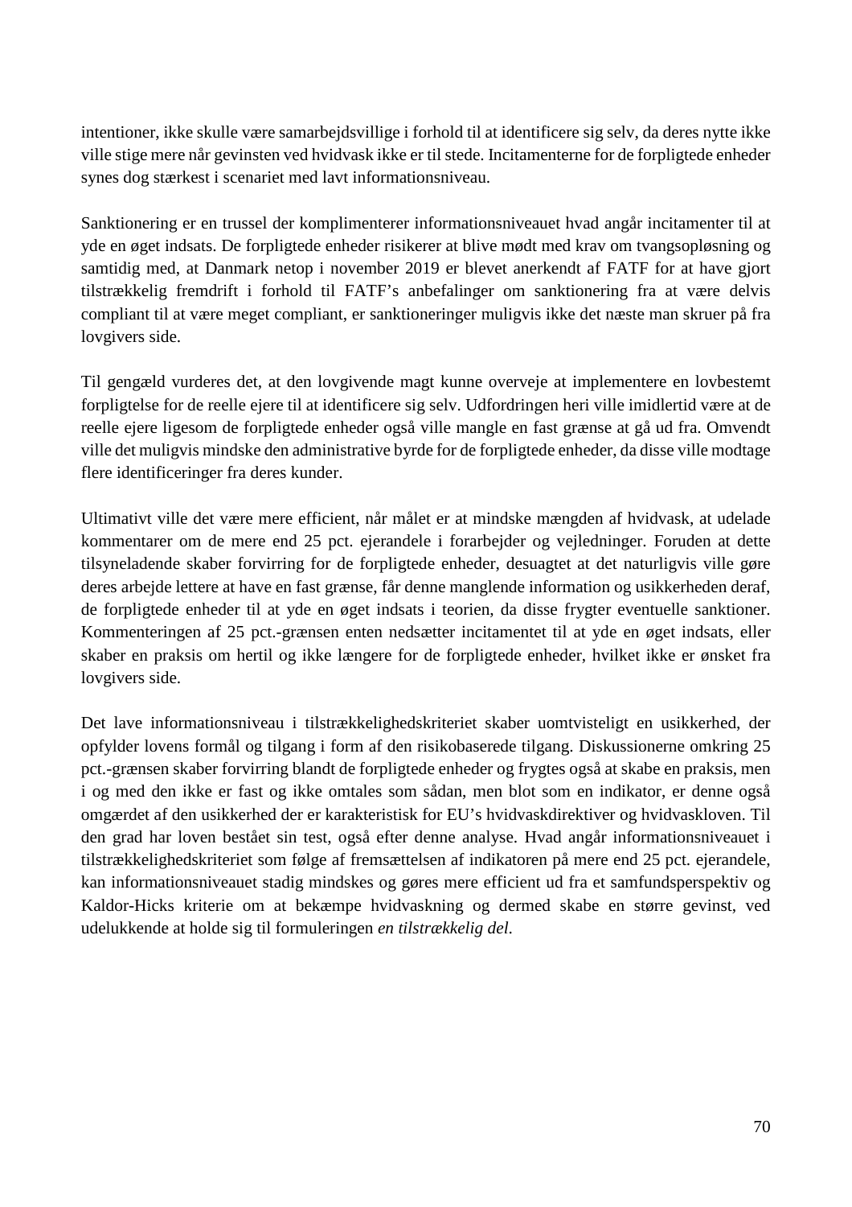intentioner, ikke skulle være samarbejdsvillige i forhold til at identificere sig selv, da deres nytte ikke ville stige mere når gevinsten ved hvidvask ikke er til stede. Incitamenterne for de forpligtede enheder synes dog stærkest i scenariet med lavt informationsniveau.

Sanktionering er en trussel der komplimenterer informationsniveauet hvad angår incitamenter til at yde en øget indsats. De forpligtede enheder risikerer at blive mødt med krav om tvangsopløsning og samtidig med, at Danmark netop i november 2019 er blevet anerkendt af FATF for at have gjort tilstrækkelig fremdrift i forhold til FATF's anbefalinger om sanktionering fra at være delvis compliant til at være meget compliant, er sanktioneringer muligvis ikke det næste man skruer på fra lovgivers side.

Til gengæld vurderes det, at den lovgivende magt kunne overveje at implementere en lovbestemt forpligtelse for de reelle ejere til at identificere sig selv. Udfordringen heri ville imidlertid være at de reelle ejere ligesom de forpligtede enheder også ville mangle en fast grænse at gå ud fra. Omvendt ville det muligvis mindske den administrative byrde for de forpligtede enheder, da disse ville modtage flere identificeringer fra deres kunder.

Ultimativt ville det være mere efficient, når målet er at mindske mængden af hvidvask, at udelade kommentarer om de mere end 25 pct. ejerandele i forarbejder og vejledninger. Foruden at dette tilsyneladende skaber forvirring for de forpligtede enheder, desuagtet at det naturligvis ville gøre deres arbejde lettere at have en fast grænse, får denne manglende information og usikkerheden deraf, de forpligtede enheder til at yde en øget indsats i teorien, da disse frygter eventuelle sanktioner. Kommenteringen af 25 pct.-grænsen enten nedsætter incitamentet til at yde en øget indsats, eller skaber en praksis om hertil og ikke længere for de forpligtede enheder, hvilket ikke er ønsket fra lovgivers side.

Det lave informationsniveau i tilstrækkelighedskriteriet skaber uomtvisteligt en usikkerhed, der opfylder lovens formål og tilgang i form af den risikobaserede tilgang. Diskussionerne omkring 25 pct.-grænsen skaber forvirring blandt de forpligtede enheder og frygtes også at skabe en praksis, men i og med den ikke er fast og ikke omtales som sådan, men blot som en indikator, er denne også omgærdet af den usikkerhed der er karakteristisk for EU's hvidvaskdirektiver og hvidvaskloven. Til den grad har loven bestået sin test, også efter denne analyse. Hvad angår informationsniveauet i tilstrækkelighedskriteriet som følge af fremsættelsen af indikatoren på mere end 25 pct. ejerandele, kan informationsniveauet stadig mindskes og gøres mere efficient ud fra et samfundsperspektiv og Kaldor-Hicks kriterie om at bekæmpe hvidvaskning og dermed skabe en større gevinst, ved udelukkende at holde sig til formuleringen *en tilstrækkelig del*.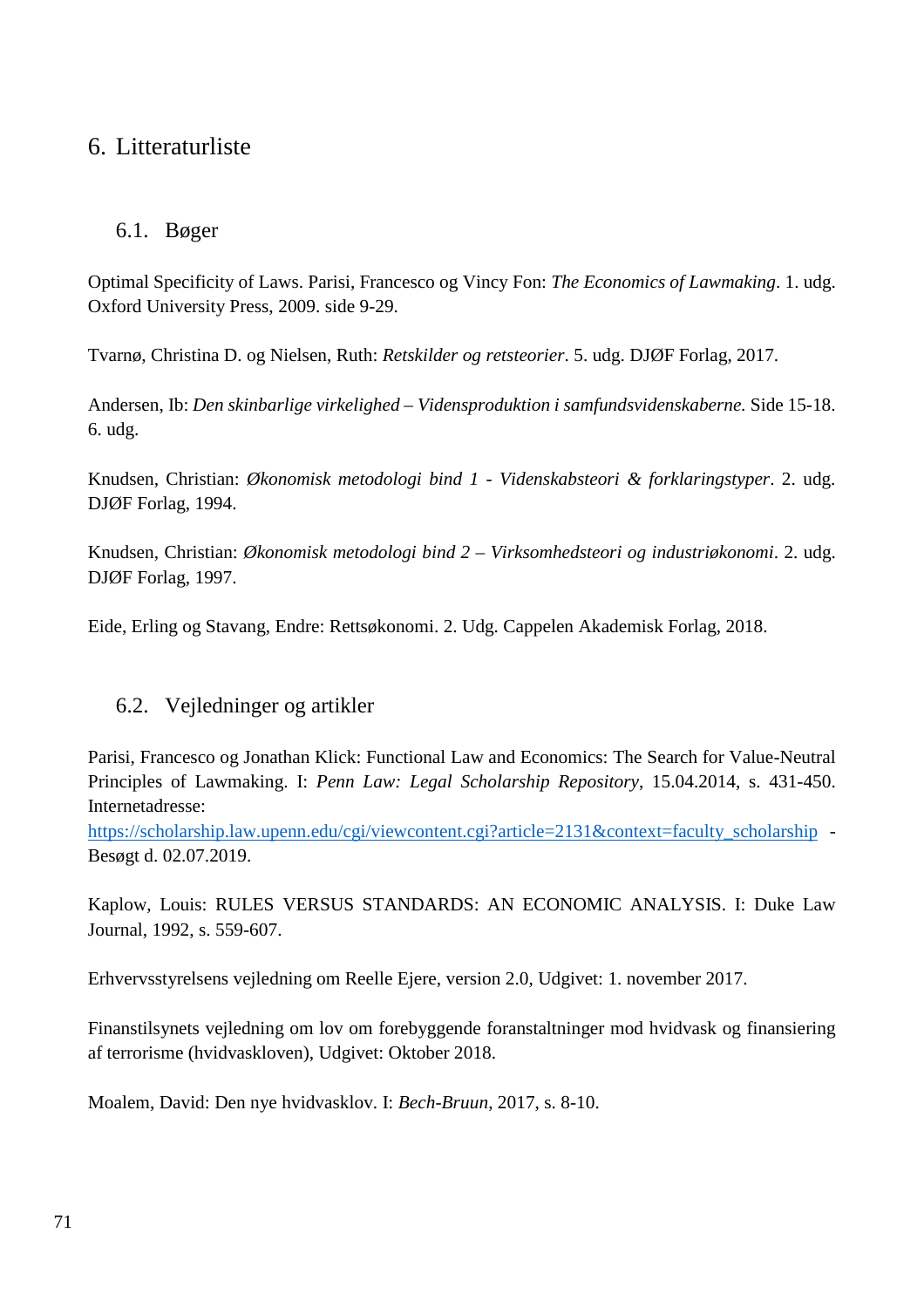# 6. Litteraturliste

## 6.1. Bøger

Optimal Specificity of Laws. Parisi, Francesco og Vincy Fon: *The Economics of Lawmaking*. 1. udg. Oxford University Press, 2009. side 9-29.

Tvarnø, Christina D. og Nielsen, Ruth: *Retskilder og retsteorier*. 5. udg. DJØF Forlag, 2017.

Andersen, Ib: *Den skinbarlige virkelighed – Vidensproduktion i samfundsvidenskaberne*. Side 15-18. 6. udg.

Knudsen, Christian: *Økonomisk metodologi bind 1 - Videnskabsteori & forklaringstyper*. 2. udg. DJØF Forlag, 1994.

Knudsen, Christian: *Økonomisk metodologi bind 2 – Virksomhedsteori og industriøkonomi*. 2. udg. DJØF Forlag, 1997.

Eide, Erling og Stavang, Endre: Rettsøkonomi. 2. Udg. Cappelen Akademisk Forlag, 2018.

## 6.2. Vejledninger og artikler

Parisi, Francesco og Jonathan Klick: Functional Law and Economics: The Search for Value-Neutral Principles of Lawmaking. I: *Penn Law: Legal Scholarship Repository*, 15.04.2014, s. 431-450. Internetadresse:
https://scholarship.law.upenn.edu/cgi/viewcontent.cgi?article=2131&context=faculty_scholarship - Besøgt d. 02.07.2019.

Kaplow, Louis: RULES VERSUS STANDARDS: AN ECONOMIC ANALYSIS. I: Duke Law Journal, 1992, s. 559-607.

Erhvervsstyrelsens vejledning om Reelle Ejere, version 2.0, Udgivet: 1. november 2017.

Finanstilsynets vejledning om lov om forebyggende foranstaltninger mod hvidvask og finansiering af terrorisme (hvidvaskloven), Udgivet: Oktober 2018.

Moalem, David: Den nye hvidvasklov. I: *Bech-Bruun*, 2017, s. 8-10.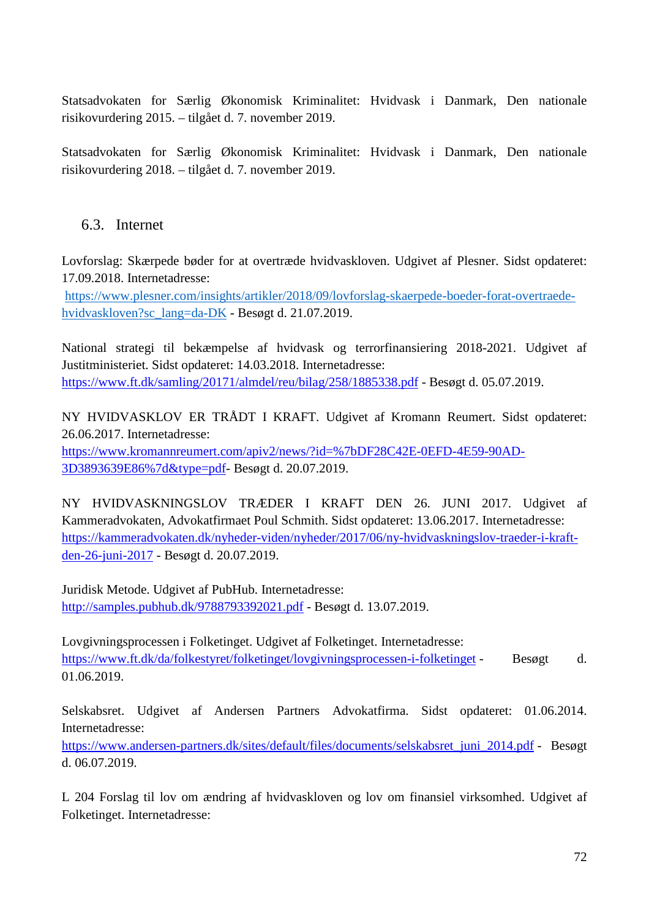Statsadvokaten for Særlig Økonomisk Kriminalitet: Hvidvask i Danmark, Den nationale risikovurdering 2015. – tilgået d. 7. november 2019.

Statsadvokaten for Særlig Økonomisk Kriminalitet: Hvidvask i Danmark, Den nationale risikovurdering 2018. – tilgået d. 7. november 2019.

## 6.3. Internet

Lovforslag: Skærpede bøder for at overtræde hvidvaskloven. Udgivet af Plesner. Sidst opdateret: 17.09.2018. Internetadresse:
https://www.plesner.com/insights/artikler/2018/09/lovforslag-skaerpede-boeder-forat-overtraede-hvidvaskloven?sc_lang=da-DK - Besøgt d. 21.07.2019.

National strategi til bekæmpelse af hvidvask og terrorfinansiering 2018-2021. Udgivet af Justitministeriet. Sidst opdateret: 14.03.2018. Internetadresse:
https://www.ft.dk/samling/20171/almdel/reu/bilag/258/1885338.pdf - Besøgt d. 05.07.2019.

NY HVIDVASKLOV ER TRÅDT I KRAFT. Udgivet af Kromann Reumert. Sidst opdateret: 26.06.2017. Internetadresse:
https://www.kromannreumert.com/apiv2/news/?id=%7bDF28C42E-0EFD-4E59-90AD-3D3893639E86%7d&type=pdf- Besøgt d. 20.07.2019.

NY HVIDVASKNINGSLOV TRÆDER I KRAFT DEN 26. JUNI 2017. Udgivet af Kammeradvokaten, Advokatfirmaet Poul Schmith. Sidst opdateret: 13.06.2017. Internetadresse:
https://kammeradvokaten.dk/nyheder-viden/nyheder/2017/06/ny-hvidvaskningslov-traeder-i-kraft-den-26-juni-2017 - Besøgt d. 20.07.2019.

Juridisk Metode. Udgivet af PubHub. Internetadresse:
http://samples.pubhub.dk/9788793392021.pdf - Besøgt d. 13.07.2019.

Lovgivningsprocessen i Folketinget. Udgivet af Folketinget. Internetadresse:
https://www.ft.dk/da/folkestyret/folketinget/lovgivningsprocessen-i-folketinget - Besøgt d. 01.06.2019.

Selskabsret. Udgivet af Andersen Partners Advokatfirma. Sidst opdateret: 01.06.2014. Internetadresse:
https://www.andersen-partners.dk/sites/default/files/documents/selskabsret_juni_2014.pdf - Besøgt d. 06.07.2019.

L 204 Forslag til lov om ændring af hvidvaskloven og lov om finansiel virksomhed. Udgivet af Folketinget. Internetadresse: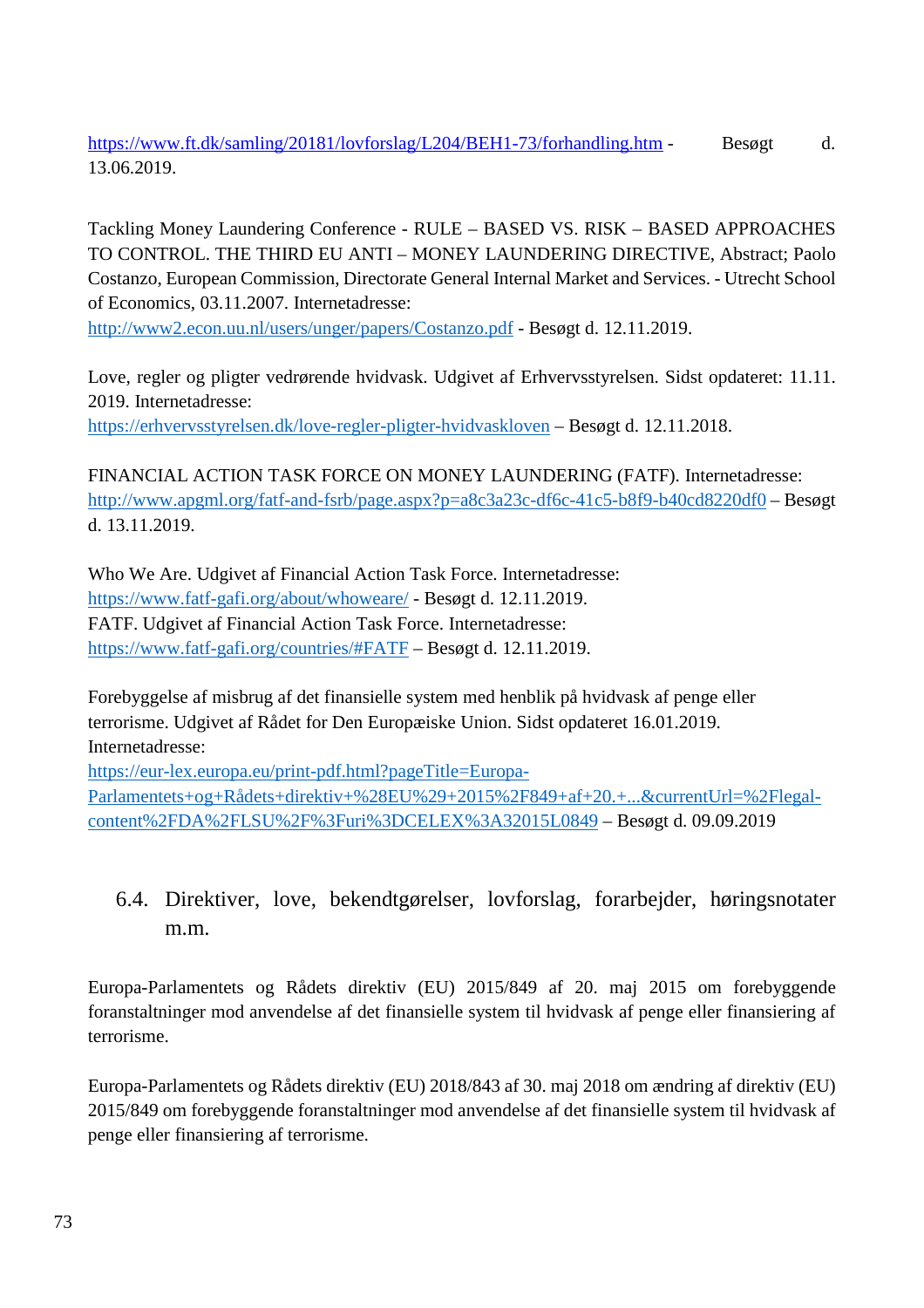https://www.ft.dk/samling/20181/lovforslag/L204/BEH1-73/forhandling.htm - Besøgt d. 13.06.2019.

Tackling Money Laundering Conference - RULE – BASED VS. RISK – BASED APPROACHES TO CONTROL. THE THIRD EU ANTI – MONEY LAUNDERING DIRECTIVE, Abstract; Paolo Costanzo, European Commission, Directorate General Internal Market and Services. - Utrecht School of Economics, 03.11.2007. Internetadresse:
http://www2.econ.uu.nl/users/unger/papers/Costanzo.pdf - Besøgt d. 12.11.2019.

Love, regler og pligter vedrørende hvidvask. Udgivet af Erhvervsstyrelsen. Sidst opdateret: 11.11. 2019. Internetadresse:
https://erhvervsstyrelsen.dk/love-regler-pligter-hvidvaskloven – Besøgt d. 12.11.2018.

FINANCIAL ACTION TASK FORCE ON MONEY LAUNDERING (FATF). Internetadresse:
http://www.apgml.org/fatf-and-fsrb/page.aspx?p=a8c3a23c-df6c-41c5-b8f9-b40cd8220df0 – Besøgt d. 13.11.2019.

Who We Are. Udgivet af Financial Action Task Force. Internetadresse:
https://www.fatf-gafi.org/about/whoweare/ - Besøgt d. 12.11.2019.
FATF. Udgivet af Financial Action Task Force. Internetadresse:
https://www.fatf-gafi.org/countries/#FATF – Besøgt d. 12.11.2019.

Forebyggelse af misbrug af det finansielle system med henblik på hvidvask af penge eller terrorisme. Udgivet af Rådet for Den Europæiske Union. Sidst opdateret 16.01.2019. Internetadresse:
https://eur-lex.europa.eu/print-pdf.html?pageTitle=Europa-Parlamentets+og+Rådets+direktiv+%28EU%29+2015%2F849+af+20.+...&currentUrl=%2Flegal-content%2FDA%2FLSU%2F%3Furi%3DCELEX%3A32015L0849 – Besøgt d. 09.09.2019

### 6.4. Direktiver, love, bekendtgørelser, lovforslag, forarbejder, høringsnotater m.m.

Europa-Parlamentets og Rådets direktiv (EU) 2015/849 af 20. maj 2015 om forebyggende foranstaltninger mod anvendelse af det finansielle system til hvidvask af penge eller finansiering af terrorisme.

Europa-Parlamentets og Rådets direktiv (EU) 2018/843 af 30. maj 2018 om ændring af direktiv (EU) 2015/849 om forebyggende foranstaltninger mod anvendelse af det finansielle system til hvidvask af penge eller finansiering af terrorisme.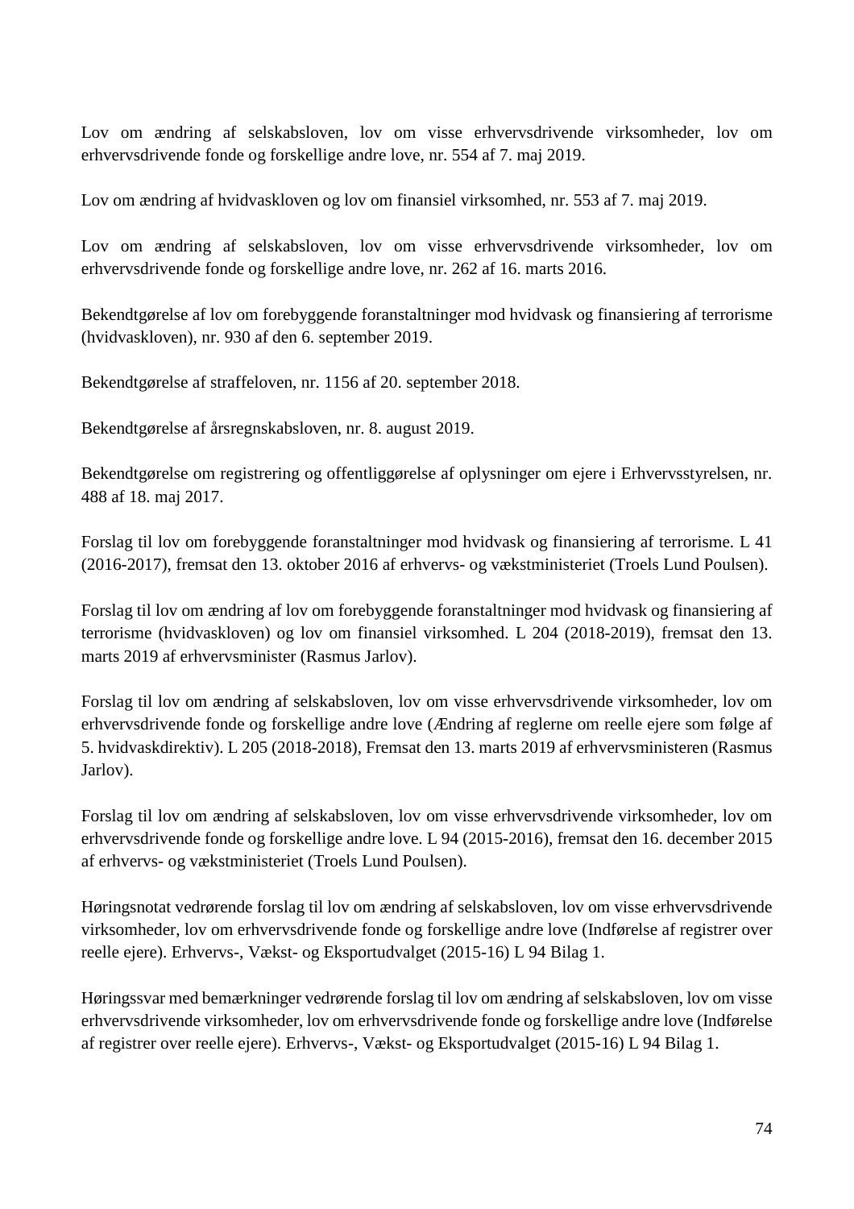Lov om ændring af selskabsloven, lov om visse erhvervsdrivende virksomheder, lov om erhvervsdrivende fonde og forskellige andre love, nr. 554 af 7. maj 2019.

Lov om ændring af hvidvaskloven og lov om finansiel virksomhed, nr. 553 af 7. maj 2019.

Lov om ændring af selskabsloven, lov om visse erhvervsdrivende virksomheder, lov om erhvervsdrivende fonde og forskellige andre love, nr. 262 af 16. marts 2016.

Bekendtgørelse af lov om forebyggende foranstaltninger mod hvidvask og finansiering af terrorisme (hvidvaskloven), nr. 930 af den 6. september 2019.

Bekendtgørelse af straffeloven, nr. 1156 af 20. september 2018.

Bekendtgørelse af årsregnskabsloven, nr. 8. august 2019.

Bekendtgørelse om registrering og offentliggørelse af oplysninger om ejere i Erhvervsstyrelsen, nr. 488 af 18. maj 2017.

Forslag til lov om forebyggende foranstaltninger mod hvidvask og finansiering af terrorisme. L 41 (2016-2017), fremsat den 13. oktober 2016 af erhvervs- og vækstministeriet (Troels Lund Poulsen).

Forslag til lov om ændring af lov om forebyggende foranstaltninger mod hvidvask og finansiering af terrorisme (hvidvaskloven) og lov om finansiel virksomhed. L 204 (2018-2019), fremsat den 13. marts 2019 af erhvervsminister (Rasmus Jarlov).

Forslag til lov om ændring af selskabsloven, lov om visse erhvervsdrivende virksomheder, lov om erhvervsdrivende fonde og forskellige andre love (Ændring af reglerne om reelle ejere som følge af 5. hvidvaskdirektiv). L 205 (2018-2018), Fremsat den 13. marts 2019 af erhvervsministeren (Rasmus Jarlov).

Forslag til lov om ændring af selskabsloven, lov om visse erhvervsdrivende virksomheder, lov om erhvervsdrivende fonde og forskellige andre love. L 94 (2015-2016), fremsat den 16. december 2015 af erhvervs- og vækstministeriet (Troels Lund Poulsen).

Høringsnotat vedrørende forslag til lov om ændring af selskabsloven, lov om visse erhvervsdrivende virksomheder, lov om erhvervsdrivende fonde og forskellige andre love (Indførelse af registrer over reelle ejere). Erhvervs-, Vækst- og Eksportudvalget (2015-16) L 94 Bilag 1.

Høringssvar med bemærkninger vedrørende forslag til lov om ændring af selskabsloven, lov om visse erhvervsdrivende virksomheder, lov om erhvervsdrivende fonde og forskellige andre love (Indførelse af registrer over reelle ejere). Erhvervs-, Vækst- og Eksportudvalget (2015-16) L 94 Bilag 1.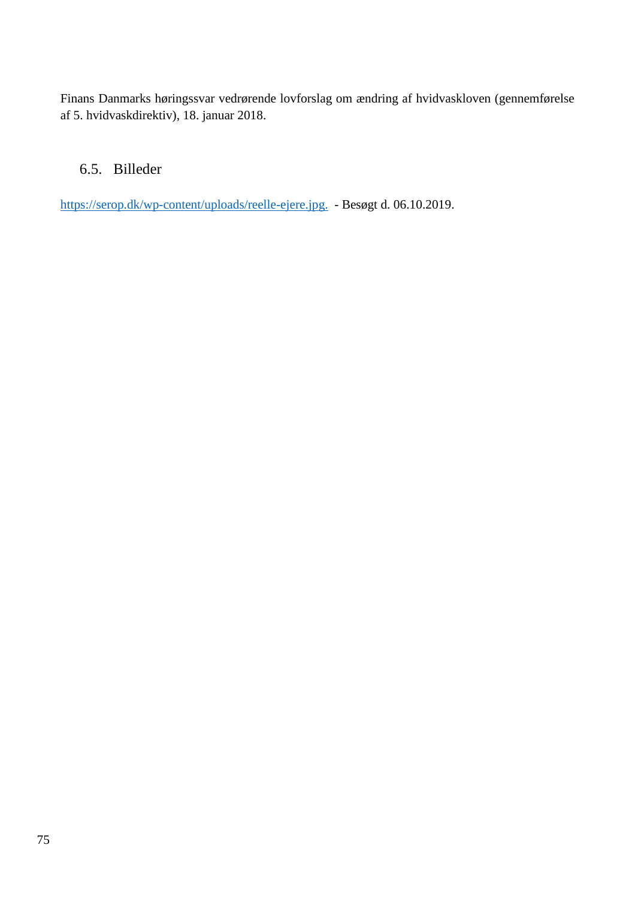Finans Danmarks høringssvar vedrørende lovforslag om ændring af hvidvaskloven (gennemførelse af 5. hvidvaskdirektiv), 18. januar 2018.

## 6.5. Billeder

https://serop.dk/wp-content/uploads/reelle-ejere.jpg. - Besøgt d. 06.10.2019.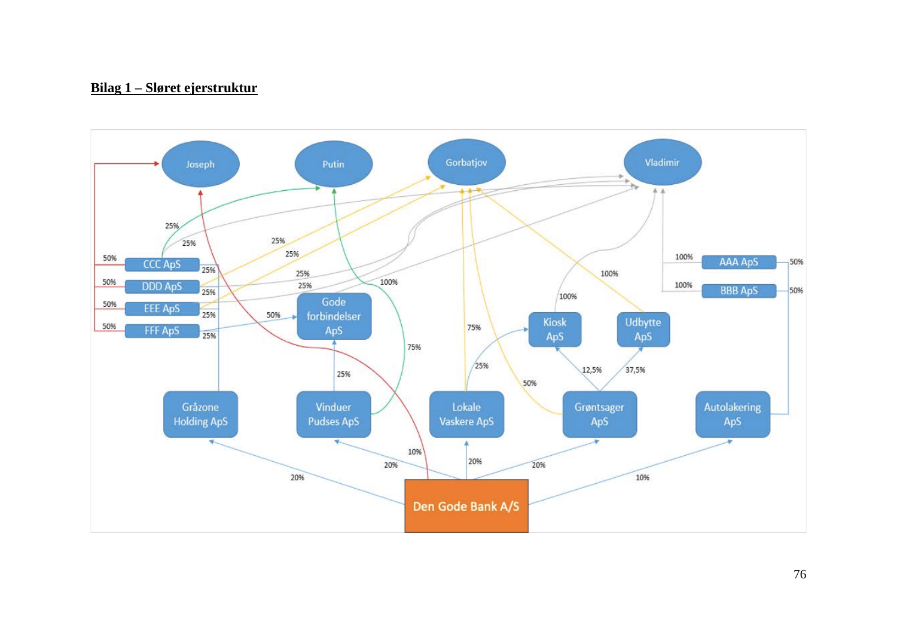**Bilag 1 – Sløret ejerstruktur**

Joseph

Putin

Gorbatjov

Vladimir

CCC ApS

DDD ApS

EEE ApS

FFF ApS

Gode forbindelser ApS

AAA ApS

BBB ApS

Kiosk ApS

Udbytte ApS

Gråzone Holding ApS

Vinduer Pudses ApS

Lokale Vaskere ApS

Grøntsager ApS

Autolakering ApS

Den Gode Bank A/S

50% 50% 50% 50% 25% 25% 25% 25% 25% 25% 25% 25% 25% 25% 25% 25% 50% 100% 75% 25% 75% 25% 50% 12,5% 37,5% 100% 100% 100% 100% 50% 50% 10% 20% 20% 20% 20% 10%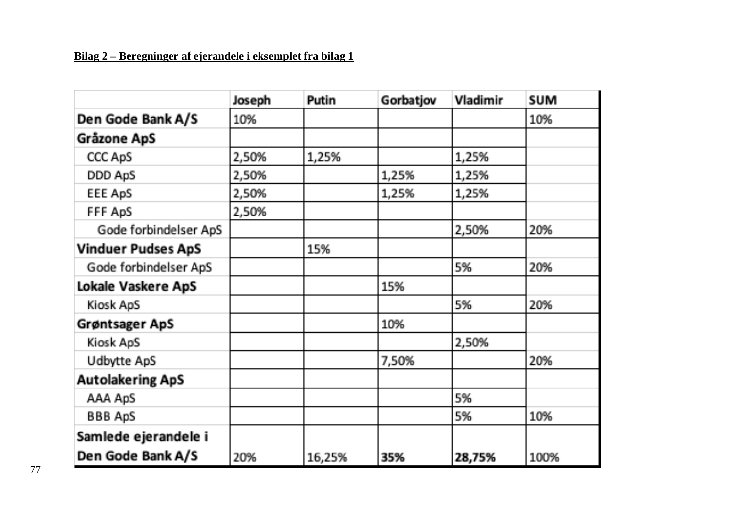**Bilag 2 – Beregninger af ejerandele i eksemplet fra bilag 1**

| | Joseph | Putin | Gorbatjov | Vladimir | SUM |
|---|---|---|---|---|---|
| **Den Gode Bank A/S** | 10% | | | | 10% |
| **Gråzone ApS** | | | | | |
| CCC ApS | 2,50% | 1,25% | | 1,25% | |
| DDD ApS | 2,50% | | 1,25% | 1,25% | |
| EEE ApS | 2,50% | | 1,25% | 1,25% | |
| FFF ApS | 2,50% | | | | |
| Gode forbindelser ApS | | | | 2,50% | 20% |
| **Vinduer Pudses ApS** | | 15% | | | |
| Gode forbindelser ApS | | | | 5% | 20% |
| **Lokale Vaskere ApS** | | | 15% | | |
| Kiosk ApS | | | | 5% | 20% |
| **Grøntsager ApS** | | | 10% | | |
| Kiosk ApS | | | | 2,50% | |
| Udbytte ApS | | | 7,50% | | 20% |
| **Autolakering ApS** | | | | | |
| AAA ApS | | | | 5% | |
| BBB ApS | | | | 5% | 10% |
| **Samlede ejerandele i Den Gode Bank A/S** | 20% | 16,25% | **35%** | **28,75%** | 100% |